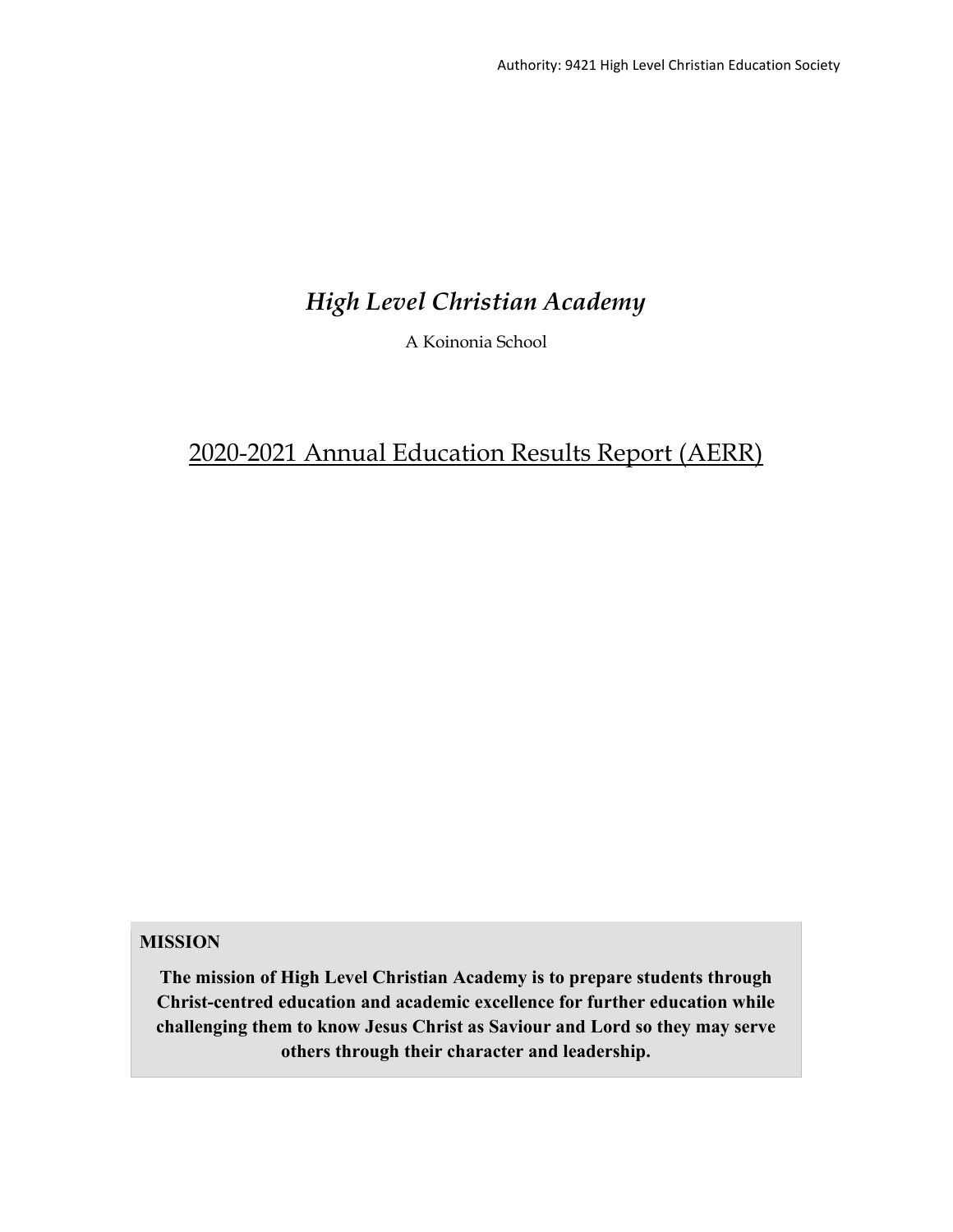Authority: 9421 High Level Christian Education Society

# *High Level Christian Academy*

A Koinonia School

## 2020-2021 Annual Education Results Report (AERR)

**MISSION**

**The mission of High Level Christian Academy is to prepare students through Christ-centred education and academic excellence for further education while challenging them to know Jesus Christ as Saviour and Lord so they may serve others through their character and leadership.**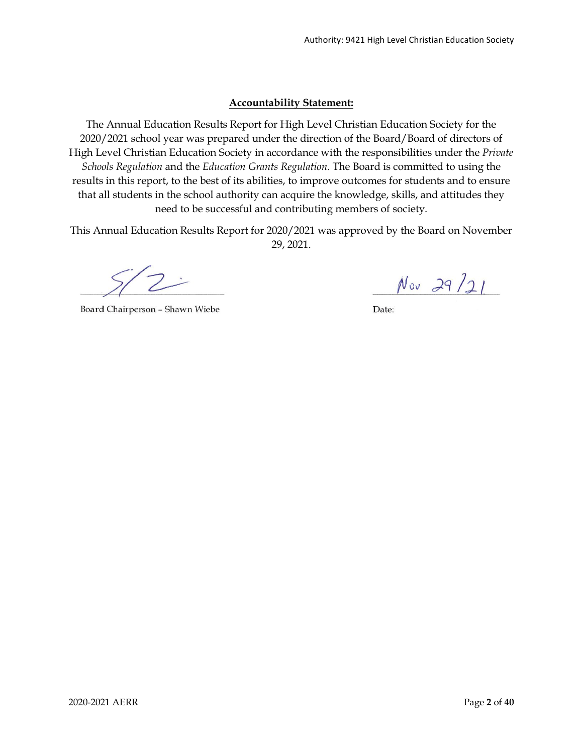## Accountability Statement:

The Annual Education Results Report for High Level Christian Education Society for the 2020/2021 school year was prepared under the direction of the Board/Board of directors of High Level Christian Education Society in accordance with the responsibilities under the *Private Schools Regulation* and the *Education Grants Regulation*. The Board is committed to using the results in this report, to the best of its abilities, to improve outcomes for students and to ensure that all students in the school authority can acquire the knowledge, skills, and attitudes they need to be successful and contributing members of society.

This Annual Education Results Report for 2020/2021 was approved by the Board on November 29, 2021.

Board Chairperson – Shawn Wiebe

Date: Nov 29/21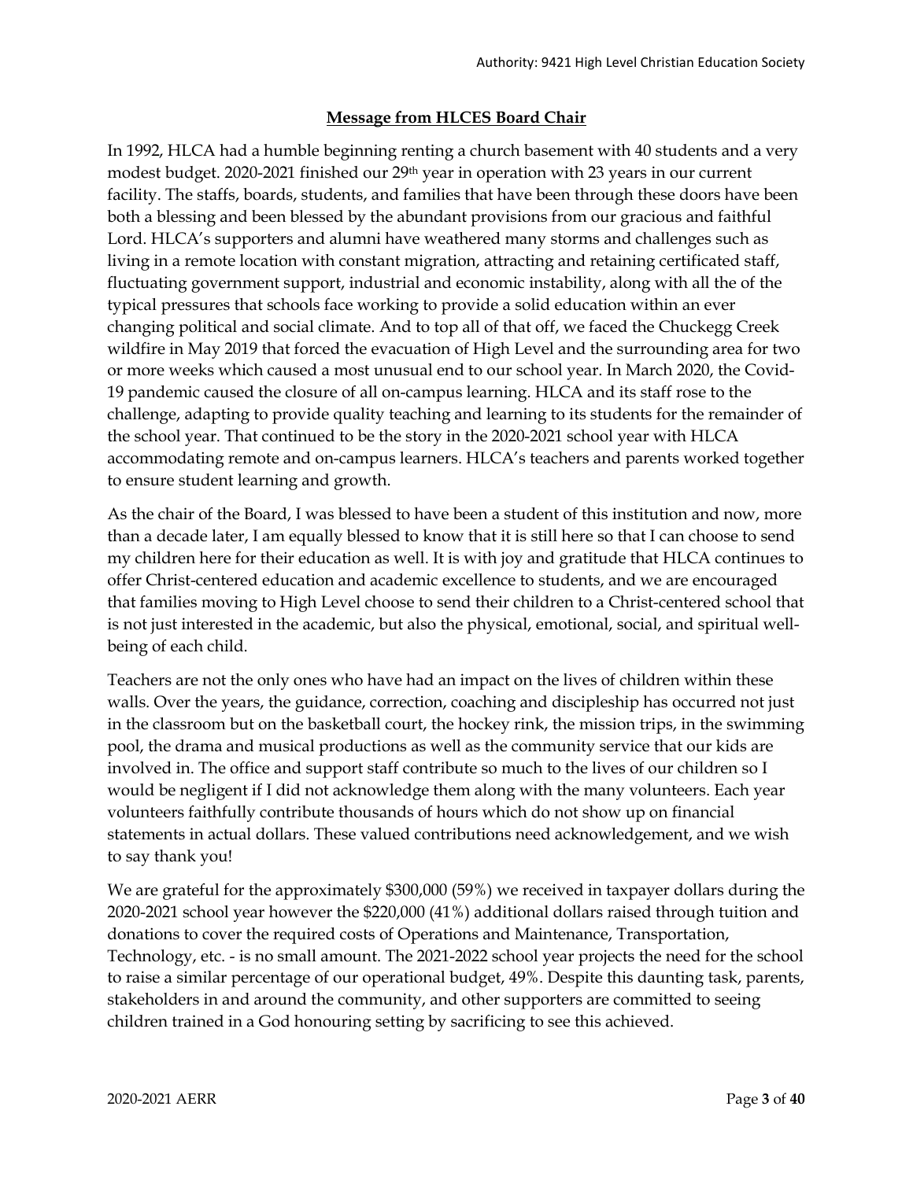## Message from HLCES Board Chair

In 1992, HLCA had a humble beginning renting a church basement with 40 students and a very modest budget. 2020-2021 finished our 29th year in operation with 23 years in our current facility. The staffs, boards, students, and families that have been through these doors have been both a blessing and been blessed by the abundant provisions from our gracious and faithful Lord. HLCA's supporters and alumni have weathered many storms and challenges such as living in a remote location with constant migration, attracting and retaining certificated staff, fluctuating government support, industrial and economic instability, along with all the of the typical pressures that schools face working to provide a solid education within an ever changing political and social climate. And to top all of that off, we faced the Chuckegg Creek wildfire in May 2019 that forced the evacuation of High Level and the surrounding area for two or more weeks which caused a most unusual end to our school year. In March 2020, the Covid-19 pandemic caused the closure of all on-campus learning. HLCA and its staff rose to the challenge, adapting to provide quality teaching and learning to its students for the remainder of the school year. That continued to be the story in the 2020-2021 school year with HLCA accommodating remote and on-campus learners. HLCA's teachers and parents worked together to ensure student learning and growth.

As the chair of the Board, I was blessed to have been a student of this institution and now, more than a decade later, I am equally blessed to know that it is still here so that I can choose to send my children here for their education as well. It is with joy and gratitude that HLCA continues to offer Christ-centered education and academic excellence to students, and we are encouraged that families moving to High Level choose to send their children to a Christ-centered school that is not just interested in the academic, but also the physical, emotional, social, and spiritual well-being of each child.

Teachers are not the only ones who have had an impact on the lives of children within these walls. Over the years, the guidance, correction, coaching and discipleship has occurred not just in the classroom but on the basketball court, the hockey rink, the mission trips, in the swimming pool, the drama and musical productions as well as the community service that our kids are involved in. The office and support staff contribute so much to the lives of our children so I would be negligent if I did not acknowledge them along with the many volunteers. Each year volunteers faithfully contribute thousands of hours which do not show up on financial statements in actual dollars. These valued contributions need acknowledgement, and we wish to say thank you!

We are grateful for the approximately $300,000 (59%) we received in taxpayer dollars during the 2020-2021 school year however the $220,000 (41%) additional dollars raised through tuition and donations to cover the required costs of Operations and Maintenance, Transportation, Technology, etc. - is no small amount. The 2021-2022 school year projects the need for the school to raise a similar percentage of our operational budget, 49%. Despite this daunting task, parents, stakeholders in and around the community, and other supporters are committed to seeing children trained in a God honouring setting by sacrificing to see this achieved.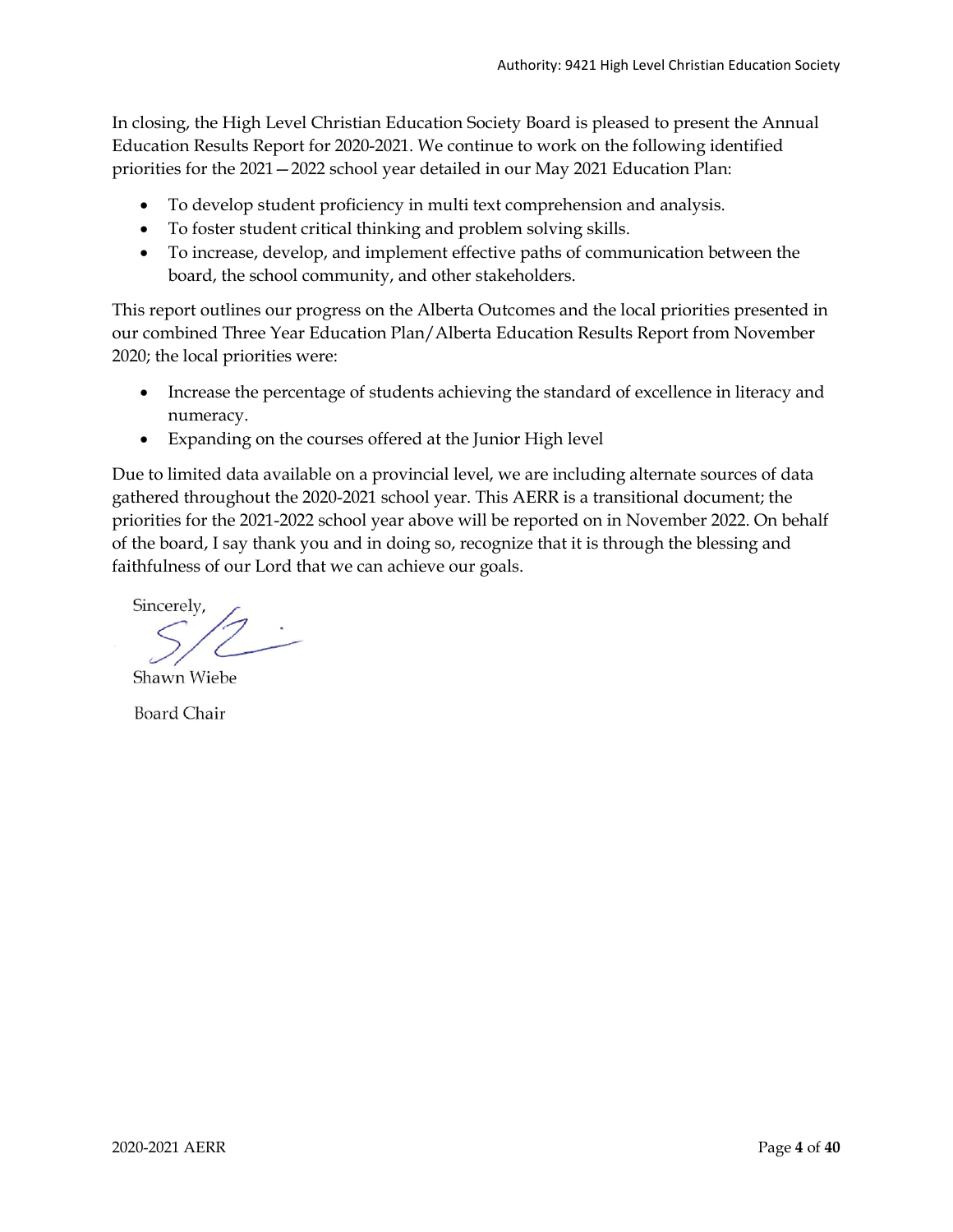In closing, the High Level Christian Education Society Board is pleased to present the Annual Education Results Report for 2020-2021. We continue to work on the following identified priorities for the 2021—2022 school year detailed in our May 2021 Education Plan:

- To develop student proficiency in multi text comprehension and analysis.
- To foster student critical thinking and problem solving skills.
- To increase, develop, and implement effective paths of communication between the board, the school community, and other stakeholders.

This report outlines our progress on the Alberta Outcomes and the local priorities presented in our combined Three Year Education Plan/Alberta Education Results Report from November 2020; the local priorities were:

- Increase the percentage of students achieving the standard of excellence in literacy and numeracy.
- Expanding on the courses offered at the Junior High level

Due to limited data available on a provincial level, we are including alternate sources of data gathered throughout the 2020-2021 school year. This AERR is a transitional document; the priorities for the 2021-2022 school year above will be reported on in November 2022. On behalf of the board, I say thank you and in doing so, recognize that it is through the blessing and faithfulness of our Lord that we can achieve our goals.

Sincerely,

Shawn Wiebe

Board Chair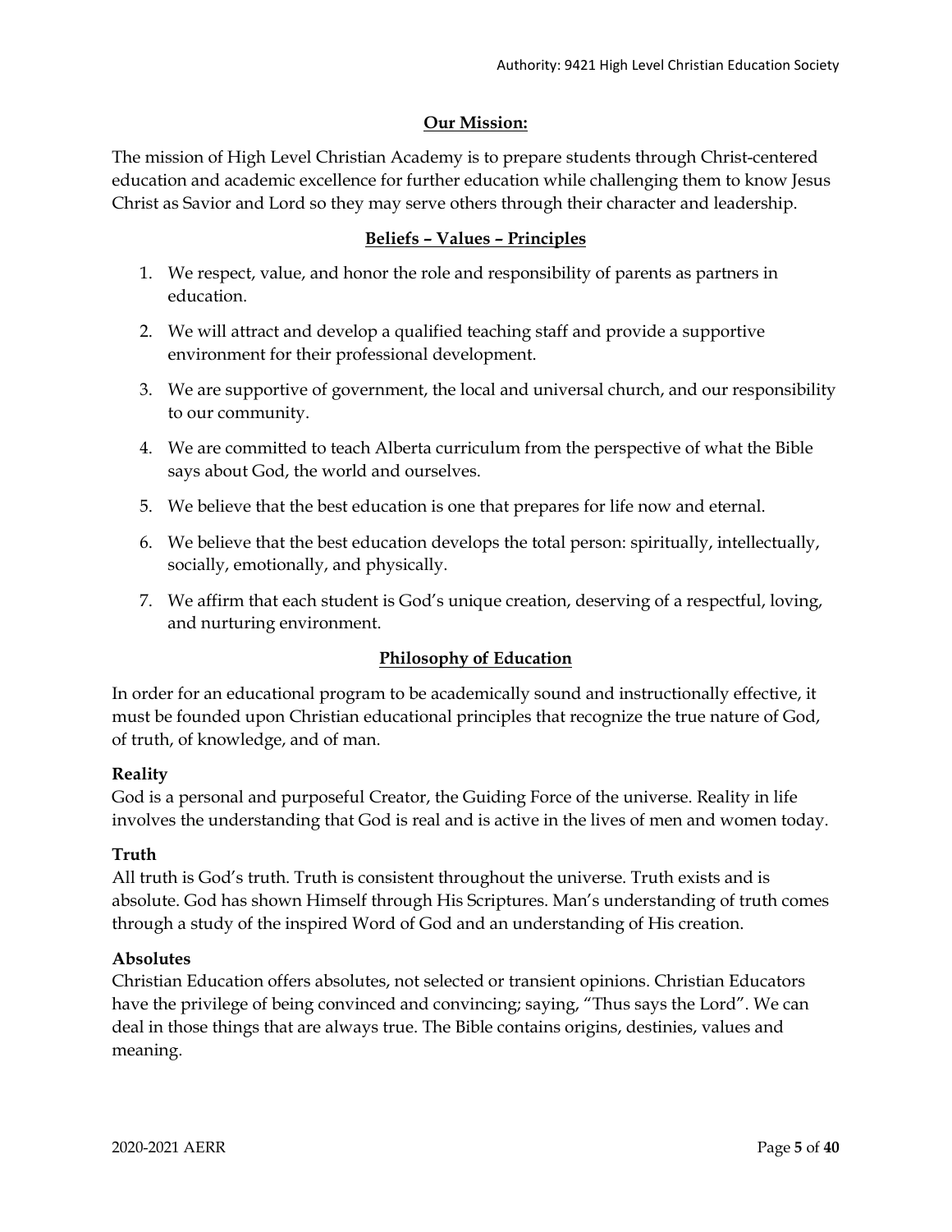## Our Mission:

The mission of High Level Christian Academy is to prepare students through Christ-centered education and academic excellence for further education while challenging them to know Jesus Christ as Savior and Lord so they may serve others through their character and leadership.

## Beliefs – Values – Principles

1. We respect, value, and honor the role and responsibility of parents as partners in education.
2. We will attract and develop a qualified teaching staff and provide a supportive environment for their professional development.
3. We are supportive of government, the local and universal church, and our responsibility to our community.
4. We are committed to teach Alberta curriculum from the perspective of what the Bible says about God, the world and ourselves.
5. We believe that the best education is one that prepares for life now and eternal.
6. We believe that the best education develops the total person: spiritually, intellectually, socially, emotionally, and physically.
7. We affirm that each student is God's unique creation, deserving of a respectful, loving, and nurturing environment.

## Philosophy of Education

In order for an educational program to be academically sound and instructionally effective, it must be founded upon Christian educational principles that recognize the true nature of God, of truth, of knowledge, and of man.

### Reality

God is a personal and purposeful Creator, the Guiding Force of the universe. Reality in life involves the understanding that God is real and is active in the lives of men and women today.

### Truth

All truth is God's truth. Truth is consistent throughout the universe. Truth exists and is absolute. God has shown Himself through His Scriptures. Man's understanding of truth comes through a study of the inspired Word of God and an understanding of His creation.

### Absolutes

Christian Education offers absolutes, not selected or transient opinions. Christian Educators have the privilege of being convinced and convincing; saying, "Thus says the Lord". We can deal in those things that are always true. The Bible contains origins, destinies, values and meaning.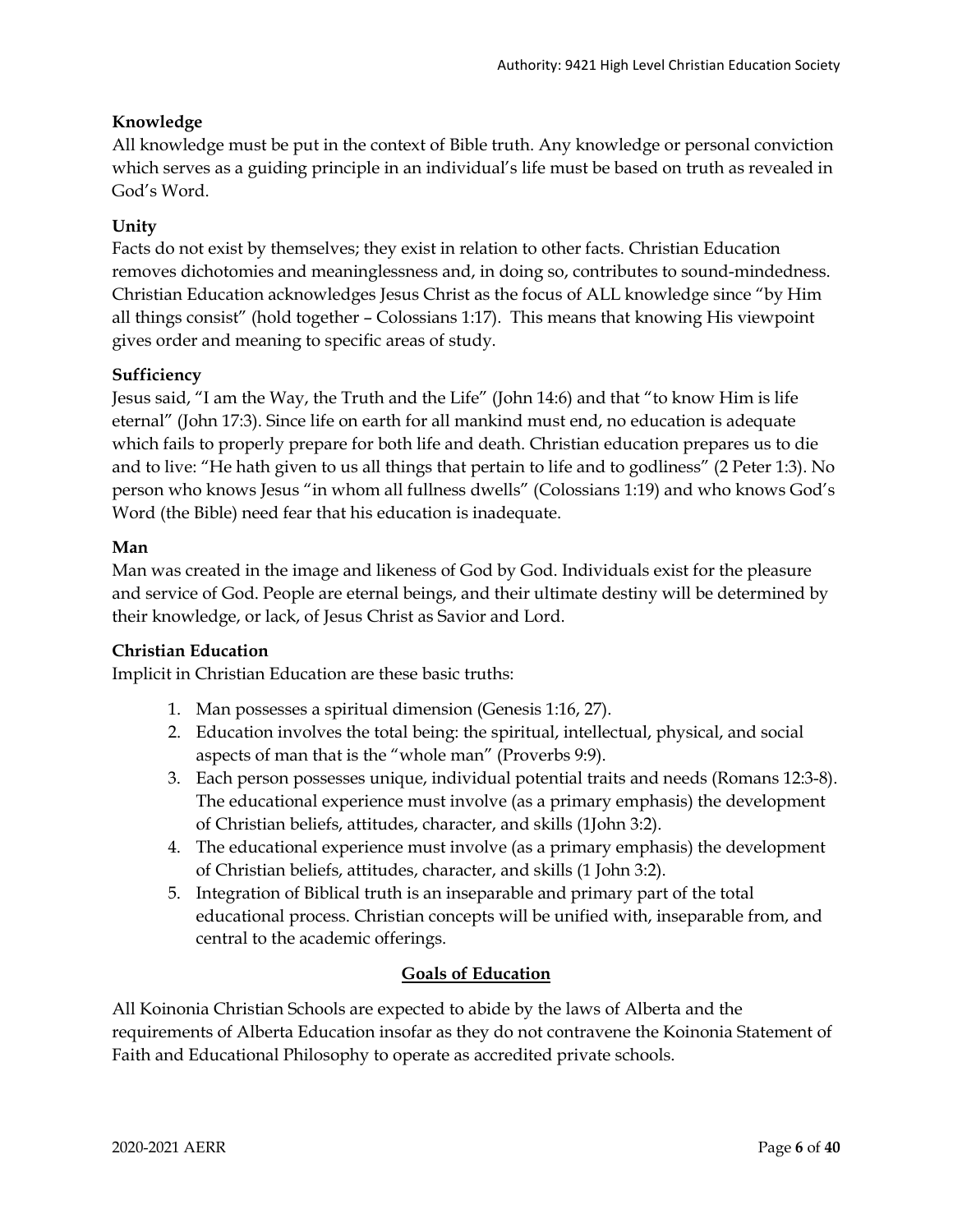**Knowledge**

All knowledge must be put in the context of Bible truth. Any knowledge or personal conviction which serves as a guiding principle in an individual's life must be based on truth as revealed in God's Word.

**Unity**

Facts do not exist by themselves; they exist in relation to other facts. Christian Education removes dichotomies and meaninglessness and, in doing so, contributes to sound-mindedness. Christian Education acknowledges Jesus Christ as the focus of ALL knowledge since "by Him all things consist" (hold together – Colossians 1:17). This means that knowing His viewpoint gives order and meaning to specific areas of study.

**Sufficiency**

Jesus said, "I am the Way, the Truth and the Life" (John 14:6) and that "to know Him is life eternal" (John 17:3). Since life on earth for all mankind must end, no education is adequate which fails to properly prepare for both life and death. Christian education prepares us to die and to live: "He hath given to us all things that pertain to life and to godliness" (2 Peter 1:3). No person who knows Jesus "in whom all fullness dwells" (Colossians 1:19) and who knows God's Word (the Bible) need fear that his education is inadequate.

**Man**

Man was created in the image and likeness of God by God. Individuals exist for the pleasure and service of God. People are eternal beings, and their ultimate destiny will be determined by their knowledge, or lack, of Jesus Christ as Savior and Lord.

**Christian Education**

Implicit in Christian Education are these basic truths:

1. Man possesses a spiritual dimension (Genesis 1:16, 27).
2. Education involves the total being: the spiritual, intellectual, physical, and social aspects of man that is the "whole man" (Proverbs 9:9).
3. Each person possesses unique, individual potential traits and needs (Romans 12:3-8). The educational experience must involve (as a primary emphasis) the development of Christian beliefs, attitudes, character, and skills (1John 3:2).
4. The educational experience must involve (as a primary emphasis) the development of Christian beliefs, attitudes, character, and skills (1 John 3:2).
5. Integration of Biblical truth is an inseparable and primary part of the total educational process. Christian concepts will be unified with, inseparable from, and central to the academic offerings.

## Goals of Education

All Koinonia Christian Schools are expected to abide by the laws of Alberta and the requirements of Alberta Education insofar as they do not contravene the Koinonia Statement of Faith and Educational Philosophy to operate as accredited private schools.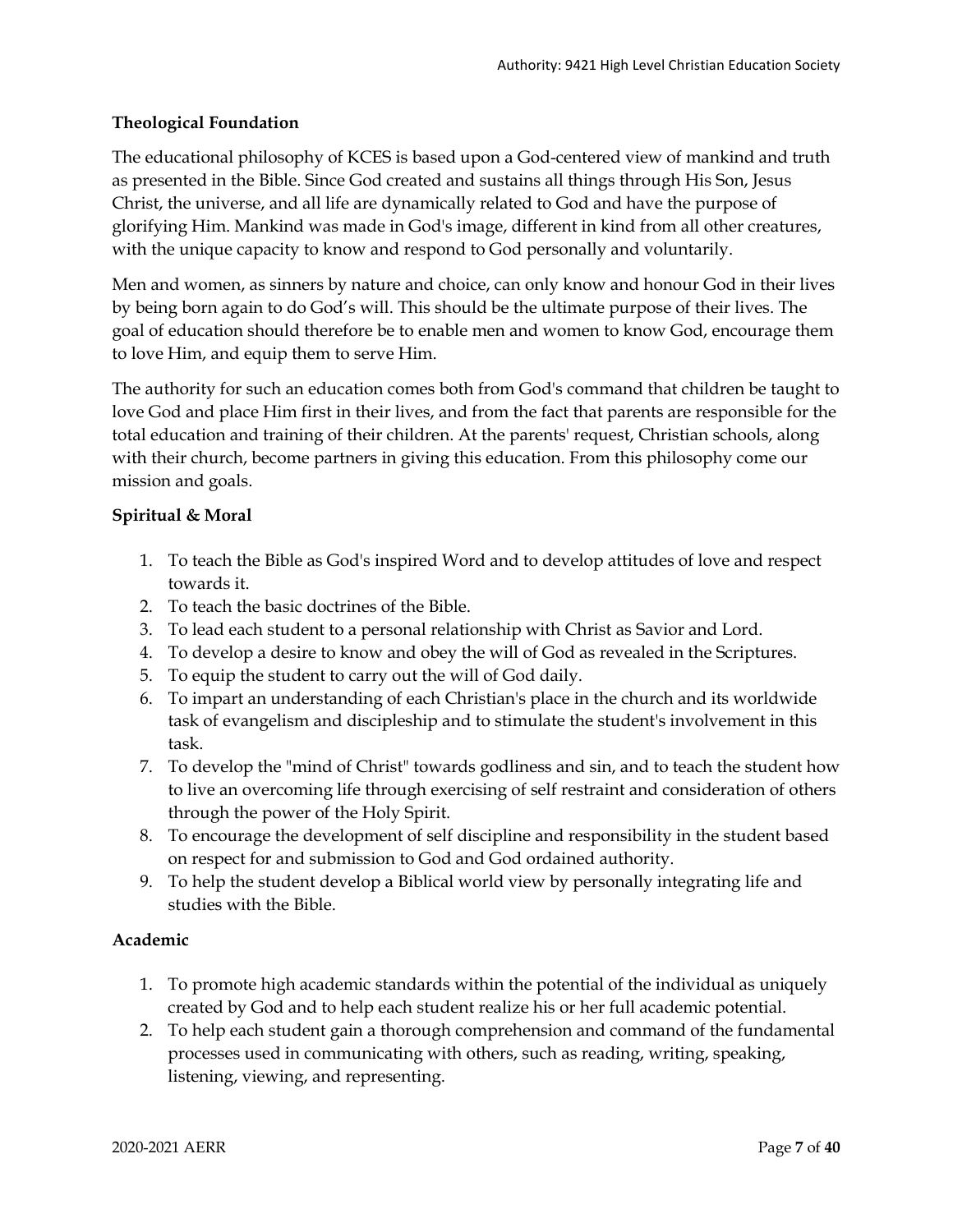### Theological Foundation

The educational philosophy of KCES is based upon a God-centered view of mankind and truth as presented in the Bible. Since God created and sustains all things through His Son, Jesus Christ, the universe, and all life are dynamically related to God and have the purpose of glorifying Him. Mankind was made in God's image, different in kind from all other creatures, with the unique capacity to know and respond to God personally and voluntarily.

Men and women, as sinners by nature and choice, can only know and honour God in their lives by being born again to do God's will. This should be the ultimate purpose of their lives. The goal of education should therefore be to enable men and women to know God, encourage them to love Him, and equip them to serve Him.

The authority for such an education comes both from God's command that children be taught to love God and place Him first in their lives, and from the fact that parents are responsible for the total education and training of their children. At the parents' request, Christian schools, along with their church, become partners in giving this education. From this philosophy come our mission and goals.

### Spiritual & Moral

1. To teach the Bible as God's inspired Word and to develop attitudes of love and respect towards it.
2. To teach the basic doctrines of the Bible.
3. To lead each student to a personal relationship with Christ as Savior and Lord.
4. To develop a desire to know and obey the will of God as revealed in the Scriptures.
5. To equip the student to carry out the will of God daily.
6. To impart an understanding of each Christian's place in the church and its worldwide task of evangelism and discipleship and to stimulate the student's involvement in this task.
7. To develop the "mind of Christ" towards godliness and sin, and to teach the student how to live an overcoming life through exercising of self restraint and consideration of others through the power of the Holy Spirit.
8. To encourage the development of self discipline and responsibility in the student based on respect for and submission to God and God ordained authority.
9. To help the student develop a Biblical world view by personally integrating life and studies with the Bible.

### Academic

1. To promote high academic standards within the potential of the individual as uniquely created by God and to help each student realize his or her full academic potential.
2. To help each student gain a thorough comprehension and command of the fundamental processes used in communicating with others, such as reading, writing, speaking, listening, viewing, and representing.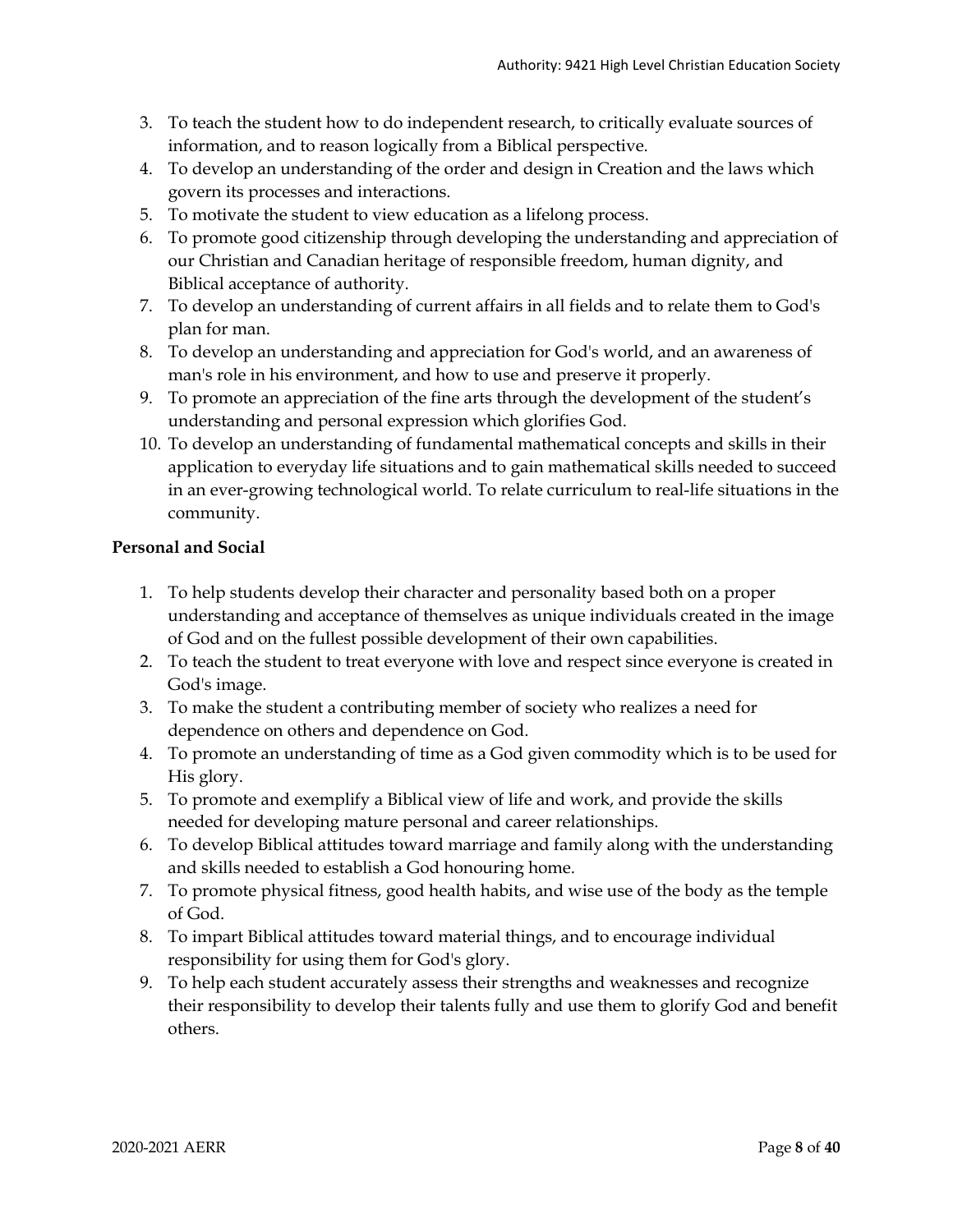3. To teach the student how to do independent research, to critically evaluate sources of information, and to reason logically from a Biblical perspective.
4. To develop an understanding of the order and design in Creation and the laws which govern its processes and interactions.
5. To motivate the student to view education as a lifelong process.
6. To promote good citizenship through developing the understanding and appreciation of our Christian and Canadian heritage of responsible freedom, human dignity, and Biblical acceptance of authority.
7. To develop an understanding of current affairs in all fields and to relate them to God's plan for man.
8. To develop an understanding and appreciation for God's world, and an awareness of man's role in his environment, and how to use and preserve it properly.
9. To promote an appreciation of the fine arts through the development of the student's understanding and personal expression which glorifies God.
10. To develop an understanding of fundamental mathematical concepts and skills in their application to everyday life situations and to gain mathematical skills needed to succeed in an ever-growing technological world. To relate curriculum to real-life situations in the community.

**Personal and Social**

1. To help students develop their character and personality based both on a proper understanding and acceptance of themselves as unique individuals created in the image of God and on the fullest possible development of their own capabilities.
2. To teach the student to treat everyone with love and respect since everyone is created in God's image.
3. To make the student a contributing member of society who realizes a need for dependence on others and dependence on God.
4. To promote an understanding of time as a God given commodity which is to be used for His glory.
5. To promote and exemplify a Biblical view of life and work, and provide the skills needed for developing mature personal and career relationships.
6. To develop Biblical attitudes toward marriage and family along with the understanding and skills needed to establish a God honouring home.
7. To promote physical fitness, good health habits, and wise use of the body as the temple of God.
8. To impart Biblical attitudes toward material things, and to encourage individual responsibility for using them for God's glory.
9. To help each student accurately assess their strengths and weaknesses and recognize their responsibility to develop their talents fully and use them to glorify God and benefit others.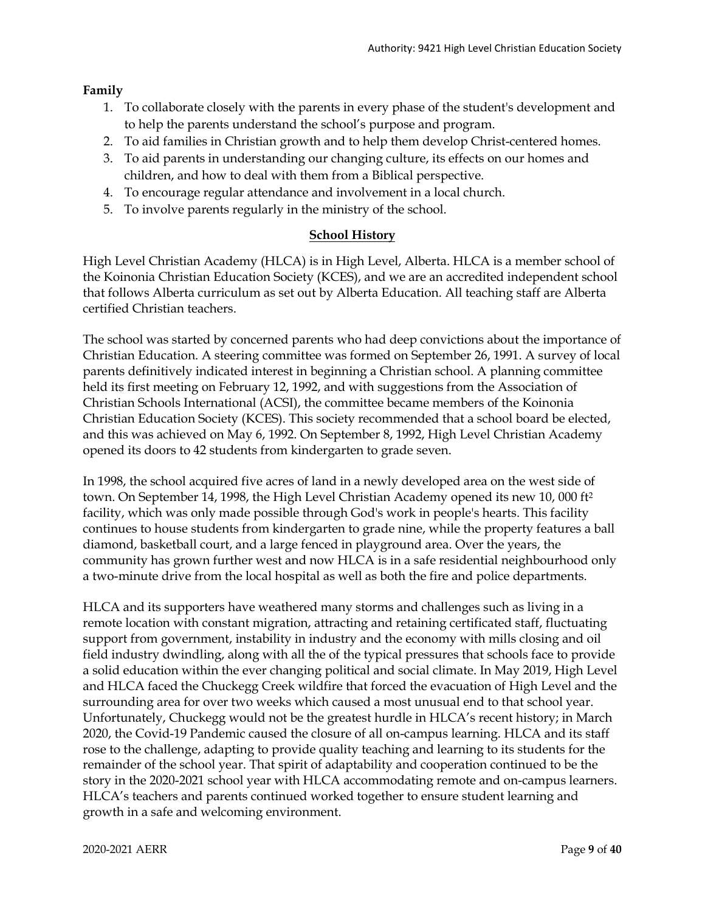**Family**

1. To collaborate closely with the parents in every phase of the student's development and to help the parents understand the school's purpose and program.
2. To aid families in Christian growth and to help them develop Christ-centered homes.
3. To aid parents in understanding our changing culture, its effects on our homes and children, and how to deal with them from a Biblical perspective.
4. To encourage regular attendance and involvement in a local church.
5. To involve parents regularly in the ministry of the school.

## School History

High Level Christian Academy (HLCA) is in High Level, Alberta. HLCA is a member school of the Koinonia Christian Education Society (KCES), and we are an accredited independent school that follows Alberta curriculum as set out by Alberta Education. All teaching staff are Alberta certified Christian teachers.

The school was started by concerned parents who had deep convictions about the importance of Christian Education. A steering committee was formed on September 26, 1991. A survey of local parents definitively indicated interest in beginning a Christian school. A planning committee held its first meeting on February 12, 1992, and with suggestions from the Association of Christian Schools International (ACSI), the committee became members of the Koinonia Christian Education Society (KCES). This society recommended that a school board be elected, and this was achieved on May 6, 1992. On September 8, 1992, High Level Christian Academy opened its doors to 42 students from kindergarten to grade seven.

In 1998, the school acquired five acres of land in a newly developed area on the west side of town. On September 14, 1998, the High Level Christian Academy opened its new 10, 000 ft$^2$ facility, which was only made possible through God's work in people's hearts. This facility continues to house students from kindergarten to grade nine, while the property features a ball diamond, basketball court, and a large fenced in playground area. Over the years, the community has grown further west and now HLCA is in a safe residential neighbourhood only a two-minute drive from the local hospital as well as both the fire and police departments.

HLCA and its supporters have weathered many storms and challenges such as living in a remote location with constant migration, attracting and retaining certificated staff, fluctuating support from government, instability in industry and the economy with mills closing and oil field industry dwindling, along with all the of the typical pressures that schools face to provide a solid education within the ever changing political and social climate. In May 2019, High Level and HLCA faced the Chuckegg Creek wildfire that forced the evacuation of High Level and the surrounding area for over two weeks which caused a most unusual end to that school year. Unfortunately, Chuckegg would not be the greatest hurdle in HLCA's recent history; in March 2020, the Covid-19 Pandemic caused the closure of all on-campus learning. HLCA and its staff rose to the challenge, adapting to provide quality teaching and learning to its students for the remainder of the school year. That spirit of adaptability and cooperation continued to be the story in the 2020-2021 school year with HLCA accommodating remote and on-campus learners. HLCA's teachers and parents continued worked together to ensure student learning and growth in a safe and welcoming environment.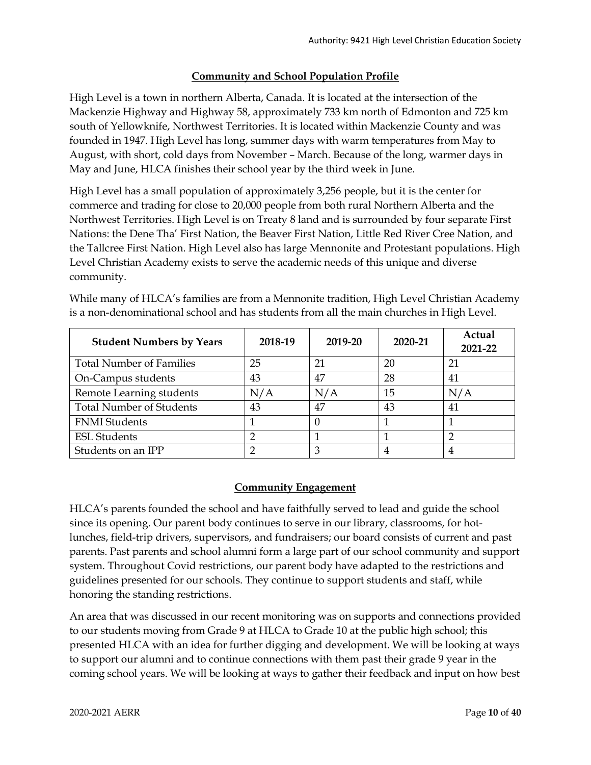## Community and School Population Profile

High Level is a town in northern Alberta, Canada. It is located at the intersection of the Mackenzie Highway and Highway 58, approximately 733 km north of Edmonton and 725 km south of Yellowknife, Northwest Territories. It is located within Mackenzie County and was founded in 1947. High Level has long, summer days with warm temperatures from May to August, with short, cold days from November – March. Because of the long, warmer days in May and June, HLCA finishes their school year by the third week in June.

High Level has a small population of approximately 3,256 people, but it is the center for commerce and trading for close to 20,000 people from both rural Northern Alberta and the Northwest Territories. High Level is on Treaty 8 land and is surrounded by four separate First Nations: the Dene Tha' First Nation, the Beaver First Nation, Little Red River Cree Nation, and the Tallcree First Nation. High Level also has large Mennonite and Protestant populations. High Level Christian Academy exists to serve the academic needs of this unique and diverse community.

While many of HLCA's families are from a Mennonite tradition, High Level Christian Academy is a non-denominational school and has students from all the main churches in High Level.

| Student Numbers by Years | 2018-19 | 2019-20 | 2020-21 | Actual 2021-22 |
|---|---|---|---|---|
| Total Number of Families | 25 | 21 | 20 | 21 |
| On-Campus students | 43 | 47 | 28 | 41 |
| Remote Learning students | N/A | N/A | 15 | N/A |
| Total Number of Students | 43 | 47 | 43 | 41 |
| FNMI Students | 1 | 0 | 1 | 1 |
| ESL Students | 2 | 1 | 1 | 2 |
| Students on an IPP | 2 | 3 | 4 | 4 |

## Community Engagement

HLCA's parents founded the school and have faithfully served to lead and guide the school since its opening. Our parent body continues to serve in our library, classrooms, for hot-lunches, field-trip drivers, supervisors, and fundraisers; our board consists of current and past parents. Past parents and school alumni form a large part of our school community and support system. Throughout Covid restrictions, our parent body have adapted to the restrictions and guidelines presented for our schools. They continue to support students and staff, while honoring the standing restrictions.

An area that was discussed in our recent monitoring was on supports and connections provided to our students moving from Grade 9 at HLCA to Grade 10 at the public high school; this presented HLCA with an idea for further digging and development. We will be looking at ways to support our alumni and to continue connections with them past their grade 9 year in the coming school years. We will be looking at ways to gather their feedback and input on how best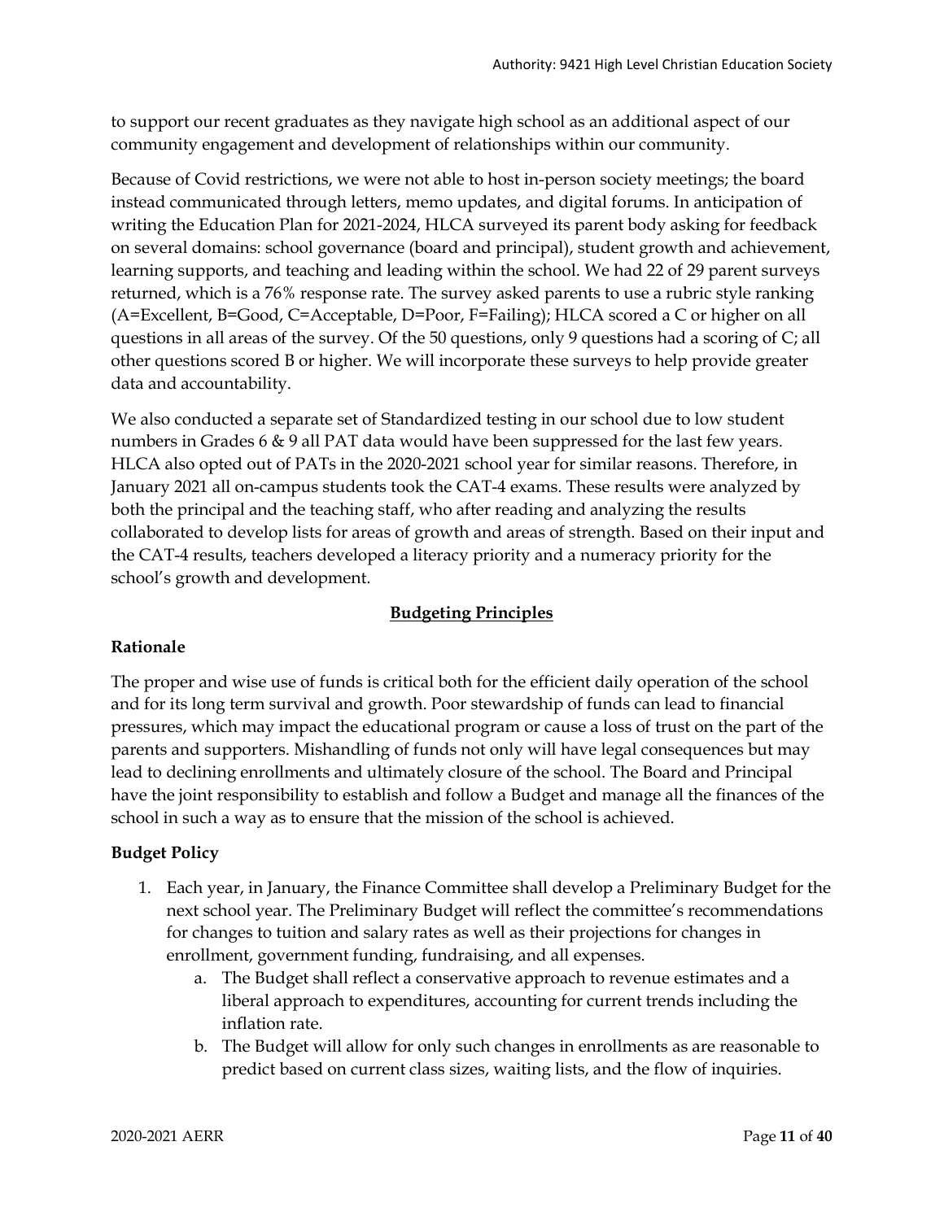to support our recent graduates as they navigate high school as an additional aspect of our community engagement and development of relationships within our community.

Because of Covid restrictions, we were not able to host in-person society meetings; the board instead communicated through letters, memo updates, and digital forums. In anticipation of writing the Education Plan for 2021-2024, HLCA surveyed its parent body asking for feedback on several domains: school governance (board and principal), student growth and achievement, learning supports, and teaching and leading within the school. We had 22 of 29 parent surveys returned, which is a 76% response rate. The survey asked parents to use a rubric style ranking (A=Excellent, B=Good, C=Acceptable, D=Poor, F=Failing); HLCA scored a C or higher on all questions in all areas of the survey. Of the 50 questions, only 9 questions had a scoring of C; all other questions scored B or higher. We will incorporate these surveys to help provide greater data and accountability.

We also conducted a separate set of Standardized testing in our school due to low student numbers in Grades 6 & 9 all PAT data would have been suppressed for the last few years. HLCA also opted out of PATs in the 2020-2021 school year for similar reasons. Therefore, in January 2021 all on-campus students took the CAT-4 exams. These results were analyzed by both the principal and the teaching staff, who after reading and analyzing the results collaborated to develop lists for areas of growth and areas of strength. Based on their input and the CAT-4 results, teachers developed a literacy priority and a numeracy priority for the school's growth and development.

## Budgeting Principles

### Rationale

The proper and wise use of funds is critical both for the efficient daily operation of the school and for its long term survival and growth. Poor stewardship of funds can lead to financial pressures, which may impact the educational program or cause a loss of trust on the part of the parents and supporters. Mishandling of funds not only will have legal consequences but may lead to declining enrollments and ultimately closure of the school. The Board and Principal have the joint responsibility to establish and follow a Budget and manage all the finances of the school in such a way as to ensure that the mission of the school is achieved.

### Budget Policy

1. Each year, in January, the Finance Committee shall develop a Preliminary Budget for the next school year. The Preliminary Budget will reflect the committee's recommendations for changes to tuition and salary rates as well as their projections for changes in enrollment, government funding, fundraising, and all expenses.
    a. The Budget shall reflect a conservative approach to revenue estimates and a liberal approach to expenditures, accounting for current trends including the inflation rate.
    b. The Budget will allow for only such changes in enrollments as are reasonable to predict based on current class sizes, waiting lists, and the flow of inquiries.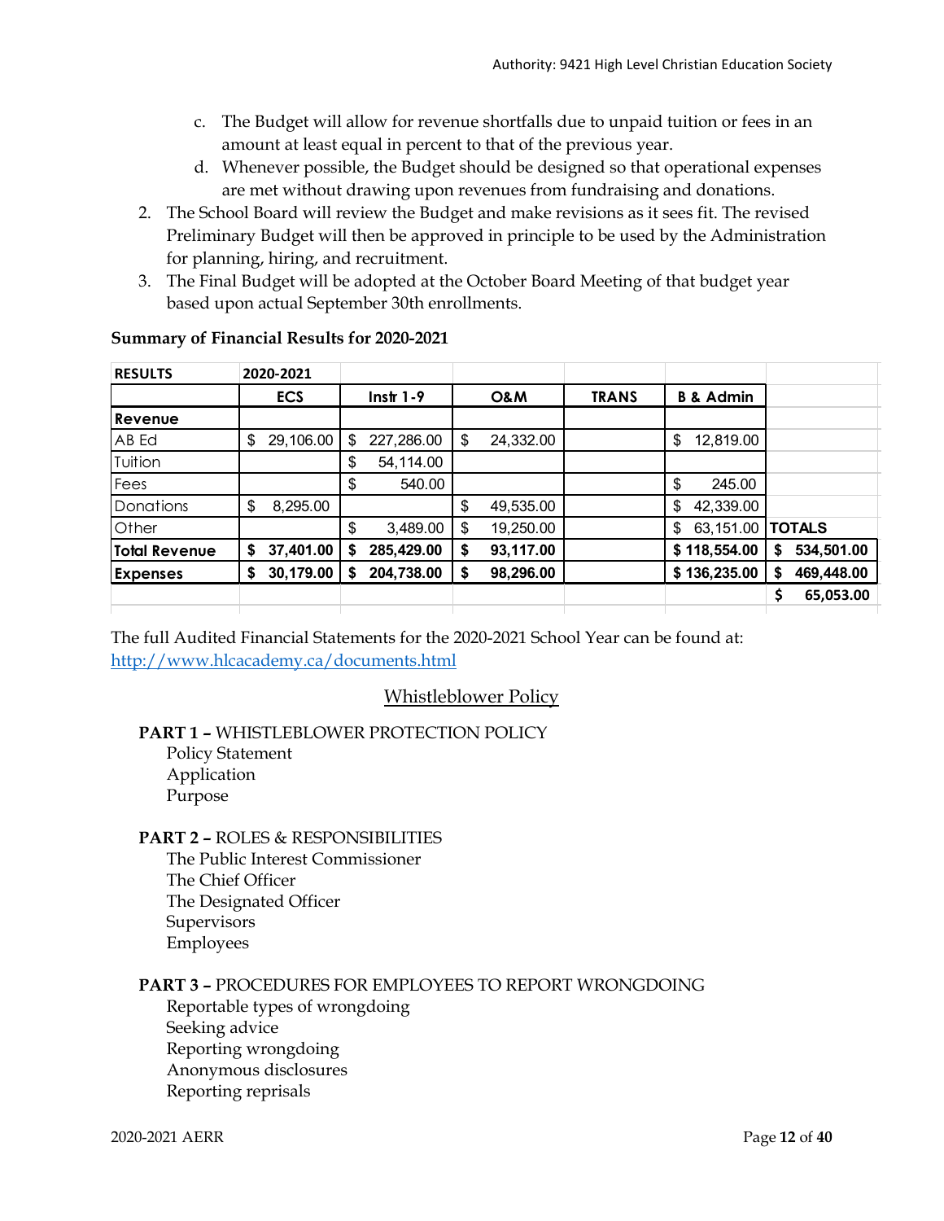c. The Budget will allow for revenue shortfalls due to unpaid tuition or fees in an amount at least equal in percent to that of the previous year.
d. Whenever possible, the Budget should be designed so that operational expenses are met without drawing upon revenues from fundraising and donations.

2. The School Board will review the Budget and make revisions as it sees fit. The revised Preliminary Budget will then be approved in principle to be used by the Administration for planning, hiring, and recruitment.
3. The Final Budget will be adopted at the October Board Meeting of that budget year based upon actual September 30th enrollments.

**Summary of Financial Results for 2020-2021**

| RESULTS | 2020-2021 | | | | | |
|---|---|---|---|---|---|---|
| | ECS | Instr 1-9 | O&M | TRANS | B & Admin | |
| **Revenue** | | | | | | |
| AB Ed | $ 29,106.00 | $ 227,286.00 | $ 24,332.00 | | $ 12,819.00 | |
| Tuition | | $ 54,114.00 | | | | |
| Fees | | $ 540.00 | | | $ 245.00 | |
| Donations | $ 8,295.00 | | $ 49,535.00 | | $ 42,339.00 | |
| Other | | $ 3,489.00 | $ 19,250.00 | | $ 63,151.00 | **TOTALS** |
| **Total Revenue** | **$ 37,401.00** | **$ 285,429.00** | **$ 93,117.00** | | **$ 118,554.00** | **$ 534,501.00** |
| **Expenses** | **$ 30,179.00** | **$ 204,738.00** | **$ 98,296.00** | | **$ 136,235.00** | **$ 469,448.00** |
| | | | | | | **$ 65,053.00** |

The full Audited Financial Statements for the 2020-2021 School Year can be found at: http://www.hlcacademy.ca/documents.html

## Whistleblower Policy

**PART 1 –** WHISTLEBLOWER PROTECTION POLICY
- Policy Statement
- Application
- Purpose

**PART 2 –** ROLES & RESPONSIBILITIES
- The Public Interest Commissioner
- The Chief Officer
- The Designated Officer
- Supervisors
- Employees

**PART 3 –** PROCEDURES FOR EMPLOYEES TO REPORT WRONGDOING
- Reportable types of wrongdoing
- Seeking advice
- Reporting wrongdoing
- Anonymous disclosures
- Reporting reprisals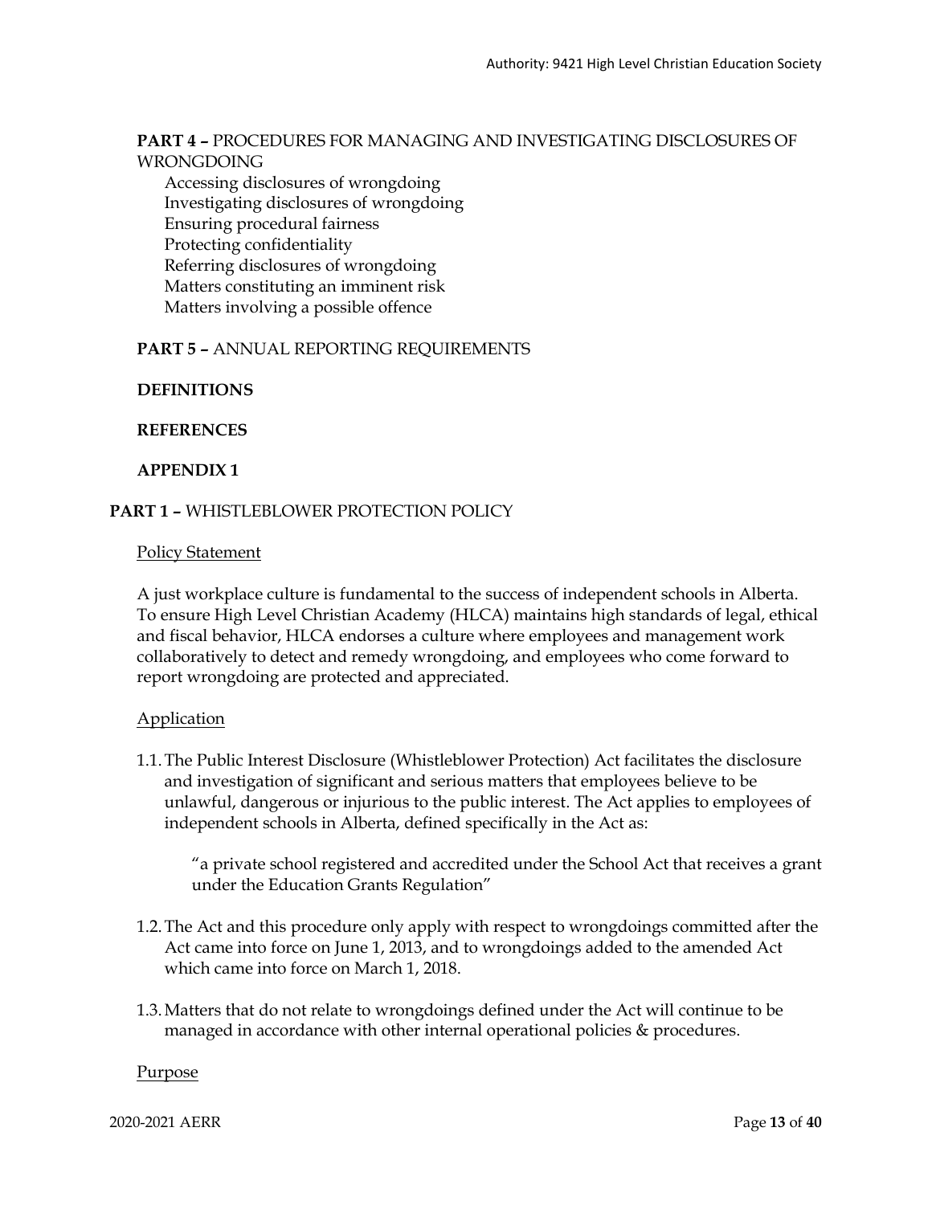**PART 4 –** PROCEDURES FOR MANAGING AND INVESTIGATING DISCLOSURES OF WRONGDOING

- Accessing disclosures of wrongdoing
- Investigating disclosures of wrongdoing
- Ensuring procedural fairness
- Protecting confidentiality
- Referring disclosures of wrongdoing
- Matters constituting an imminent risk
- Matters involving a possible offence

**PART 5 –** ANNUAL REPORTING REQUIREMENTS

**DEFINITIONS**

**REFERENCES**

**APPENDIX 1**

## PART 1 – WHISTLEBLOWER PROTECTION POLICY

### Policy Statement

A just workplace culture is fundamental to the success of independent schools in Alberta. To ensure High Level Christian Academy (HLCA) maintains high standards of legal, ethical and fiscal behavior, HLCA endorses a culture where employees and management work collaboratively to detect and remedy wrongdoing, and employees who come forward to report wrongdoing are protected and appreciated.

### Application

1.1. The Public Interest Disclosure (Whistleblower Protection) Act facilitates the disclosure and investigation of significant and serious matters that employees believe to be unlawful, dangerous or injurious to the public interest. The Act applies to employees of independent schools in Alberta, defined specifically in the Act as:

> "a private school registered and accredited under the School Act that receives a grant under the Education Grants Regulation"

1.2. The Act and this procedure only apply with respect to wrongdoings committed after the Act came into force on June 1, 2013, and to wrongdoings added to the amended Act which came into force on March 1, 2018.

1.3. Matters that do not relate to wrongdoings defined under the Act will continue to be managed in accordance with other internal operational policies & procedures.

### Purpose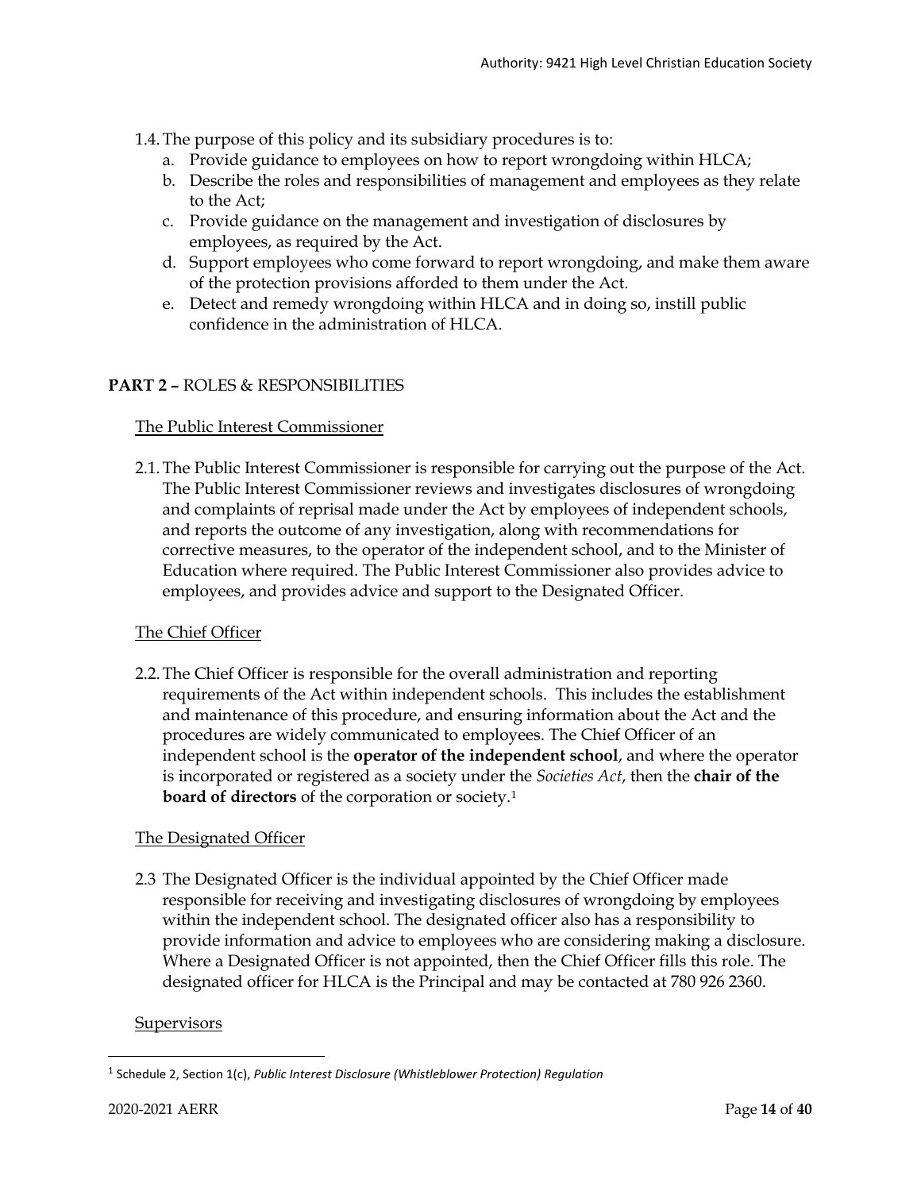1.4. The purpose of this policy and its subsidiary procedures is to:

a. Provide guidance to employees on how to report wrongdoing within HLCA;
b. Describe the roles and responsibilities of management and employees as they relate to the Act;
c. Provide guidance on the management and investigation of disclosures by employees, as required by the Act.
d. Support employees who come forward to report wrongdoing, and make them aware of the protection provisions afforded to them under the Act.
e. Detect and remedy wrongdoing within HLCA and in doing so, instill public confidence in the administration of HLCA.

## PART 2 – ROLES & RESPONSIBILITIES

### The Public Interest Commissioner

2.1. The Public Interest Commissioner is responsible for carrying out the purpose of the Act. The Public Interest Commissioner reviews and investigates disclosures of wrongdoing and complaints of reprisal made under the Act by employees of independent schools, and reports the outcome of any investigation, along with recommendations for corrective measures, to the operator of the independent school, and to the Minister of Education where required. The Public Interest Commissioner also provides advice to employees, and provides advice and support to the Designated Officer.

### The Chief Officer

2.2. The Chief Officer is responsible for the overall administration and reporting requirements of the Act within independent schools. This includes the establishment and maintenance of this procedure, and ensuring information about the Act and the procedures are widely communicated to employees. The Chief Officer of an independent school is the **operator of the independent school**, and where the operator is incorporated or registered as a society under the *Societies Act*, then the **chair of the board of directors** of the corporation or society.[1]

### The Designated Officer

2.3 The Designated Officer is the individual appointed by the Chief Officer made responsible for receiving and investigating disclosures of wrongdoing by employees within the independent school. The designated officer also has a responsibility to provide information and advice to employees who are considering making a disclosure. Where a Designated Officer is not appointed, then the Chief Officer fills this role. The designated officer for HLCA is the Principal and may be contacted at 780 926 2360.

### Supervisors

[1] Schedule 2, Section 1(c), *Public Interest Disclosure (Whistleblower Protection) Regulation*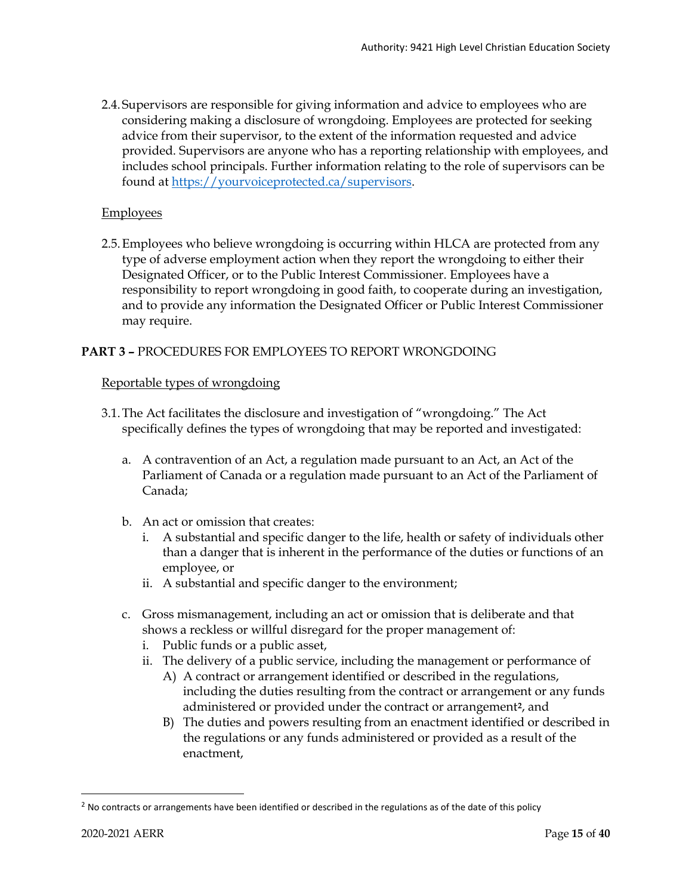2.4. Supervisors are responsible for giving information and advice to employees who are considering making a disclosure of wrongdoing. Employees are protected for seeking advice from their supervisor, to the extent of the information requested and advice provided. Supervisors are anyone who has a reporting relationship with employees, and includes school principals. Further information relating to the role of supervisors can be found at [https://yourvoiceprotected.ca/supervisors](https://yourvoiceprotected.ca/supervisors).

Employees

2.5. Employees who believe wrongdoing is occurring within HLCA are protected from any type of adverse employment action when they report the wrongdoing to either their Designated Officer, or to the Public Interest Commissioner. Employees have a responsibility to report wrongdoing in good faith, to cooperate during an investigation, and to provide any information the Designated Officer or Public Interest Commissioner may require.

**PART 3 –** PROCEDURES FOR EMPLOYEES TO REPORT WRONGDOING

Reportable types of wrongdoing

3.1. The Act facilitates the disclosure and investigation of "wrongdoing." The Act specifically defines the types of wrongdoing that may be reported and investigated:

   a. A contravention of an Act, a regulation made pursuant to an Act, an Act of the Parliament of Canada or a regulation made pursuant to an Act of the Parliament of Canada;

   b. An act or omission that creates:
      i. A substantial and specific danger to the life, health or safety of individuals other than a danger that is inherent in the performance of the duties or functions of an employee, or
      ii. A substantial and specific danger to the environment;

   c. Gross mismanagement, including an act or omission that is deliberate and that shows a reckless or willful disregard for the proper management of:
      i. Public funds or a public asset,
      ii. The delivery of a public service, including the management or performance of
         A) A contract or arrangement identified or described in the regulations, including the duties resulting from the contract or arrangement or any funds administered or provided under the contract or arrangement[2], and
         B) The duties and powers resulting from an enactment identified or described in the regulations or any funds administered or provided as a result of the enactment,

[2] No contracts or arrangements have been identified or described in the regulations as of the date of this policy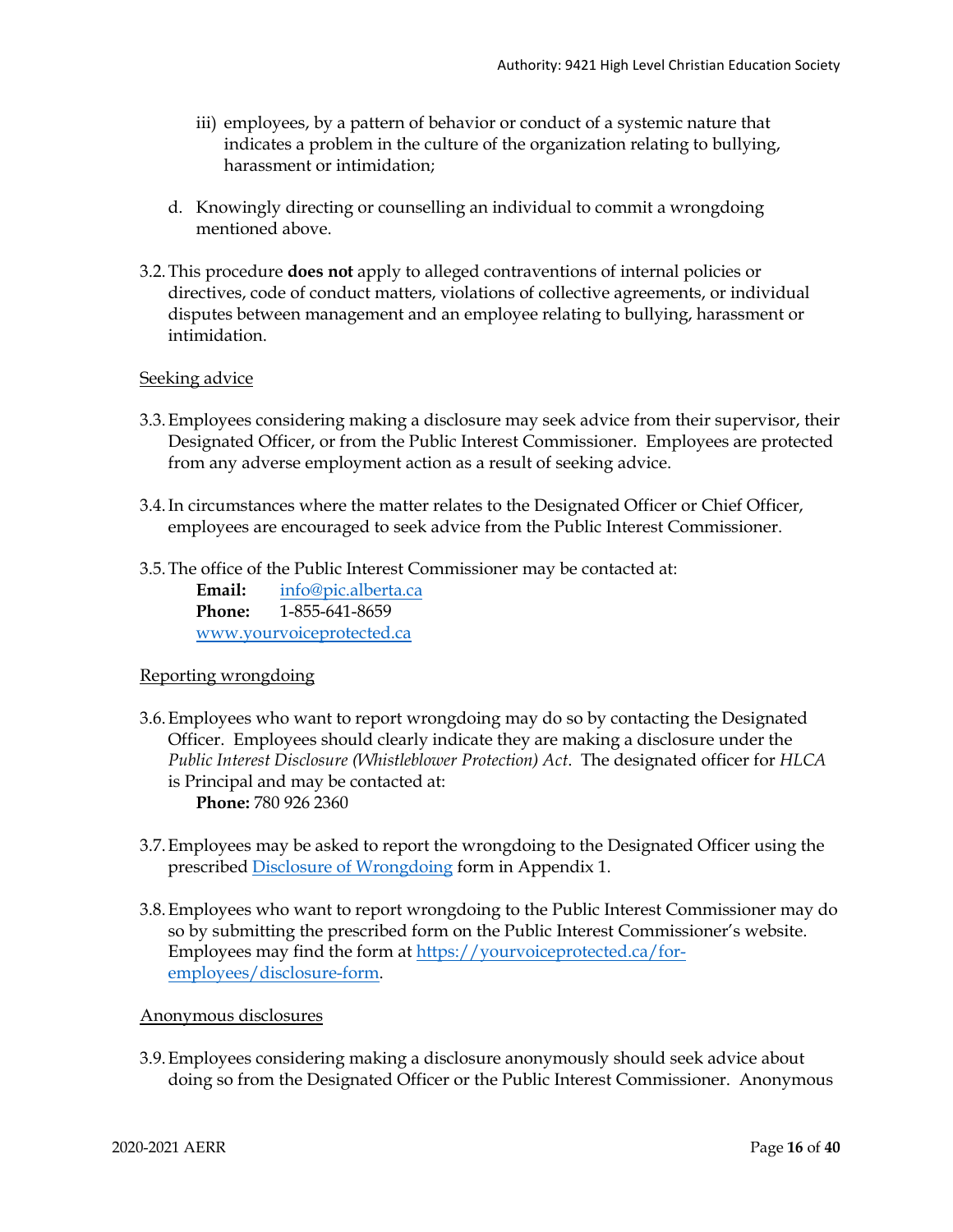iii) employees, by a pattern of behavior or conduct of a systemic nature that indicates a problem in the culture of the organization relating to bullying, harassment or intimidation;

d. Knowingly directing or counselling an individual to commit a wrongdoing mentioned above.

3.2. This procedure **does not** apply to alleged contraventions of internal policies or directives, code of conduct matters, violations of collective agreements, or individual disputes between management and an employee relating to bullying, harassment or intimidation.

Seeking advice

3.3. Employees considering making a disclosure may seek advice from their supervisor, their Designated Officer, or from the Public Interest Commissioner. Employees are protected from any adverse employment action as a result of seeking advice.

3.4. In circumstances where the matter relates to the Designated Officer or Chief Officer, employees are encouraged to seek advice from the Public Interest Commissioner.

3.5. The office of the Public Interest Commissioner may be contacted at:
**Email:** info@pic.alberta.ca
**Phone:** 1-855-641-8659
www.yourvoiceprotected.ca

Reporting wrongdoing

3.6. Employees who want to report wrongdoing may do so by contacting the Designated Officer. Employees should clearly indicate they are making a disclosure under the *Public Interest Disclosure (Whistleblower Protection) Act*. The designated officer for *HLCA* is Principal and may be contacted at:
**Phone:** 780 926 2360

3.7. Employees may be asked to report the wrongdoing to the Designated Officer using the prescribed Disclosure of Wrongdoing form in Appendix 1.

3.8. Employees who want to report wrongdoing to the Public Interest Commissioner may do so by submitting the prescribed form on the Public Interest Commissioner's website. Employees may find the form at https://yourvoiceprotected.ca/for-employees/disclosure-form.

Anonymous disclosures

3.9. Employees considering making a disclosure anonymously should seek advice about doing so from the Designated Officer or the Public Interest Commissioner. Anonymous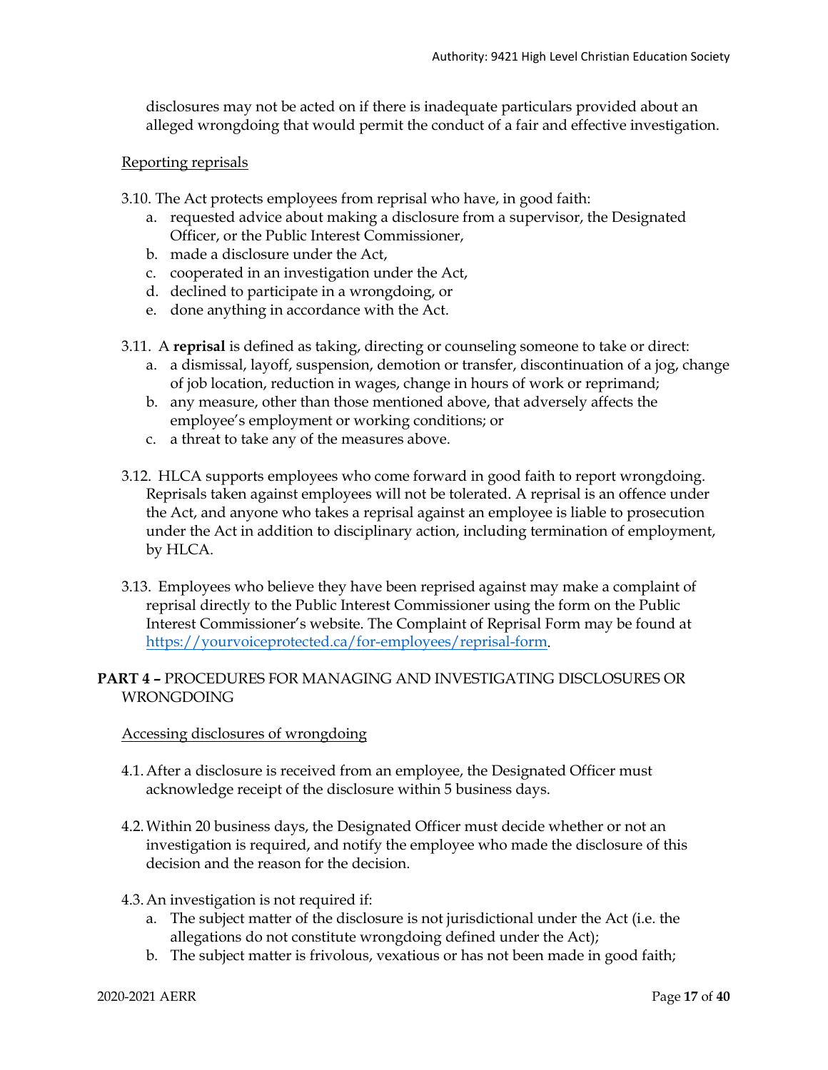disclosures may not be acted on if there is inadequate particulars provided about an alleged wrongdoing that would permit the conduct of a fair and effective investigation.

Reporting reprisals

3.10. The Act protects employees from reprisal who have, in good faith:

a. requested advice about making a disclosure from a supervisor, the Designated Officer, or the Public Interest Commissioner,
b. made a disclosure under the Act,
c. cooperated in an investigation under the Act,
d. declined to participate in a wrongdoing, or
e. done anything in accordance with the Act.

3.11. A **reprisal** is defined as taking, directing or counseling someone to take or direct:

a. a dismissal, layoff, suspension, demotion or transfer, discontinuation of a jog, change of job location, reduction in wages, change in hours of work or reprimand;
b. any measure, other than those mentioned above, that adversely affects the employee's employment or working conditions; or
c. a threat to take any of the measures above.

3.12. HLCA supports employees who come forward in good faith to report wrongdoing. Reprisals taken against employees will not be tolerated. A reprisal is an offence under the Act, and anyone who takes a reprisal against an employee is liable to prosecution under the Act in addition to disciplinary action, including termination of employment, by HLCA.

3.13. Employees who believe they have been reprised against may make a complaint of reprisal directly to the Public Interest Commissioner using the form on the Public Interest Commissioner's website. The Complaint of Reprisal Form may be found at https://yourvoiceprotected.ca/for-employees/reprisal-form.

**PART 4 –** PROCEDURES FOR MANAGING AND INVESTIGATING DISCLOSURES OR WRONGDOING

Accessing disclosures of wrongdoing

4.1. After a disclosure is received from an employee, the Designated Officer must acknowledge receipt of the disclosure within 5 business days.

4.2. Within 20 business days, the Designated Officer must decide whether or not an investigation is required, and notify the employee who made the disclosure of this decision and the reason for the decision.

4.3. An investigation is not required if:

a. The subject matter of the disclosure is not jurisdictional under the Act (i.e. the allegations do not constitute wrongdoing defined under the Act);
b. The subject matter is frivolous, vexatious or has not been made in good faith;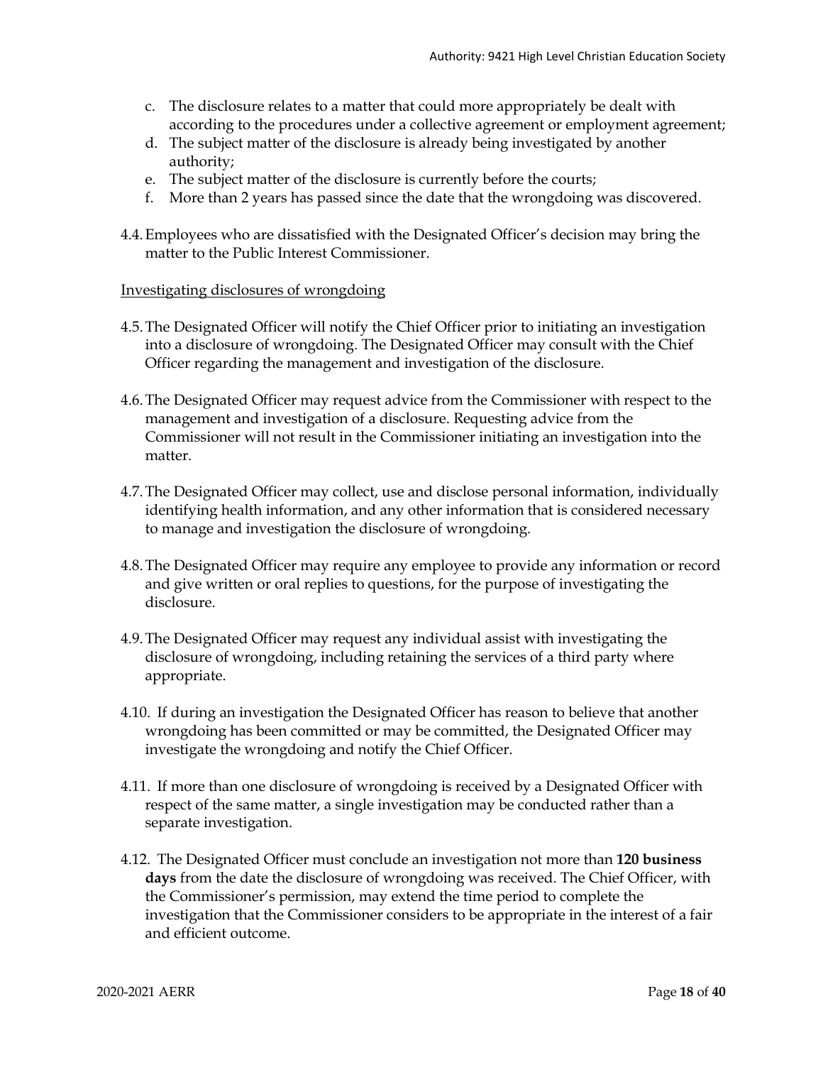c. The disclosure relates to a matter that could more appropriately be dealt with according to the procedures under a collective agreement or employment agreement;
d. The subject matter of the disclosure is already being investigated by another authority;
e. The subject matter of the disclosure is currently before the courts;
f. More than 2 years has passed since the date that the wrongdoing was discovered.

4.4. Employees who are dissatisfied with the Designated Officer's decision may bring the matter to the Public Interest Commissioner.

<u>Investigating disclosures of wrongdoing</u>

4.5. The Designated Officer will notify the Chief Officer prior to initiating an investigation into a disclosure of wrongdoing. The Designated Officer may consult with the Chief Officer regarding the management and investigation of the disclosure.

4.6. The Designated Officer may request advice from the Commissioner with respect to the management and investigation of a disclosure. Requesting advice from the Commissioner will not result in the Commissioner initiating an investigation into the matter.

4.7. The Designated Officer may collect, use and disclose personal information, individually identifying health information, and any other information that is considered necessary to manage and investigation the disclosure of wrongdoing.

4.8. The Designated Officer may require any employee to provide any information or record and give written or oral replies to questions, for the purpose of investigating the disclosure.

4.9. The Designated Officer may request any individual assist with investigating the disclosure of wrongdoing, including retaining the services of a third party where appropriate.

4.10. If during an investigation the Designated Officer has reason to believe that another wrongdoing has been committed or may be committed, the Designated Officer may investigate the wrongdoing and notify the Chief Officer.

4.11. If more than one disclosure of wrongdoing is received by a Designated Officer with respect of the same matter, a single investigation may be conducted rather than a separate investigation.

4.12. The Designated Officer must conclude an investigation not more than **120 business days** from the date the disclosure of wrongdoing was received. The Chief Officer, with the Commissioner's permission, may extend the time period to complete the investigation that the Commissioner considers to be appropriate in the interest of a fair and efficient outcome.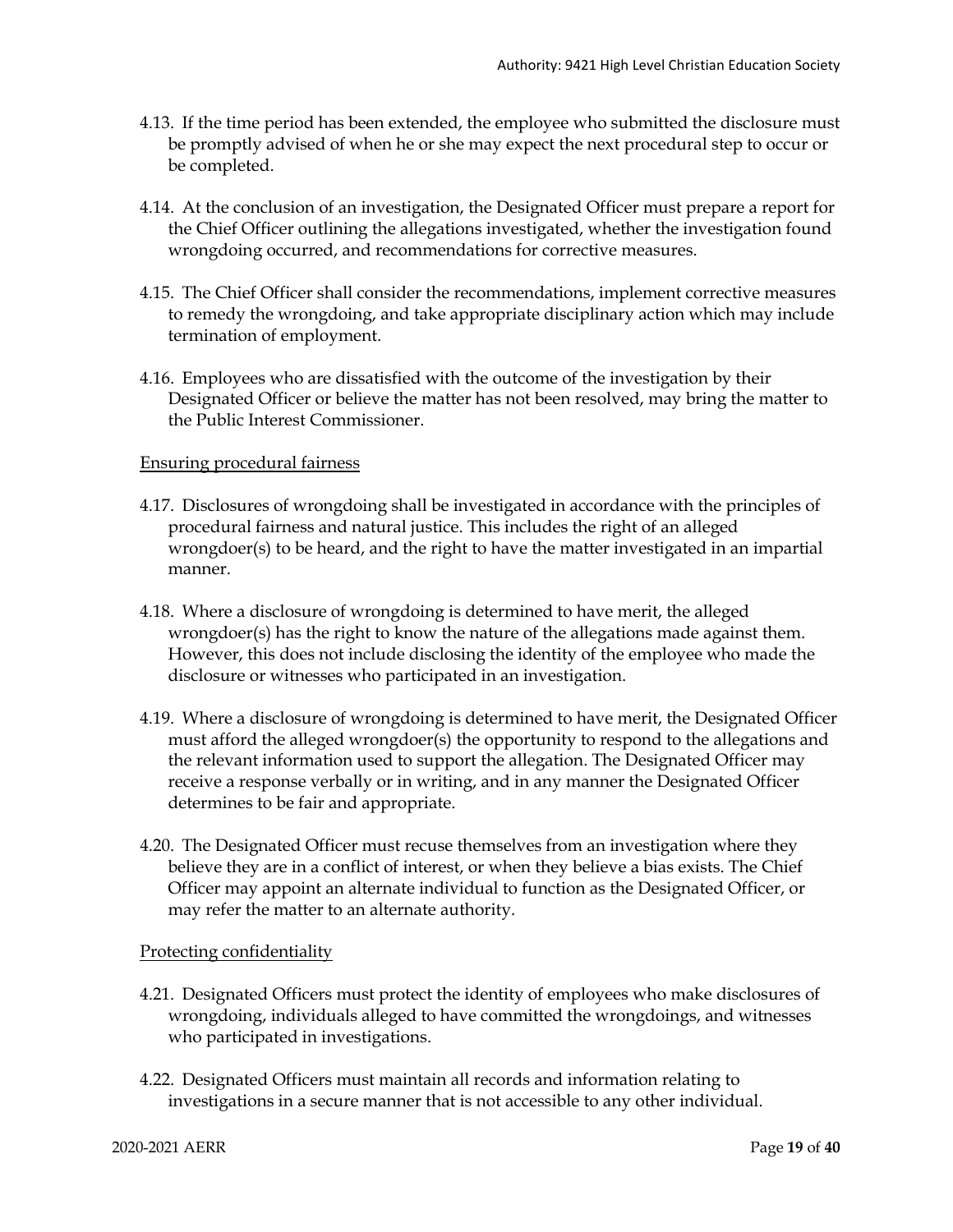4.13. If the time period has been extended, the employee who submitted the disclosure must be promptly advised of when he or she may expect the next procedural step to occur or be completed.

4.14. At the conclusion of an investigation, the Designated Officer must prepare a report for the Chief Officer outlining the allegations investigated, whether the investigation found wrongdoing occurred, and recommendations for corrective measures.

4.15. The Chief Officer shall consider the recommendations, implement corrective measures to remedy the wrongdoing, and take appropriate disciplinary action which may include termination of employment.

4.16. Employees who are dissatisfied with the outcome of the investigation by their Designated Officer or believe the matter has not been resolved, may bring the matter to the Public Interest Commissioner.

Ensuring procedural fairness

4.17. Disclosures of wrongdoing shall be investigated in accordance with the principles of procedural fairness and natural justice. This includes the right of an alleged wrongdoer(s) to be heard, and the right to have the matter investigated in an impartial manner.

4.18. Where a disclosure of wrongdoing is determined to have merit, the alleged wrongdoer(s) has the right to know the nature of the allegations made against them. However, this does not include disclosing the identity of the employee who made the disclosure or witnesses who participated in an investigation.

4.19. Where a disclosure of wrongdoing is determined to have merit, the Designated Officer must afford the alleged wrongdoer(s) the opportunity to respond to the allegations and the relevant information used to support the allegation. The Designated Officer may receive a response verbally or in writing, and in any manner the Designated Officer determines to be fair and appropriate.

4.20. The Designated Officer must recuse themselves from an investigation where they believe they are in a conflict of interest, or when they believe a bias exists. The Chief Officer may appoint an alternate individual to function as the Designated Officer, or may refer the matter to an alternate authority.

Protecting confidentiality

4.21. Designated Officers must protect the identity of employees who make disclosures of wrongdoing, individuals alleged to have committed the wrongdoings, and witnesses who participated in investigations.

4.22. Designated Officers must maintain all records and information relating to investigations in a secure manner that is not accessible to any other individual.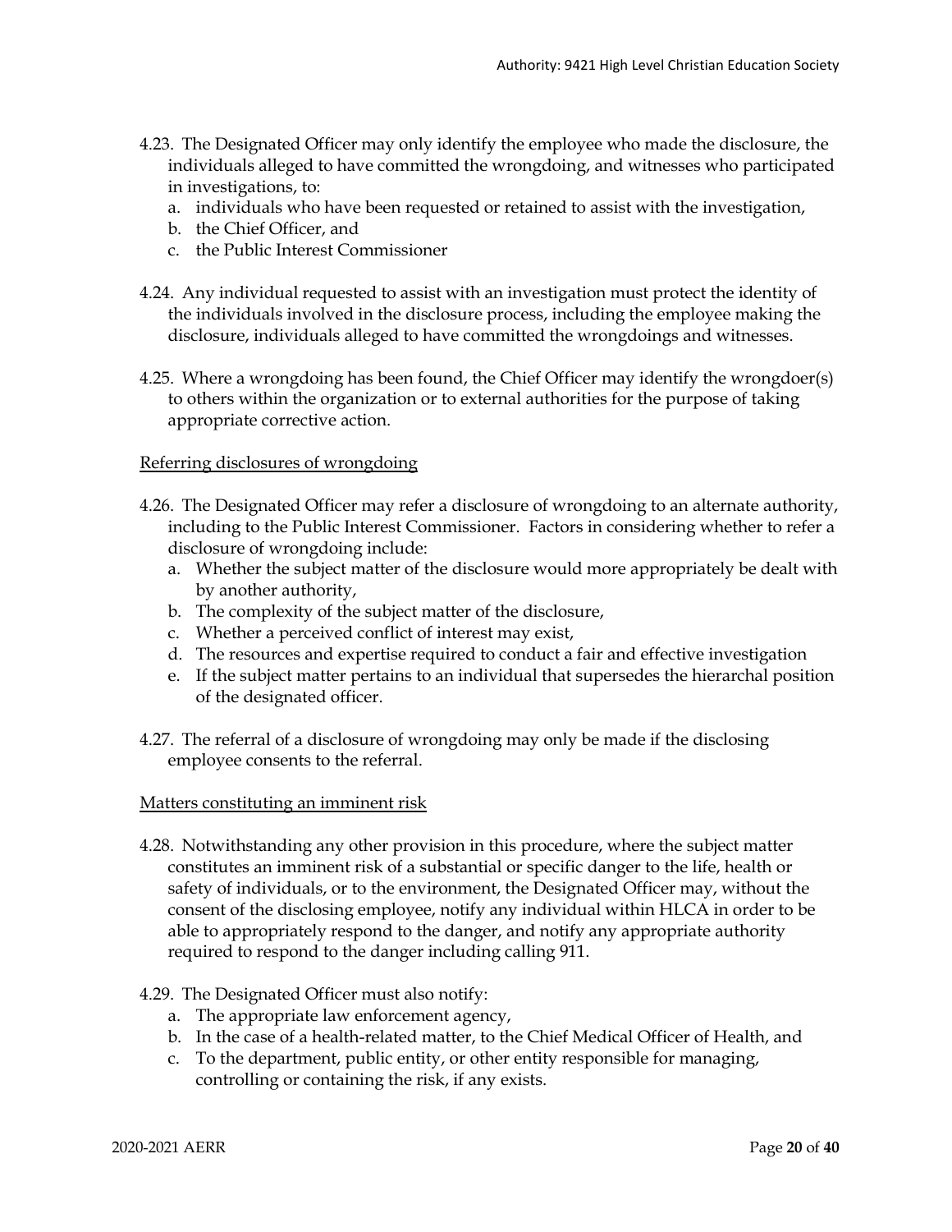4.23. The Designated Officer may only identify the employee who made the disclosure, the individuals alleged to have committed the wrongdoing, and witnesses who participated in investigations, to:

   a. individuals who have been requested or retained to assist with the investigation,
   b. the Chief Officer, and
   c. the Public Interest Commissioner

4.24. Any individual requested to assist with an investigation must protect the identity of the individuals involved in the disclosure process, including the employee making the disclosure, individuals alleged to have committed the wrongdoings and witnesses.

4.25. Where a wrongdoing has been found, the Chief Officer may identify the wrongdoer(s) to others within the organization or to external authorities for the purpose of taking appropriate corrective action.

<u>Referring disclosures of wrongdoing</u>

4.26. The Designated Officer may refer a disclosure of wrongdoing to an alternate authority, including to the Public Interest Commissioner. Factors in considering whether to refer a disclosure of wrongdoing include:

   a. Whether the subject matter of the disclosure would more appropriately be dealt with by another authority,
   b. The complexity of the subject matter of the disclosure,
   c. Whether a perceived conflict of interest may exist,
   d. The resources and expertise required to conduct a fair and effective investigation
   e. If the subject matter pertains to an individual that supersedes the hierarchal position of the designated officer.

4.27. The referral of a disclosure of wrongdoing may only be made if the disclosing employee consents to the referral.

<u>Matters constituting an imminent risk</u>

4.28. Notwithstanding any other provision in this procedure, where the subject matter constitutes an imminent risk of a substantial or specific danger to the life, health or safety of individuals, or to the environment, the Designated Officer may, without the consent of the disclosing employee, notify any individual within HLCA in order to be able to appropriately respond to the danger, and notify any appropriate authority required to respond to the danger including calling 911.

4.29. The Designated Officer must also notify:

   a. The appropriate law enforcement agency,
   b. In the case of a health-related matter, to the Chief Medical Officer of Health, and
   c. To the department, public entity, or other entity responsible for managing, controlling or containing the risk, if any exists.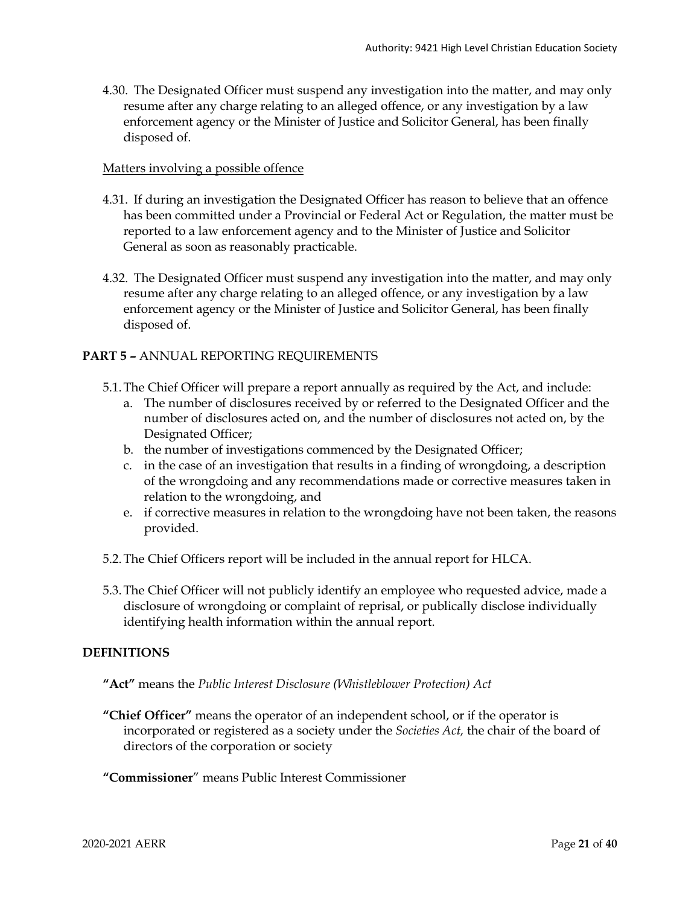4.30. The Designated Officer must suspend any investigation into the matter, and may only resume after any charge relating to an alleged offence, or any investigation by a law enforcement agency or the Minister of Justice and Solicitor General, has been finally disposed of.

Matters involving a possible offence

4.31. If during an investigation the Designated Officer has reason to believe that an offence has been committed under a Provincial or Federal Act or Regulation, the matter must be reported to a law enforcement agency and to the Minister of Justice and Solicitor General as soon as reasonably practicable.

4.32. The Designated Officer must suspend any investigation into the matter, and may only resume after any charge relating to an alleged offence, or any investigation by a law enforcement agency or the Minister of Justice and Solicitor General, has been finally disposed of.

## PART 5 – ANNUAL REPORTING REQUIREMENTS

5.1. The Chief Officer will prepare a report annually as required by the Act, and include:

a. The number of disclosures received by or referred to the Designated Officer and the number of disclosures acted on, and the number of disclosures not acted on, by the Designated Officer;

b. the number of investigations commenced by the Designated Officer;

c. in the case of an investigation that results in a finding of wrongdoing, a description of the wrongdoing and any recommendations made or corrective measures taken in relation to the wrongdoing, and

e. if corrective measures in relation to the wrongdoing have not been taken, the reasons provided.

5.2. The Chief Officers report will be included in the annual report for HLCA.

5.3. The Chief Officer will not publicly identify an employee who requested advice, made a disclosure of wrongdoing or complaint of reprisal, or publically disclose individually identifying health information within the annual report.

## DEFINITIONS

**"Act"** means the *Public Interest Disclosure (Whistleblower Protection) Act*

**"Chief Officer"** means the operator of an independent school, or if the operator is incorporated or registered as a society under the *Societies Act,* the chair of the board of directors of the corporation or society

**"Commissioner"** means Public Interest Commissioner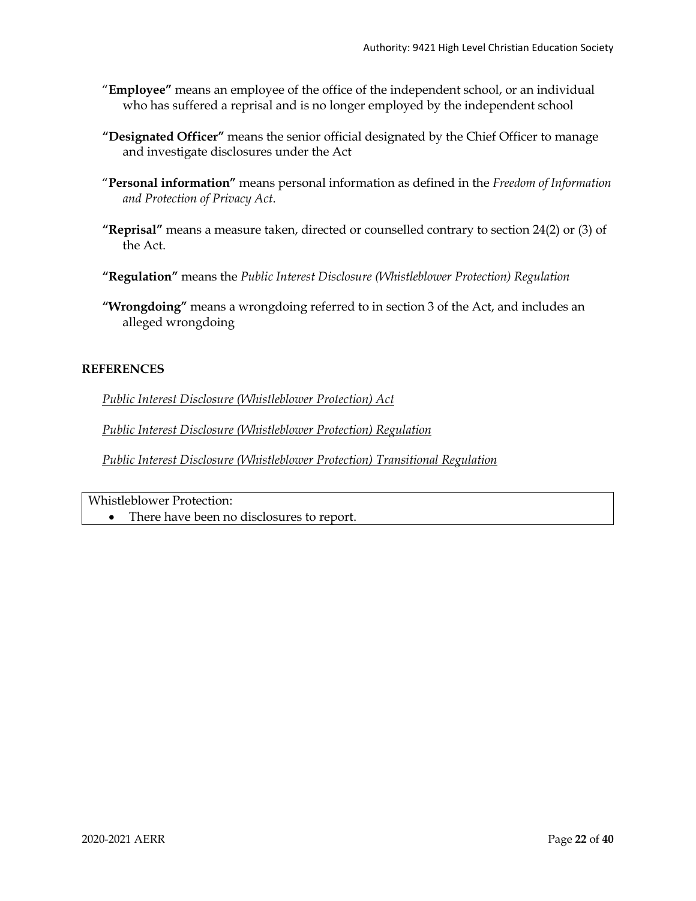"**Employee"** means an employee of the office of the independent school, or an individual who has suffered a reprisal and is no longer employed by the independent school

**"Designated Officer"** means the senior official designated by the Chief Officer to manage and investigate disclosures under the Act

"**Personal information"** means personal information as defined in the *Freedom of Information and Protection of Privacy Act*.

**"Reprisal"** means a measure taken, directed or counselled contrary to section 24(2) or (3) of the Act.

**"Regulation"** means the *Public Interest Disclosure (Whistleblower Protection) Regulation*

**"Wrongdoing"** means a wrongdoing referred to in section 3 of the Act, and includes an alleged wrongdoing

**REFERENCES**

*Public Interest Disclosure (Whistleblower Protection) Act*

*Public Interest Disclosure (Whistleblower Protection) Regulation*

*Public Interest Disclosure (Whistleblower Protection) Transitional Regulation*

Whistleblower Protection:

- There have been no disclosures to report.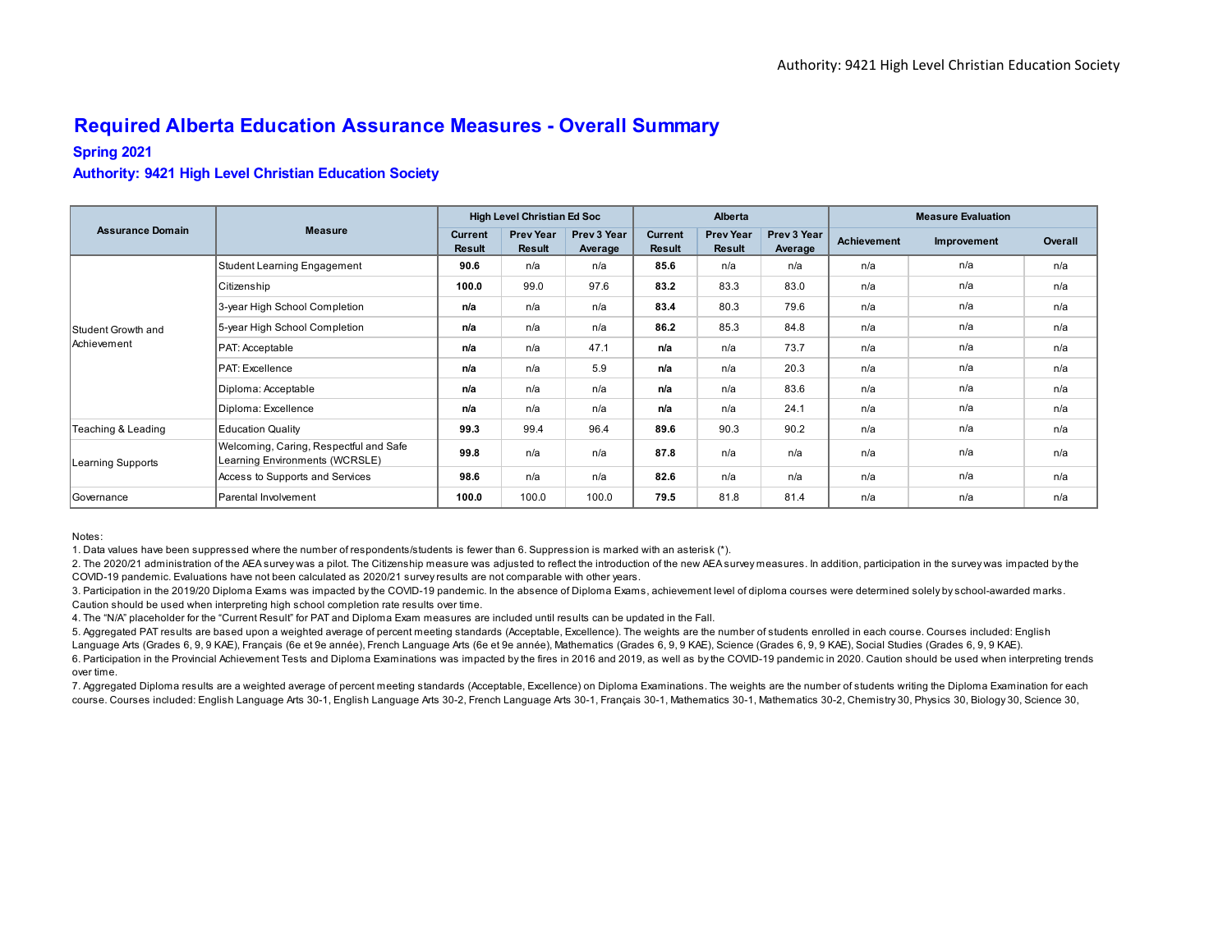## Required Alberta Education Assurance Measures - Overall Summary

### Spring 2021

### Authority: 9421 High Level Christian Education Society

| Assurance Domain | Measure | High Level Christian Ed Soc | | | Alberta | | | Measure Evaluation | | |
|---|---|---|---|---|---|---|---|---|---|---|
| | | Current Result | Prev Year Result | Prev 3 Year Average | Current Result | Prev Year Result | Prev 3 Year Average | Achievement | Improvement | Overall |
| Student Growth and Achievement | Student Learning Engagement | **90.6** | n/a | n/a | **85.6** | n/a | n/a | n/a | n/a | n/a |
| | Citizenship | **100.0** | 99.0 | 97.6 | **83.2** | 83.3 | 83.0 | n/a | n/a | n/a |
| | 3-year High School Completion | **n/a** | n/a | n/a | **83.4** | 80.3 | 79.6 | n/a | n/a | n/a |
| | 5-year High School Completion | **n/a** | n/a | n/a | **86.2** | 85.3 | 84.8 | n/a | n/a | n/a |
| | PAT: Acceptable | **n/a** | n/a | 47.1 | **n/a** | n/a | 73.7 | n/a | n/a | n/a |
| | PAT: Excellence | **n/a** | n/a | 5.9 | **n/a** | n/a | 20.3 | n/a | n/a | n/a |
| | Diploma: Acceptable | **n/a** | n/a | n/a | **n/a** | n/a | 83.6 | n/a | n/a | n/a |
| | Diploma: Excellence | **n/a** | n/a | n/a | **n/a** | n/a | 24.1 | n/a | n/a | n/a |
| Teaching & Leading | Education Quality | **99.3** | 99.4 | 96.4 | **89.6** | 90.3 | 90.2 | n/a | n/a | n/a |
| Learning Supports | Welcoming, Caring, Respectful and Safe Learning Environments (WCRSLE) | **99.8** | n/a | n/a | **87.8** | n/a | n/a | n/a | n/a | n/a |
| | Access to Supports and Services | **98.6** | n/a | n/a | **82.6** | n/a | n/a | n/a | n/a | n/a |
| Governance | Parental Involvement | **100.0** | 100.0 | 100.0 | **79.5** | 81.8 | 81.4 | n/a | n/a | n/a |

Notes:

1. Data values have been suppressed where the number of respondents/students is fewer than 6. Suppression is marked with an asterisk (*).
2. The 2020/21 administration of the AEA survey was a pilot. The Citizenship measure was adjusted to reflect the introduction of the new AEA survey measures. In addition, participation in the survey was impacted by the COVID-19 pandemic. Evaluations have not been calculated as 2020/21 survey results are not comparable with other years.
3. Participation in the 2019/20 Diploma Exams was impacted by the COVID-19 pandemic. In the absence of Diploma Exams, achievement level of diploma courses were determined solely by school-awarded marks. Caution should be used when interpreting high school completion rate results over time.
4. The "N/A" placeholder for the "Current Result" for PAT and Diploma Exam measures are included until results can be updated in the Fall.
5. Aggregated PAT results are based upon a weighted average of percent meeting standards (Acceptable, Excellence). The weights are the number of students enrolled in each course. Courses included: English Language Arts (Grades 6, 9, 9 KAE), Français (6e et 9e année), French Language Arts (6e et 9e année), Mathematics (Grades 6, 9, 9 KAE), Science (Grades 6, 9, 9 KAE), Social Studies (Grades 6, 9, 9 KAE).
6. Participation in the Provincial Achievement Tests and Diploma Examinations was impacted by the fires in 2016 and 2019, as well as by the COVID-19 pandemic in 2020. Caution should be used when interpreting trends over time.
7. Aggregated Diploma results are a weighted average of percent meeting standards (Acceptable, Excellence) on Diploma Examinations. The weights are the number of students writing the Diploma Examination for each course. Courses included: English Language Arts 30-1, English Language Arts 30-2, French Language Arts 30-1, Français 30-1, Mathematics 30-1, Mathematics 30-2, Chemistry 30, Physics 30, Biology 30, Science 30,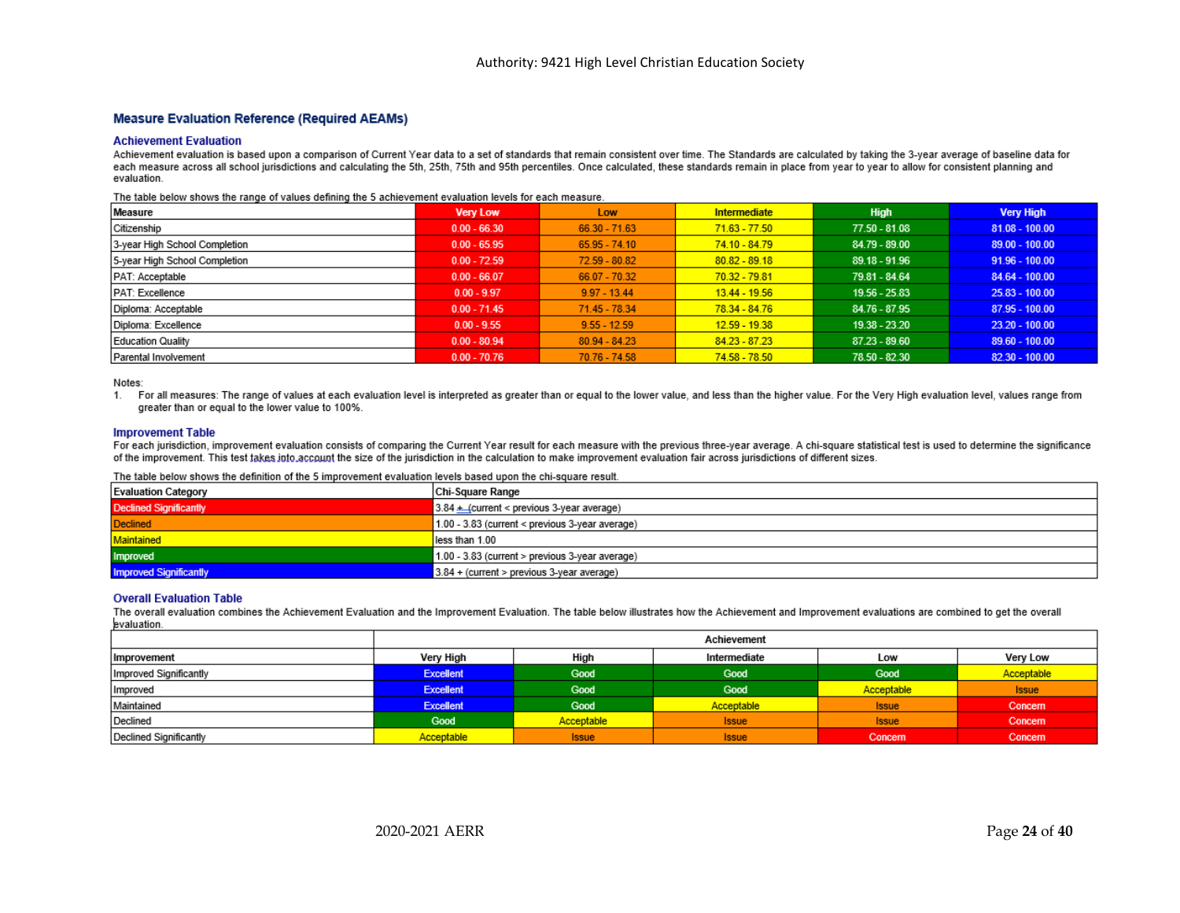## Measure Evaluation Reference (Required AEAMs)

### Achievement Evaluation

Achievement evaluation is based upon a comparison of Current Year data to a set of standards that remain consistent over time. The Standards are calculated by taking the 3-year average of baseline data for each measure across all school jurisdictions and calculating the 5th, 25th, 75th and 95th percentiles. Once calculated, these standards remain in place from year to year to allow for consistent planning and evaluation.

The table below shows the range of values defining the 5 achievement evaluation levels for each measure.

| Measure | Very Low | Low | Intermediate | High | Very High |
|---|---|---|---|---|---|
| Citizenship | 0.00 - 66.30 | 66.30 - 71.63 | 71.63 - 77.50 | 77.50 - 81.08 | 81.08 - 100.00 |
| 3-year High School Completion | 0.00 - 65.95 | 65.95 - 74.10 | 74.10 - 84.79 | 84.79 - 89.00 | 89.00 - 100.00 |
| 5-year High School Completion | 0.00 - 72.59 | 72.59 - 80.82 | 80.82 - 89.18 | 89.18 - 91.96 | 91.96 - 100.00 |
| PAT: Acceptable | 0.00 - 66.07 | 66.07 - 70.32 | 70.32 - 79.81 | 79.81 - 84.64 | 84.64 - 100.00 |
| PAT: Excellence | 0.00 - 9.97 | 9.97 - 13.44 | 13.44 - 19.56 | 19.56 - 25.83 | 25.83 - 100.00 |
| Diploma: Acceptable | 0.00 - 71.45 | 71.45 - 78.34 | 78.34 - 84.76 | 84.76 - 87.95 | 87.95 - 100.00 |
| Diploma: Excellence | 0.00 - 9.55 | 9.55 - 12.59 | 12.59 - 19.38 | 19.38 - 23.20 | 23.20 - 100.00 |
| Education Quality | 0.00 - 80.94 | 80.94 - 84.23 | 84.23 - 87.23 | 87.23 - 89.60 | 89.60 - 100.00 |
| Parental Involvement | 0.00 - 70.76 | 70.76 - 74.58 | 74.58 - 78.50 | 78.50 - 82.30 | 82.30 - 100.00 |

Notes:

1. For all measures: The range of values at each evaluation level is interpreted as greater than or equal to the lower value, and less than the higher value. For the Very High evaluation level, values range from greater than or equal to the lower value to 100%.

### Improvement Table

For each jurisdiction, improvement evaluation consists of comparing the Current Year result for each measure with the previous three-year average. A chi-square statistical test is used to determine the significance of the improvement. This test takes into account the size of the jurisdiction in the calculation to make improvement evaluation fair across jurisdictions of different sizes.

The table below shows the definition of the 5 improvement evaluation levels based upon the chi-square result.

| Evaluation Category | Chi-Square Range |
|---|---|
| Declined Significantly | 3.84 + (current < previous 3-year average) |
| Declined | 1.00 - 3.83 (current < previous 3-year average) |
| Maintained | less than 1.00 |
| Improved | 1.00 - 3.83 (current > previous 3-year average) |
| Improved Significantly | 3.84 + (current > previous 3-year average) |

### Overall Evaluation Table

The overall evaluation combines the Achievement Evaluation and the Improvement Evaluation. The table below illustrates how the Achievement and Improvement evaluations are combined to get the overall evaluation.

| | Achievement | | | | |
|---|---|---|---|---|---|
| Improvement | Very High | High | Intermediate | Low | Very Low |
| Improved Significantly | Excellent | Good | Good | Good | Acceptable |
| Improved | Excellent | Good | Good | Acceptable | Issue |
| Maintained | Excellent | Good | Acceptable | Issue | Concern |
| Declined | Good | Acceptable | Issue | Issue | Concern |
| Declined Significantly | Acceptable | Issue | Issue | Concern | Concern |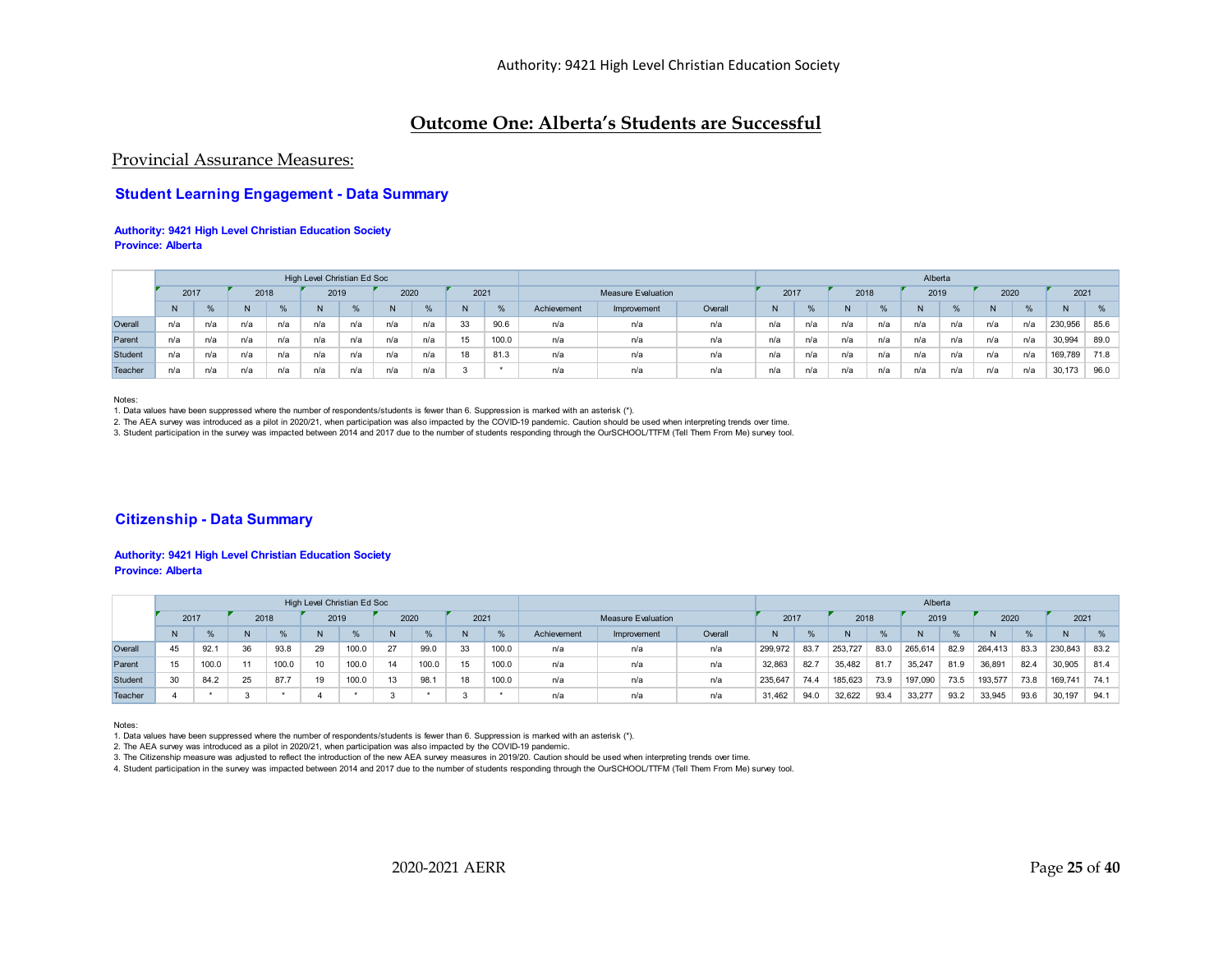## Outcome One: Alberta's Students are Successful

### Provincial Assurance Measures:

#### Student Learning Engagement - Data Summary

**Authority: 9421 High Level Christian Education Society**
**Province: Alberta**

| | High Level Christian Ed Soc | | | | | | | | | | Measure Evaluation | | | Alberta | | | | | | | | | |
|---|---|---|---|---|---|---|---|---|---|---|---|---|---|---|---|---|---|---|---|---|---|---|---|
| | 2017 | | 2018 | | 2019 | | 2020 | | 2021 | | | | | 2017 | | 2018 | | 2019 | | 2020 | | 2021 | |
| | N | % | N | % | N | % | N | % | N | % | Achievement | Improvement | Overall | N | % | N | % | N | % | N | % | N | % |
| Overall | n/a | n/a | n/a | n/a | n/a | n/a | n/a | n/a | 33 | 90.6 | n/a | n/a | n/a | n/a | n/a | n/a | n/a | n/a | n/a | n/a | n/a | 230,956 | 85.6 |
| Parent | n/a | n/a | n/a | n/a | n/a | n/a | n/a | n/a | 15 | 100.0 | n/a | n/a | n/a | n/a | n/a | n/a | n/a | n/a | n/a | n/a | n/a | 30,994 | 89.0 |
| Student | n/a | n/a | n/a | n/a | n/a | n/a | n/a | n/a | 18 | 81.3 | n/a | n/a | n/a | n/a | n/a | n/a | n/a | n/a | n/a | n/a | n/a | 169,789 | 71.8 |
| Teacher | n/a | n/a | n/a | n/a | n/a | n/a | n/a | n/a | 3 | * | n/a | n/a | n/a | n/a | n/a | n/a | n/a | n/a | n/a | n/a | n/a | 30,173 | 96.0 |

Notes:
1. Data values have been suppressed where the number of respondents/students is fewer than 6. Suppression is marked with an asterisk (*).
2. The AEA survey was introduced as a pilot in 2020/21, when participation was also impacted by the COVID-19 pandemic. Caution should be used when interpreting trends over time.
3. Student participation in the survey was impacted between 2014 and 2017 due to the number of students responding through the OurSCHOOL/TTFM (Tell Them From Me) survey tool.

#### Citizenship - Data Summary

**Authority: 9421 High Level Christian Education Society**
**Province: Alberta**

| | High Level Christian Ed Soc | | | | | | | | | | Measure Evaluation | | | Alberta | | | | | | | | | |
|---|---|---|---|---|---|---|---|---|---|---|---|---|---|---|---|---|---|---|---|---|---|---|---|
| | 2017 | | 2018 | | 2019 | | 2020 | | 2021 | | | | | 2017 | | 2018 | | 2019 | | 2020 | | 2021 | |
| | N | % | N | % | N | % | N | % | N | % | Achievement | Improvement | Overall | N | % | N | % | N | % | N | % | N | % |
| Overall | 45 | 92.1 | 36 | 93.8 | 29 | 100.0 | 27 | 99.0 | 33 | 100.0 | n/a | n/a | n/a | 299,972 | 83.7 | 253,727 | 83.0 | 265,614 | 82.9 | 264,413 | 83.3 | 230,843 | 83.2 |
| Parent | 15 | 100.0 | 11 | 100.0 | 10 | 100.0 | 14 | 100.0 | 15 | 100.0 | n/a | n/a | n/a | 32,863 | 82.7 | 35,482 | 81.7 | 35,247 | 81.9 | 36,891 | 82.4 | 30,905 | 81.4 |
| Student | 30 | 84.2 | 25 | 87.7 | 19 | 100.0 | 13 | 98.1 | 18 | 100.0 | n/a | n/a | n/a | 235,647 | 74.4 | 185,623 | 73.9 | 197,090 | 73.5 | 193,577 | 73.8 | 169,741 | 74.1 |
| Teacher | 4 | * | 3 | * | 4 | * | 3 | * | 3 | * | n/a | n/a | n/a | 31,462 | 94.0 | 32,622 | 93.4 | 33,277 | 93.2 | 33,945 | 93.6 | 30,197 | 94.1 |

Notes:
1. Data values have been suppressed where the number of respondents/students is fewer than 6. Suppression is marked with an asterisk (*).
2. The AEA survey was introduced as a pilot in 2020/21, when participation was also impacted by the COVID-19 pandemic.
3. The Citizenship measure was adjusted to reflect the introduction of the new AEA survey measures in 2019/20. Caution should be used when interpreting trends over time.
4. Student participation in the survey was impacted between 2014 and 2017 due to the number of students responding through the OurSCHOOL/TTFM (Tell Them From Me) survey tool.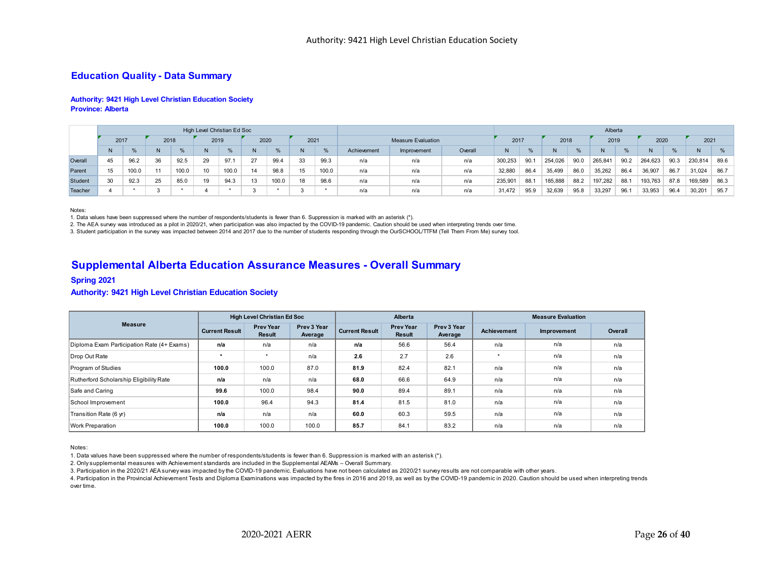## Education Quality - Data Summary

**Authority: 9421 High Level Christian Education Society**
**Province: Alberta**

| | High Level Christian Ed Soc | | | | | | | | | | Measure Evaluation | | | Alberta | | | | | | | | | |
|---|---|---|---|---|---|---|---|---|---|---|---|---|---|---|---|---|---|---|---|---|---|---|---|
| | 2017 | | 2018 | | 2019 | | 2020 | | 2021 | | | | | 2017 | | 2018 | | 2019 | | 2020 | | 2021 | |
| | N | % | N | % | N | % | N | % | N | % | Achievement | Improvement | Overall | N | % | N | % | N | % | N | % | N | % |
| Overall | 45 | 96.2 | 36 | 92.5 | 29 | 97.1 | 27 | 99.4 | 33 | 99.3 | n/a | n/a | n/a | 300,253 | 90.1 | 254,026 | 90.0 | 265,841 | 90.2 | 264,623 | 90.3 | 230,814 | 89.6 |
| Parent | 15 | 100.0 | 11 | 100.0 | 10 | 100.0 | 14 | 98.8 | 15 | 100.0 | n/a | n/a | n/a | 32,880 | 86.4 | 35,499 | 86.0 | 35,262 | 86.4 | 36,907 | 86.7 | 31,024 | 86.7 |
| Student | 30 | 92.3 | 25 | 85.0 | 19 | 94.3 | 13 | 100.0 | 18 | 98.6 | n/a | n/a | n/a | 235,901 | 88.1 | 185,888 | 88.2 | 197,282 | 88.1 | 193,763 | 87.8 | 169,589 | 86.3 |
| Teacher | 4 | * | 3 | * | 4 | * | 3 | * | 3 | * | n/a | n/a | n/a | 31,472 | 95.9 | 32,639 | 95.8 | 33,297 | 96.1 | 33,953 | 96.4 | 30,201 | 95.7 |

Notes:
1. Data values have been suppressed where the number of respondents/students is fewer than 6. Suppression is marked with an asterisk (*).
2. The AEA survey was introduced as a pilot in 2020/21, when participation was also impacted by the COVID-19 pandemic. Caution should be used when interpreting trends over time.
3. Student participation in the survey was impacted between 2014 and 2017 due to the number of students responding through the OurSCHOOL/TTFM (Tell Them From Me) survey tool.

## Supplemental Alberta Education Assurance Measures - Overall Summary

**Spring 2021**
**Authority: 9421 High Level Christian Education Society**

| Measure | High Level Christian Ed Soc | | | Alberta | | | Measure Evaluation | | |
|---|---|---|---|---|---|---|---|---|---|
| | Current Result | Prev Year Result | Prev 3 Year Average | Current Result | Prev Year Result | Prev 3 Year Average | Achievement | Improvement | Overall |
| Diploma Exam Participation Rate (4+ Exams) | **n/a** | n/a | n/a | **n/a** | 56.6 | 56.4 | n/a | n/a | n/a |
| Drop Out Rate | * | * | n/a | **2.6** | 2.7 | 2.6 | * | n/a | n/a |
| Program of Studies | **100.0** | 100.0 | 87.0 | **81.9** | 82.4 | 82.1 | n/a | n/a | n/a |
| Rutherford Scholarship Eligibility Rate | **n/a** | n/a | n/a | **68.0** | 66.6 | 64.9 | n/a | n/a | n/a |
| Safe and Caring | **99.6** | 100.0 | 98.4 | **90.0** | 89.4 | 89.1 | n/a | n/a | n/a |
| School Improvement | **100.0** | 96.4 | 94.3 | **81.4** | 81.5 | 81.0 | n/a | n/a | n/a |
| Transition Rate (6 yr) | **n/a** | n/a | n/a | **60.0** | 60.3 | 59.5 | n/a | n/a | n/a |
| Work Preparation | **100.0** | 100.0 | 100.0 | **85.7** | 84.1 | 83.2 | n/a | n/a | n/a |

Notes:
1. Data values have been suppressed where the number of respondents/students is fewer than 6. Suppression is marked with an asterisk (*).
2. Only supplemental measures with Achievement standards are included in the Supplemental AEAMs – Overall Summary.
3. Participation in the 2020/21 AEA survey was impacted by the COVID-19 pandemic. Evaluations have not been calculated as 2020/21 survey results are not comparable with other years.
4. Participation in the Provincial Achievement Tests and Diploma Examinations was impacted by the fires in 2016 and 2019, as well as by the COVID-19 pandemic in 2020. Caution should be used when interpreting trends over time.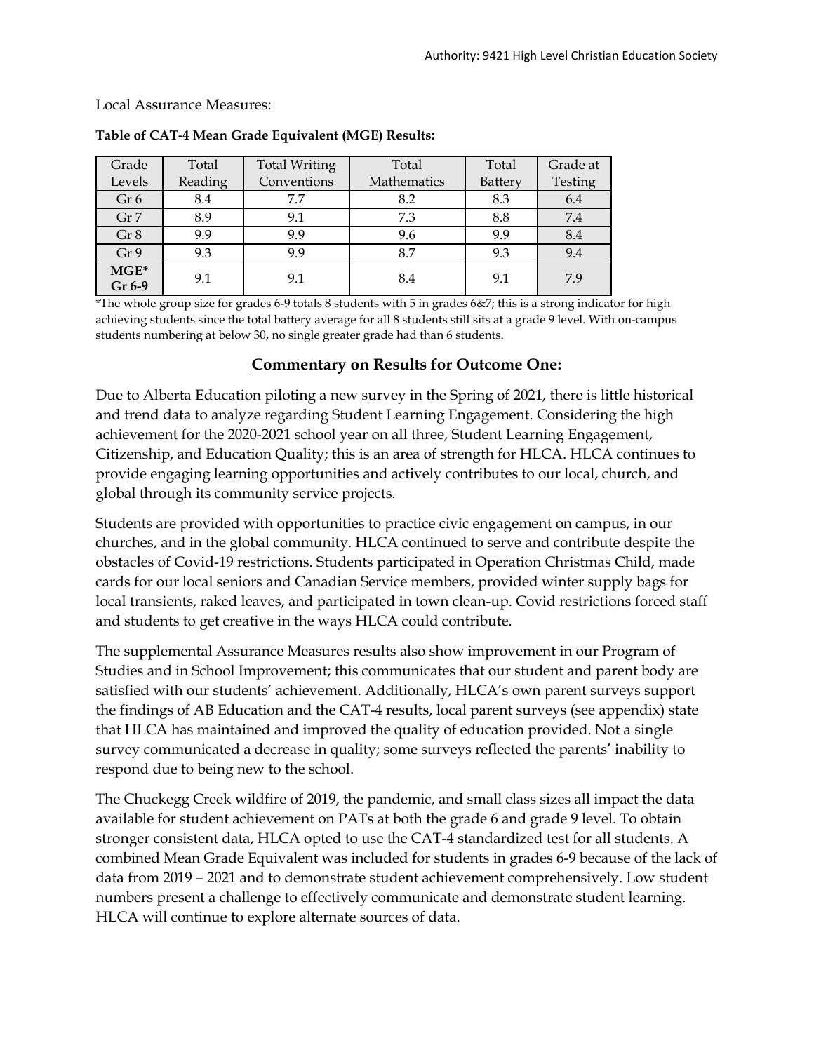Local Assurance Measures:

**Table of CAT-4 Mean Grade Equivalent (MGE) Results:**

| Grade Levels | Total Reading | Total Writing Conventions | Total Mathematics | Total Battery | Grade at Testing |
|---|---|---|---|---|---|
| Gr 6 | 8.4 | 7.7 | 8.2 | 8.3 | 6.4 |
| Gr 7 | 8.9 | 9.1 | 7.3 | 8.8 | 7.4 |
| Gr 8 | 9.9 | 9.9 | 9.6 | 9.9 | 8.4 |
| Gr 9 | 9.3 | 9.9 | 8.7 | 9.3 | 9.4 |
| **MGE* Gr 6-9** | 9.1 | 9.1 | 8.4 | 9.1 | 7.9 |

*The whole group size for grades 6-9 totals 8 students with 5 in grades 6&7; this is a strong indicator for high achieving students since the total battery average for all 8 students still sits at a grade 9 level. With on-campus students numbering at below 30, no single greater grade had than 6 students.

## Commentary on Results for Outcome One:

Due to Alberta Education piloting a new survey in the Spring of 2021, there is little historical and trend data to analyze regarding Student Learning Engagement. Considering the high achievement for the 2020-2021 school year on all three, Student Learning Engagement, Citizenship, and Education Quality; this is an area of strength for HLCA. HLCA continues to provide engaging learning opportunities and actively contributes to our local, church, and global through its community service projects.

Students are provided with opportunities to practice civic engagement on campus, in our churches, and in the global community. HLCA continued to serve and contribute despite the obstacles of Covid-19 restrictions. Students participated in Operation Christmas Child, made cards for our local seniors and Canadian Service members, provided winter supply bags for local transients, raked leaves, and participated in town clean-up. Covid restrictions forced staff and students to get creative in the ways HLCA could contribute.

The supplemental Assurance Measures results also show improvement in our Program of Studies and in School Improvement; this communicates that our student and parent body are satisfied with our students' achievement. Additionally, HLCA's own parent surveys support the findings of AB Education and the CAT-4 results, local parent surveys (see appendix) state that HLCA has maintained and improved the quality of education provided. Not a single survey communicated a decrease in quality; some surveys reflected the parents' inability to respond due to being new to the school.

The Chuckegg Creek wildfire of 2019, the pandemic, and small class sizes all impact the data available for student achievement on PATs at both the grade 6 and grade 9 level. To obtain stronger consistent data, HLCA opted to use the CAT-4 standardized test for all students. A combined Mean Grade Equivalent was included for students in grades 6-9 because of the lack of data from 2019 – 2021 and to demonstrate student achievement comprehensively. Low student numbers present a challenge to effectively communicate and demonstrate student learning. HLCA will continue to explore alternate sources of data.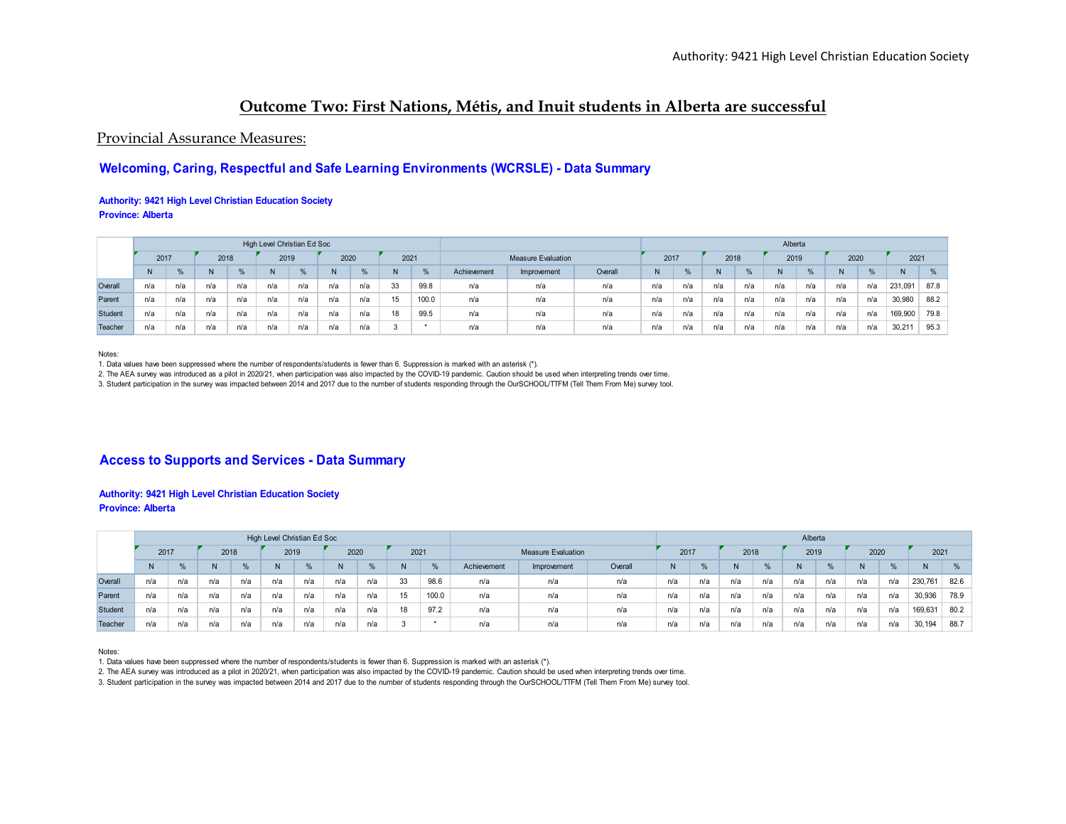# Outcome Two: First Nations, Métis, and Inuit students in Alberta are successful

## Provincial Assurance Measures:

### Welcoming, Caring, Respectful and Safe Learning Environments (WCRSLE) - Data Summary

**Authority: 9421 High Level Christian Education Society**
**Province: Alberta**

| | High Level Christian Ed Soc | | | | | | | | | | Measure Evaluation | | | Alberta | | | | | | | | | |
|---|---|---|---|---|---|---|---|---|---|---|---|---|---|---|---|---|---|---|---|---|---|---|---|
| | 2017 | | 2018 | | 2019 | | 2020 | | 2021 | | | | | 2017 | | 2018 | | 2019 | | 2020 | | 2021 | |
| | N | % | N | % | N | % | N | % | N | % | Achievement | Improvement | Overall | N | % | N | % | N | % | N | % | N | % |
| Overall | n/a | n/a | n/a | n/a | n/a | n/a | n/a | n/a | 33 | 99.8 | n/a | n/a | n/a | n/a | n/a | n/a | n/a | n/a | n/a | n/a | n/a | 231,091 | 87.8 |
| Parent | n/a | n/a | n/a | n/a | n/a | n/a | n/a | n/a | 15 | 100.0 | n/a | n/a | n/a | n/a | n/a | n/a | n/a | n/a | n/a | n/a | n/a | 30,980 | 88.2 |
| Student | n/a | n/a | n/a | n/a | n/a | n/a | n/a | n/a | 18 | 99.5 | n/a | n/a | n/a | n/a | n/a | n/a | n/a | n/a | n/a | n/a | n/a | 169,900 | 79.8 |
| Teacher | n/a | n/a | n/a | n/a | n/a | n/a | n/a | n/a | 3 | * | n/a | n/a | n/a | n/a | n/a | n/a | n/a | n/a | n/a | n/a | n/a | 30,211 | 95.3 |

Notes:
1. Data values have been suppressed where the number of respondents/students is fewer than 6. Suppression is marked with an asterisk (*).
2. The AEA survey was introduced as a pilot in 2020/21, when participation was also impacted by the COVID-19 pandemic. Caution should be used when interpreting trends over time.
3. Student participation in the survey was impacted between 2014 and 2017 due to the number of students responding through the OurSCHOOL/TTFM (Tell Them From Me) survey tool.

### Access to Supports and Services - Data Summary

**Authority: 9421 High Level Christian Education Society**
**Province: Alberta**

| | High Level Christian Ed Soc | | | | | | | | | | Measure Evaluation | | | Alberta | | | | | | | | | |
|---|---|---|---|---|---|---|---|---|---|---|---|---|---|---|---|---|---|---|---|---|---|---|---|
| | 2017 | | 2018 | | 2019 | | 2020 | | 2021 | | | | | 2017 | | 2018 | | 2019 | | 2020 | | 2021 | |
| | N | % | N | % | N | % | N | % | N | % | Achievement | Improvement | Overall | N | % | N | % | N | % | N | % | N | % |
| Overall | n/a | n/a | n/a | n/a | n/a | n/a | n/a | n/a | 33 | 98.6 | n/a | n/a | n/a | n/a | n/a | n/a | n/a | n/a | n/a | n/a | n/a | 230,761 | 82.6 |
| Parent | n/a | n/a | n/a | n/a | n/a | n/a | n/a | n/a | 15 | 100.0 | n/a | n/a | n/a | n/a | n/a | n/a | n/a | n/a | n/a | n/a | n/a | 30,936 | 78.9 |
| Student | n/a | n/a | n/a | n/a | n/a | n/a | n/a | n/a | 18 | 97.2 | n/a | n/a | n/a | n/a | n/a | n/a | n/a | n/a | n/a | n/a | n/a | 169,631 | 80.2 |
| Teacher | n/a | n/a | n/a | n/a | n/a | n/a | n/a | n/a | 3 | * | n/a | n/a | n/a | n/a | n/a | n/a | n/a | n/a | n/a | n/a | n/a | 30,194 | 88.7 |

Notes:
1. Data values have been suppressed where the number of respondents/students is fewer than 6. Suppression is marked with an asterisk (*).
2. The AEA survey was introduced as a pilot in 2020/21, when participation was also impacted by the COVID-19 pandemic. Caution should be used when interpreting trends over time.
3. Student participation in the survey was impacted between 2014 and 2017 due to the number of students responding through the OurSCHOOL/TTFM (Tell Them From Me) survey tool.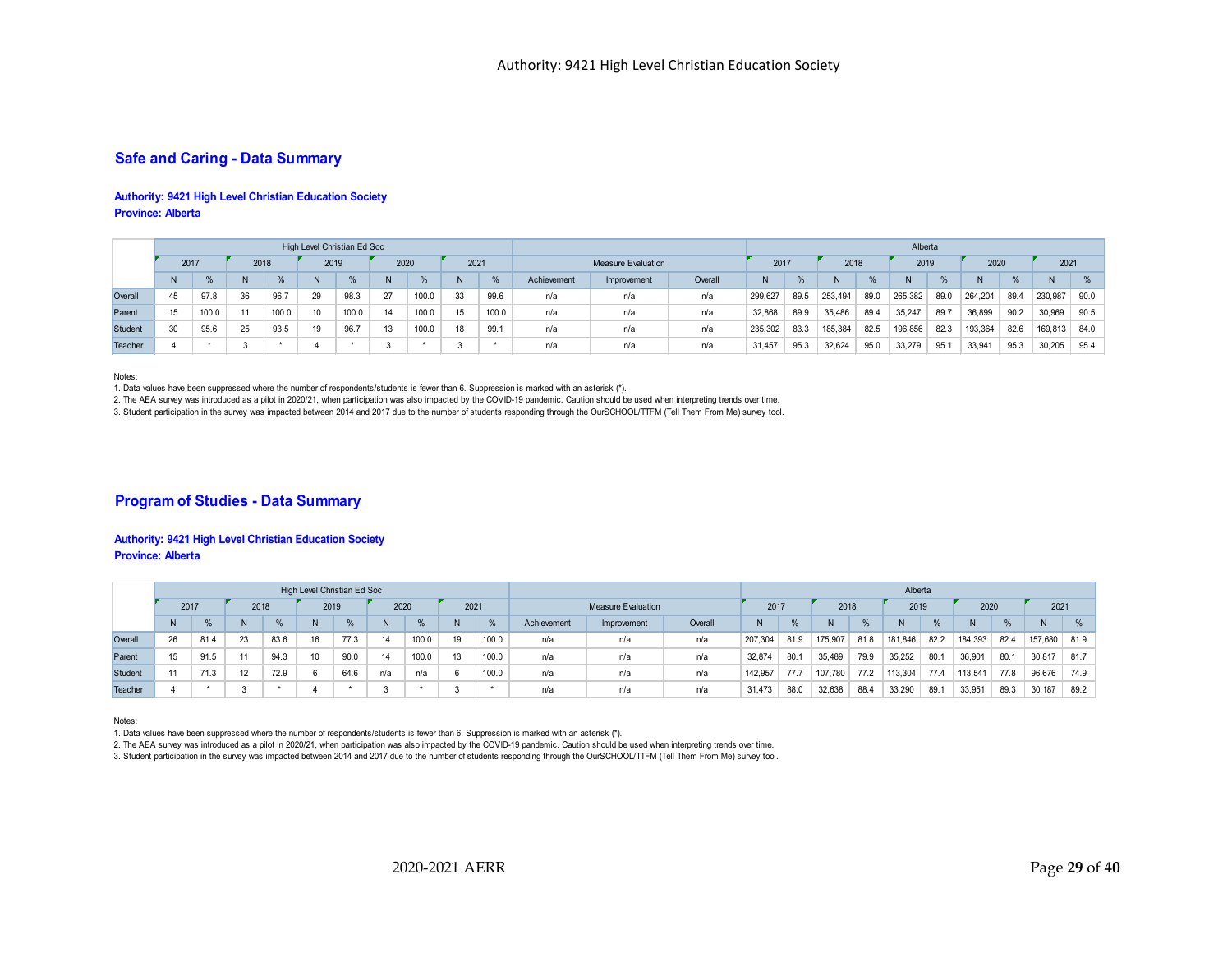## Safe and Caring - Data Summary

**Authority: 9421 High Level Christian Education Society**
**Province: Alberta**

| | High Level Christian Ed Soc | | | | | | | | | | Measure Evaluation | | | Alberta | | | | | | | | | |
|---|---|---|---|---|---|---|---|---|---|---|---|---|---|---|---|---|---|---|---|---|---|---|---|
| | 2017 | | 2018 | | 2019 | | 2020 | | 2021 | | | | | 2017 | | 2018 | | 2019 | | 2020 | | 2021 | |
| | N | % | N | % | N | % | N | % | N | % | Achievement | Improvement | Overall | N | % | N | % | N | % | N | % | N | % |
| Overall | 45 | 97.8 | 36 | 96.7 | 29 | 98.3 | 27 | 100.0 | 33 | 99.6 | n/a | n/a | n/a | 299,627 | 89.5 | 253,494 | 89.0 | 265,382 | 89.0 | 264,204 | 89.4 | 230,987 | 90.0 |
| Parent | 15 | 100.0 | 11 | 100.0 | 10 | 100.0 | 14 | 100.0 | 15 | 100.0 | n/a | n/a | n/a | 32,868 | 89.9 | 35,486 | 89.4 | 35,247 | 89.7 | 36,899 | 90.2 | 30,969 | 90.5 |
| Student | 30 | 95.6 | 25 | 93.5 | 19 | 96.7 | 13 | 100.0 | 18 | 99.1 | n/a | n/a | n/a | 235,302 | 83.3 | 185,384 | 82.5 | 196,856 | 82.3 | 193,364 | 82.6 | 169,813 | 84.0 |
| Teacher | 4 | * | 3 | * | 4 | * | 3 | * | 3 | * | n/a | n/a | n/a | 31,457 | 95.3 | 32,624 | 95.0 | 33,279 | 95.1 | 33,941 | 95.3 | 30,205 | 95.4 |

Notes:
1. Data values have been suppressed where the number of respondents/students is fewer than 6. Suppression is marked with an asterisk (*).
2. The AEA survey was introduced as a pilot in 2020/21, when participation was also impacted by the COVID-19 pandemic. Caution should be used when interpreting trends over time.
3. Student participation in the survey was impacted between 2014 and 2017 due to the number of students responding through the OurSCHOOL/TTFM (Tell Them From Me) survey tool.

## Program of Studies - Data Summary

**Authority: 9421 High Level Christian Education Society**
**Province: Alberta**

| | High Level Christian Ed Soc | | | | | | | | | | Measure Evaluation | | | Alberta | | | | | | | | | |
|---|---|---|---|---|---|---|---|---|---|---|---|---|---|---|---|---|---|---|---|---|---|---|---|
| | 2017 | | 2018 | | 2019 | | 2020 | | 2021 | | | | | 2017 | | 2018 | | 2019 | | 2020 | | 2021 | |
| | N | % | N | % | N | % | N | % | N | % | Achievement | Improvement | Overall | N | % | N | % | N | % | N | % | N | % |
| Overall | 26 | 81.4 | 23 | 83.6 | 16 | 77.3 | 14 | 100.0 | 19 | 100.0 | n/a | n/a | n/a | 207,304 | 81.9 | 175,907 | 81.8 | 181,846 | 82.2 | 184,393 | 82.4 | 157,680 | 81.9 |
| Parent | 15 | 91.5 | 11 | 94.3 | 10 | 90.0 | 14 | 100.0 | 13 | 100.0 | n/a | n/a | n/a | 32,874 | 80.1 | 35,489 | 79.9 | 35,252 | 80.1 | 36,901 | 80.1 | 30,817 | 81.7 |
| Student | 11 | 71.3 | 12 | 72.9 | 6 | 64.6 | n/a | n/a | 6 | 100.0 | n/a | n/a | n/a | 142,957 | 77.7 | 107,780 | 77.2 | 113,304 | 77.4 | 113,541 | 77.8 | 96,676 | 74.9 |
| Teacher | 4 | * | 3 | * | 4 | * | 3 | * | 3 | * | n/a | n/a | n/a | 31,473 | 88.0 | 32,638 | 88.4 | 33,290 | 89.1 | 33,951 | 89.3 | 30,187 | 89.2 |

Notes:
1. Data values have been suppressed where the number of respondents/students is fewer than 6. Suppression is marked with an asterisk (*).
2. The AEA survey was introduced as a pilot in 2020/21, when participation was also impacted by the COVID-19 pandemic. Caution should be used when interpreting trends over time.
3. Student participation in the survey was impacted between 2014 and 2017 due to the number of students responding through the OurSCHOOL/TTFM (Tell Them From Me) survey tool.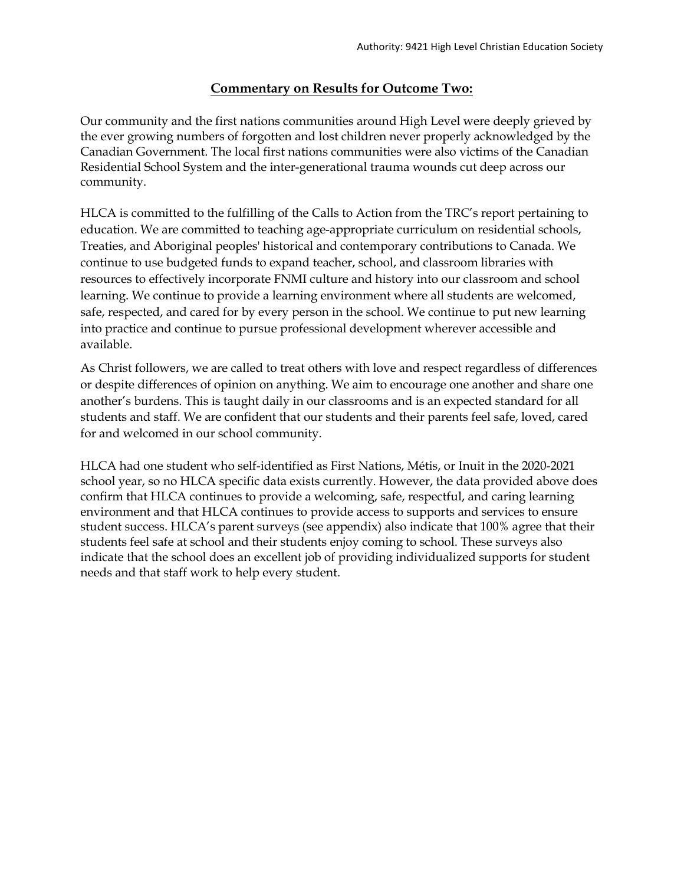## Commentary on Results for Outcome Two:

Our community and the first nations communities around High Level were deeply grieved by the ever growing numbers of forgotten and lost children never properly acknowledged by the Canadian Government. The local first nations communities were also victims of the Canadian Residential School System and the inter-generational trauma wounds cut deep across our community.

HLCA is committed to the fulfilling of the Calls to Action from the TRC's report pertaining to education. We are committed to teaching age-appropriate curriculum on residential schools, Treaties, and Aboriginal peoples' historical and contemporary contributions to Canada. We continue to use budgeted funds to expand teacher, school, and classroom libraries with resources to effectively incorporate FNMI culture and history into our classroom and school learning. We continue to provide a learning environment where all students are welcomed, safe, respected, and cared for by every person in the school. We continue to put new learning into practice and continue to pursue professional development wherever accessible and available.

As Christ followers, we are called to treat others with love and respect regardless of differences or despite differences of opinion on anything. We aim to encourage one another and share one another's burdens. This is taught daily in our classrooms and is an expected standard for all students and staff. We are confident that our students and their parents feel safe, loved, cared for and welcomed in our school community.

HLCA had one student who self-identified as First Nations, Métis, or Inuit in the 2020-2021 school year, so no HLCA specific data exists currently. However, the data provided above does confirm that HLCA continues to provide a welcoming, safe, respectful, and caring learning environment and that HLCA continues to provide access to supports and services to ensure student success. HLCA's parent surveys (see appendix) also indicate that 100% agree that their students feel safe at school and their students enjoy coming to school. These surveys also indicate that the school does an excellent job of providing individualized supports for student needs and that staff work to help every student.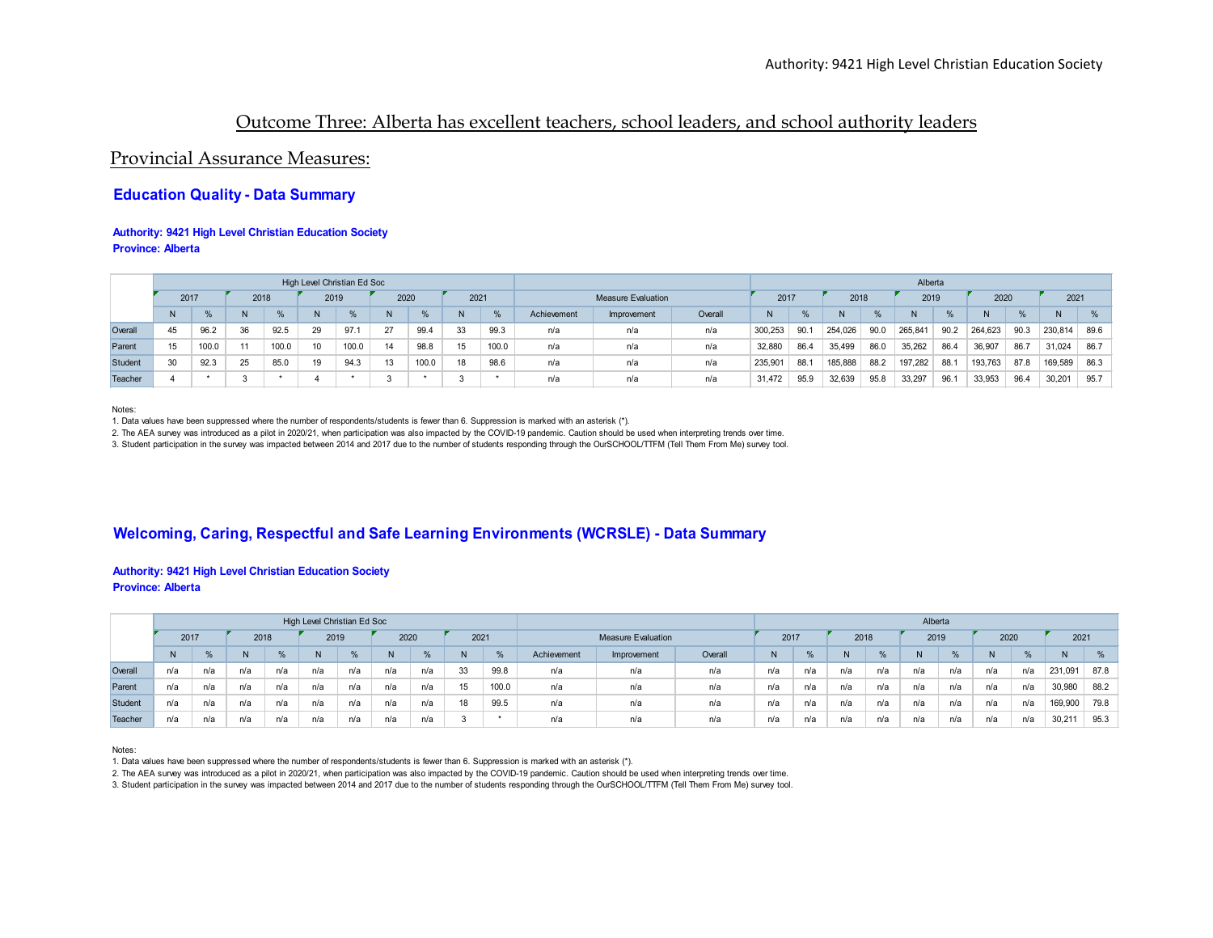# Outcome Three: Alberta has excellent teachers, school leaders, and school authority leaders

## Provincial Assurance Measures:

### Education Quality - Data Summary

**Authority: 9421 High Level Christian Education Society**
**Province: Alberta**

| | High Level Christian Ed Soc | | | | | | | | | | Measure Evaluation | | | Alberta | | | | | | | | | |
|---|---|---|---|---|---|---|---|---|---|---|---|---|---|---|---|---|---|---|---|---|---|---|---|
| | 2017 | | 2018 | | 2019 | | 2020 | | 2021 | | | | | 2017 | | 2018 | | 2019 | | 2020 | | 2021 | |
| | N | % | N | % | N | % | N | % | N | % | Achievement | Improvement | Overall | N | % | N | % | N | % | N | % | N | % |
| Overall | 45 | 96.2 | 36 | 92.5 | 29 | 97.1 | 27 | 99.4 | 33 | 99.3 | n/a | n/a | n/a | 300,253 | 90.1 | 254,026 | 90.0 | 265,841 | 90.2 | 264,623 | 90.3 | 230,814 | 89.6 |
| Parent | 15 | 100.0 | 11 | 100.0 | 10 | 100.0 | 14 | 98.8 | 15 | 100.0 | n/a | n/a | n/a | 32,880 | 86.4 | 35,499 | 86.0 | 35,262 | 86.4 | 36,907 | 86.7 | 31,024 | 86.7 |
| Student | 30 | 92.3 | 25 | 85.0 | 19 | 94.3 | 13 | 100.0 | 18 | 98.6 | n/a | n/a | n/a | 235,901 | 88.1 | 185,888 | 88.2 | 197,282 | 88.1 | 193,763 | 87.8 | 169,589 | 86.3 |
| Teacher | 4 | * | 3 | * | 4 | * | 3 | * | 3 | * | n/a | n/a | n/a | 31,472 | 95.9 | 32,639 | 95.8 | 33,297 | 96.1 | 33,953 | 96.4 | 30,201 | 95.7 |

Notes:
1. Data values have been suppressed where the number of respondents/students is fewer than 6. Suppression is marked with an asterisk (*).
2. The AEA survey was introduced as a pilot in 2020/21, when participation was also impacted by the COVID-19 pandemic. Caution should be used when interpreting trends over time.
3. Student participation in the survey was impacted between 2014 and 2017 due to the number of students responding through the OurSCHOOL/TTFM (Tell Them From Me) survey tool.

### Welcoming, Caring, Respectful and Safe Learning Environments (WCRSLE) - Data Summary

**Authority: 9421 High Level Christian Education Society**
**Province: Alberta**

| | High Level Christian Ed Soc | | | | | | | | | | Measure Evaluation | | | Alberta | | | | | | | | | |
|---|---|---|---|---|---|---|---|---|---|---|---|---|---|---|---|---|---|---|---|---|---|---|---|
| | 2017 | | 2018 | | 2019 | | 2020 | | 2021 | | | | | 2017 | | 2018 | | 2019 | | 2020 | | 2021 | |
| | N | % | N | % | N | % | N | % | N | % | Achievement | Improvement | Overall | N | % | N | % | N | % | N | % | N | % |
| Overall | n/a | n/a | n/a | n/a | n/a | n/a | n/a | n/a | 33 | 99.8 | n/a | n/a | n/a | n/a | n/a | n/a | n/a | n/a | n/a | n/a | n/a | 231,091 | 87.8 |
| Parent | n/a | n/a | n/a | n/a | n/a | n/a | n/a | n/a | 15 | 100.0 | n/a | n/a | n/a | n/a | n/a | n/a | n/a | n/a | n/a | n/a | n/a | 30,980 | 88.2 |
| Student | n/a | n/a | n/a | n/a | n/a | n/a | n/a | n/a | 18 | 99.5 | n/a | n/a | n/a | n/a | n/a | n/a | n/a | n/a | n/a | n/a | n/a | 169,900 | 79.8 |
| Teacher | n/a | n/a | n/a | n/a | n/a | n/a | n/a | n/a | 3 | * | n/a | n/a | n/a | n/a | n/a | n/a | n/a | n/a | n/a | n/a | n/a | 30,211 | 95.3 |

Notes:
1. Data values have been suppressed where the number of respondents/students is fewer than 6. Suppression is marked with an asterisk (*).
2. The AEA survey was introduced as a pilot in 2020/21, when participation was also impacted by the COVID-19 pandemic. Caution should be used when interpreting trends over time.
3. Student participation in the survey was impacted between 2014 and 2017 due to the number of students responding through the OurSCHOOL/TTFM (Tell Them From Me) survey tool.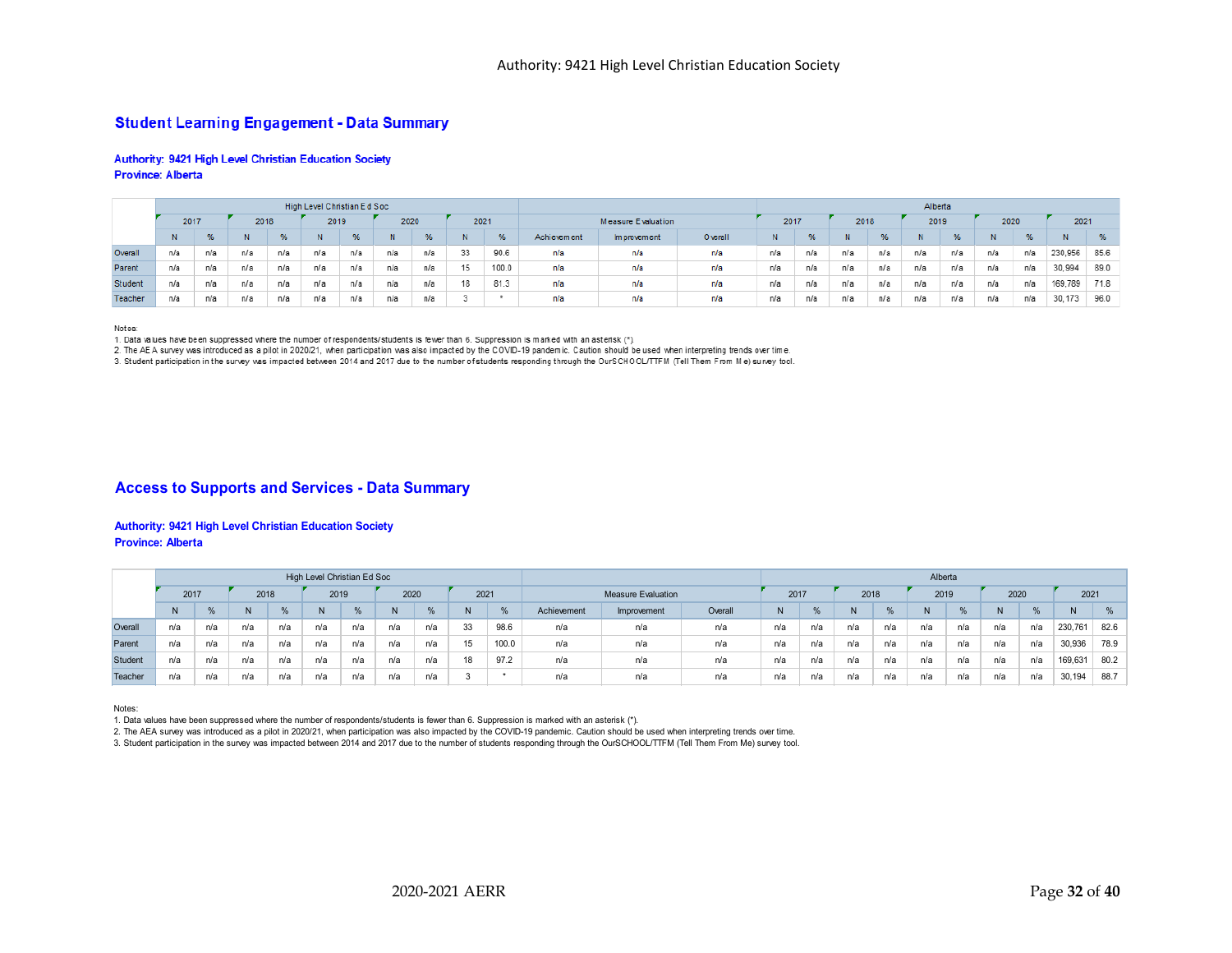## Student Learning Engagement - Data Summary

**Authority: 9421 High Level Christian Education Society**
**Province: Alberta**

| | High Level Christian Ed Soc | | | | | | | | | | Measure Evaluation | | | Alberta | | | | | | | | | |
|---|---|---|---|---|---|---|---|---|---|---|---|---|---|---|---|---|---|---|---|---|---|---|---|
| | 2017 | | 2018 | | 2019 | | 2020 | | 2021 | | | | | 2017 | | 2018 | | 2019 | | 2020 | | 2021 | |
| | N | % | N | % | N | % | N | % | N | % | Achievement | Improvement | Overall | N | % | N | % | N | % | N | % | N | % |
| Overall | n/a | n/a | n/a | n/a | n/a | n/a | n/a | n/a | 33 | 90.6 | n/a | n/a | n/a | n/a | n/a | n/a | n/a | n/a | n/a | n/a | n/a | 230,956 | 85.6 |
| Parent | n/a | n/a | n/a | n/a | n/a | n/a | n/a | n/a | 15 | 100.0 | n/a | n/a | n/a | n/a | n/a | n/a | n/a | n/a | n/a | n/a | n/a | 30,994 | 89.0 |
| Student | n/a | n/a | n/a | n/a | n/a | n/a | n/a | n/a | 18 | 81.3 | n/a | n/a | n/a | n/a | n/a | n/a | n/a | n/a | n/a | n/a | n/a | 169,789 | 71.8 |
| Teacher | n/a | n/a | n/a | n/a | n/a | n/a | n/a | n/a | 3 | * | n/a | n/a | n/a | n/a | n/a | n/a | n/a | n/a | n/a | n/a | n/a | 30,173 | 96.0 |

Notes:
1. Data values have been suppressed where the number of respondents/students is fewer than 6. Suppression is marked with an asterisk (*).
2. The AEA survey was introduced as a pilot in 2020/21, when participation was also impacted by the COVID-19 pandemic. Caution should be used when interpreting trends over time.
3. Student participation in the survey was impacted between 2014 and 2017 due to the number of students responding through the OurSCHOOL/TTFM (Tell Them From Me) survey tool.

## Access to Supports and Services - Data Summary

**Authority: 9421 High Level Christian Education Society**
**Province: Alberta**

| | High Level Christian Ed Soc | | | | | | | | | | Measure Evaluation | | | Alberta | | | | | | | | | |
|---|---|---|---|---|---|---|---|---|---|---|---|---|---|---|---|---|---|---|---|---|---|---|---|
| | 2017 | | 2018 | | 2019 | | 2020 | | 2021 | | | | | 2017 | | 2018 | | 2019 | | 2020 | | 2021 | |
| | N | % | N | % | N | % | N | % | N | % | Achievement | Improvement | Overall | N | % | N | % | N | % | N | % | N | % |
| Overall | n/a | n/a | n/a | n/a | n/a | n/a | n/a | n/a | 33 | 98.6 | n/a | n/a | n/a | n/a | n/a | n/a | n/a | n/a | n/a | n/a | n/a | 230,761 | 82.6 |
| Parent | n/a | n/a | n/a | n/a | n/a | n/a | n/a | n/a | 15 | 100.0 | n/a | n/a | n/a | n/a | n/a | n/a | n/a | n/a | n/a | n/a | n/a | 30,936 | 78.9 |
| Student | n/a | n/a | n/a | n/a | n/a | n/a | n/a | n/a | 18 | 97.2 | n/a | n/a | n/a | n/a | n/a | n/a | n/a | n/a | n/a | n/a | n/a | 169,631 | 80.2 |
| Teacher | n/a | n/a | n/a | n/a | n/a | n/a | n/a | n/a | 3 | * | n/a | n/a | n/a | n/a | n/a | n/a | n/a | n/a | n/a | n/a | n/a | 30,194 | 88.7 |

Notes:
1. Data values have been suppressed where the number of respondents/students is fewer than 6. Suppression is marked with an asterisk (*).
2. The AEA survey was introduced as a pilot in 2020/21, when participation was also impacted by the COVID-19 pandemic. Caution should be used when interpreting trends over time.
3. Student participation in the survey was impacted between 2014 and 2017 due to the number of students responding through the OurSCHOOL/TTFM (Tell Them From Me) survey tool.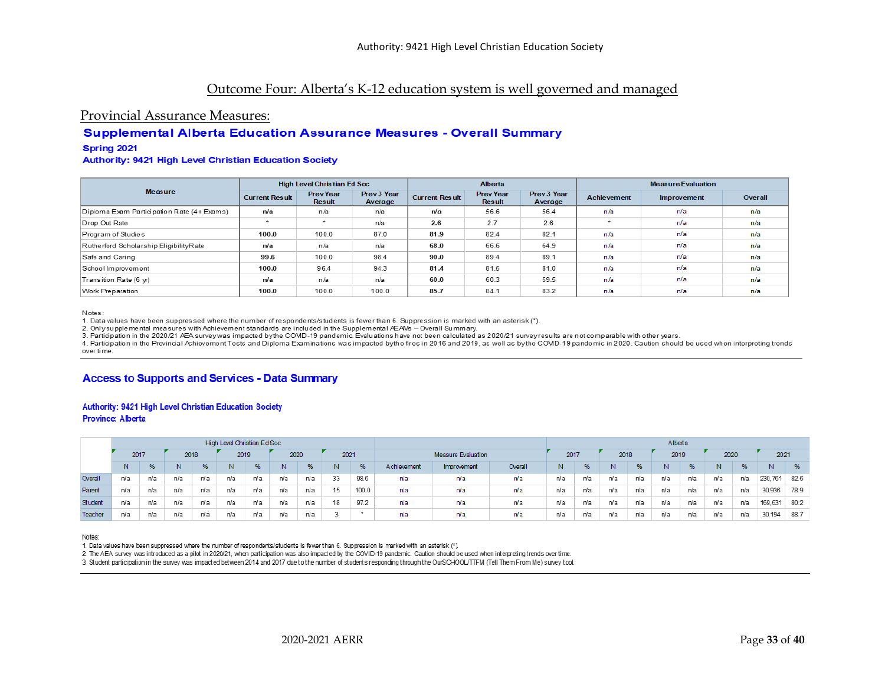# Outcome Four: Alberta's K-12 education system is well governed and managed

## Provincial Assurance Measures:

### Supplemental Alberta Education Assurance Measures - Overall Summary

**Spring 2021**

**Authority: 9421 High Level Christian Education Society**

| Measure | High Level Christian Ed Soc | | | Alberta | | | Measure Evaluation | | |
|---|---|---|---|---|---|---|---|---|---|
| | Current Result | Prev Year Result | Prev 3 Year Average | Current Result | Prev Year Result | Prev 3 Year Average | Achievement | Improvement | Overall |
| Diploma Exam Participation Rate (4+ Exams) | **n/a** | n/a | n/a | **n/a** | 56.6 | 56.4 | n/a | n/a | n/a |
| Drop Out Rate | * | * | n/a | **2.6** | 2.7 | 2.6 | * | n/a | n/a |
| Program of Studies | **100.0** | 100.0 | 87.0 | **81.9** | 82.4 | 82.1 | n/a | n/a | n/a |
| Rutherford Scholarship Eligibility Rate | **n/a** | n/a | n/a | **68.0** | 66.6 | 64.9 | n/a | n/a | n/a |
| Safe and Caring | **99.6** | 100.0 | 98.4 | **90.0** | 89.4 | 89.1 | n/a | n/a | n/a |
| School Improvement | **100.0** | 96.4 | 94.3 | **81.4** | 81.5 | 81.0 | n/a | n/a | n/a |
| Transition Rate (6 yr) | **n/a** | n/a | n/a | **60.0** | 60.3 | 59.5 | n/a | n/a | n/a |
| Work Preparation | **100.0** | 100.0 | 100.0 | **85.7** | 84.1 | 83.2 | n/a | n/a | n/a |

Notes:
1. Data values have been suppressed where the number of respondents/students is fewer than 6. Suppression is marked with an asterisk (*).
2. Only supplemental measures with Achievement standards are included in the Supplemental AEAMs – Overall Summary.
3. Participation in the 2020/21 AEA survey was impacted by the COVID-19 pandemic. Evaluations have not been calculated as 2020/21 survey results are not comparable with other years.
4. Participation in the Provincial Achievement Tests and Diploma Examinations was impacted by the fires in 2016 and 2019, as well as by the COVID-19 pandemic in 2020. Caution should be used when interpreting trends over time.

### Access to Supports and Services - Data Summary

**Authority: 9421 High Level Christian Education Society**
**Province: Alberta**

| | High Level Christian Ed Soc | | | | | | | | | | Measure Evaluation | | | Alberta | | | | | | | | | |
|---|---|---|---|---|---|---|---|---|---|---|---|---|---|---|---|---|---|---|---|---|---|---|---|
| | 2017 | | 2018 | | 2019 | | 2020 | | 2021 | | | | | 2017 | | 2018 | | 2019 | | 2020 | | 2021 | |
| | N | % | N | % | N | % | N | % | N | % | Achievement | Improvement | Overall | N | % | N | % | N | % | N | % | N | % |
| Overall | n/a | n/a | n/a | n/a | n/a | n/a | n/a | n/a | 33 | 98.6 | n/a | n/a | n/a | n/a | n/a | n/a | n/a | n/a | n/a | n/a | n/a | 230,761 | 82.6 |
| Parent | n/a | n/a | n/a | n/a | n/a | n/a | n/a | n/a | 15 | 100.0 | n/a | n/a | n/a | n/a | n/a | n/a | n/a | n/a | n/a | n/a | n/a | 30,936 | 78.9 |
| Student | n/a | n/a | n/a | n/a | n/a | n/a | n/a | n/a | 18 | 97.2 | n/a | n/a | n/a | n/a | n/a | n/a | n/a | n/a | n/a | n/a | n/a | 169,631 | 80.2 |
| Teacher | n/a | n/a | n/a | n/a | n/a | n/a | n/a | n/a | 3 | * | n/a | n/a | n/a | n/a | n/a | n/a | n/a | n/a | n/a | n/a | n/a | 30,194 | 88.7 |

Notes:
1. Data values have been suppressed where the number of respondents/students is fewer than 6. Suppression is marked with an asterisk (*).
2. The AEA survey was introduced as a pilot in 2020/21, when participation was also impacted by the COVID-19 pandemic. Caution should be used when interpreting trends over time.
3. Student participation in the survey was impacted between 2014 and 2017 due to the number of students responding through the OurSCHOOL/TTFM (Tell Them From Me) survey tool.

2020-2021 AERR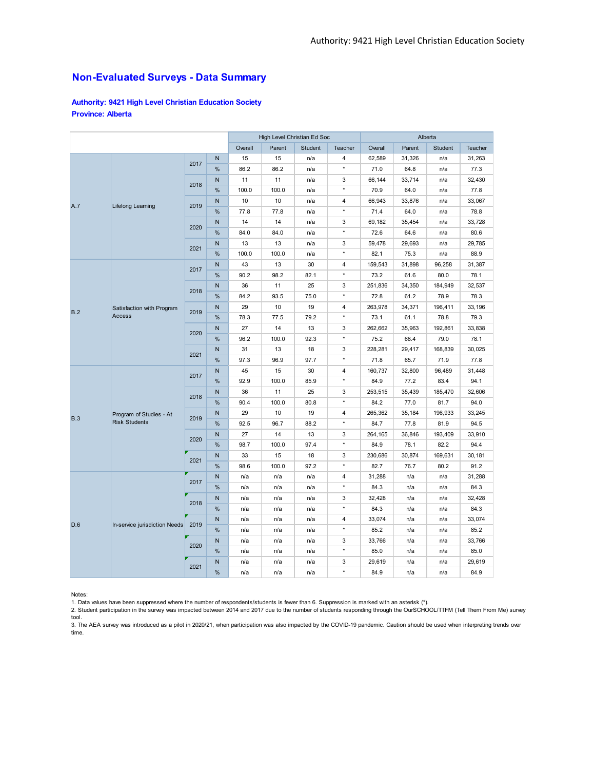## Non-Evaluated Surveys - Data Summary

**Authority: 9421 High Level Christian Education Society**
**Province: Alberta**

| | | | | High Level Christian Ed Soc | | | | Alberta | | | |
|---|---|---|---|---|---|---|---|---|---|---|---|
| | | | | Overall | Parent | Student | Teacher | Overall | Parent | Student | Teacher |
| A.7 | Lifelong Learning | 2017 | N | 15 | 15 | n/a | 4 | 62,589 | 31,326 | n/a | 31,263 |
| | | | % | 86.2 | 86.2 | n/a | * | 71.0 | 64.8 | n/a | 77.3 |
| | | 2018 | N | 11 | 11 | n/a | 3 | 66,144 | 33,714 | n/a | 32,430 |
| | | | % | 100.0 | 100.0 | n/a | * | 70.9 | 64.0 | n/a | 77.8 |
| | | 2019 | N | 10 | 10 | n/a | 4 | 66,943 | 33,876 | n/a | 33,067 |
| | | | % | 77.8 | 77.8 | n/a | * | 71.4 | 64.0 | n/a | 78.8 |
| | | 2020 | N | 14 | 14 | n/a | 3 | 69,182 | 35,454 | n/a | 33,728 |
| | | | % | 84.0 | 84.0 | n/a | * | 72.6 | 64.6 | n/a | 80.6 |
| | | 2021 | N | 13 | 13 | n/a | 3 | 59,478 | 29,693 | n/a | 29,785 |
| | | | % | 100.0 | 100.0 | n/a | * | 82.1 | 75.3 | n/a | 88.9 |
| B.2 | Satisfaction with Program Access | 2017 | N | 43 | 13 | 30 | 4 | 159,543 | 31,898 | 96,258 | 31,387 |
| | | | % | 90.2 | 98.2 | 82.1 | * | 73.2 | 61.6 | 80.0 | 78.1 |
| | | 2018 | N | 36 | 11 | 25 | 3 | 251,836 | 34,350 | 184,949 | 32,537 |
| | | | % | 84.2 | 93.5 | 75.0 | * | 72.8 | 61.2 | 78.9 | 78.3 |
| | | 2019 | N | 29 | 10 | 19 | 4 | 263,978 | 34,371 | 196,411 | 33,196 |
| | | | % | 78.3 | 77.5 | 79.2 | * | 73.1 | 61.1 | 78.8 | 79.3 |
| | | 2020 | N | 27 | 14 | 13 | 3 | 262,662 | 35,963 | 192,861 | 33,838 |
| | | | % | 96.2 | 100.0 | 92.3 | * | 75.2 | 68.4 | 79.0 | 78.1 |
| | | 2021 | N | 31 | 13 | 18 | 3 | 228,281 | 29,417 | 168,839 | 30,025 |
| | | | % | 97.3 | 96.9 | 97.7 | * | 71.8 | 65.7 | 71.9 | 77.8 |
| B.3 | Program of Studies - At Risk Students | 2017 | N | 45 | 15 | 30 | 4 | 160,737 | 32,800 | 96,489 | 31,448 |
| | | | % | 92.9 | 100.0 | 85.9 | * | 84.9 | 77.2 | 83.4 | 94.1 |
| | | 2018 | N | 36 | 11 | 25 | 3 | 253,515 | 35,439 | 185,470 | 32,606 |
| | | | % | 90.4 | 100.0 | 80.8 | * | 84.2 | 77.0 | 81.7 | 94.0 |
| | | 2019 | N | 29 | 10 | 19 | 4 | 265,362 | 35,184 | 196,933 | 33,245 |
| | | | % | 92.5 | 96.7 | 88.2 | * | 84.7 | 77.8 | 81.9 | 94.5 |
| | | 2020 | N | 27 | 14 | 13 | 3 | 264,165 | 36,846 | 193,409 | 33,910 |
| | | | % | 98.7 | 100.0 | 97.4 | * | 84.9 | 78.1 | 82.2 | 94.4 |
| | | 2021 | N | 33 | 15 | 18 | 3 | 230,686 | 30,874 | 169,631 | 30,181 |
| | | | % | 98.6 | 100.0 | 97.2 | * | 82.7 | 76.7 | 80.2 | 91.2 |
| D.6 | In-service jurisdiction Needs | 2017 | N | n/a | n/a | n/a | 4 | 31,288 | n/a | n/a | 31,288 |
| | | | % | n/a | n/a | n/a | * | 84.3 | n/a | n/a | 84.3 |
| | | 2018 | N | n/a | n/a | n/a | 3 | 32,428 | n/a | n/a | 32,428 |
| | | | % | n/a | n/a | n/a | * | 84.3 | n/a | n/a | 84.3 |
| | | 2019 | N | n/a | n/a | n/a | 4 | 33,074 | n/a | n/a | 33,074 |
| | | | % | n/a | n/a | n/a | * | 85.2 | n/a | n/a | 85.2 |
| | | 2020 | N | n/a | n/a | n/a | 3 | 33,766 | n/a | n/a | 33,766 |
| | | | % | n/a | n/a | n/a | * | 85.0 | n/a | n/a | 85.0 |
| | | 2021 | N | n/a | n/a | n/a | 3 | 29,619 | n/a | n/a | 29,619 |
| | | | % | n/a | n/a | n/a | * | 84.9 | n/a | n/a | 84.9 |

Notes:
1. Data values have been suppressed where the number of respondents/students is fewer than 6. Suppression is marked with an asterisk (*).
2. Student participation in the survey was impacted between 2014 and 2017 due to the number of students responding through the OurSCHOOL/TTFM (Tell Them From Me) survey tool.
3. The AEA survey was introduced as a pilot in 2020/21, when participation was also impacted by the COVID-19 pandemic. Caution should be used when interpreting trends over time.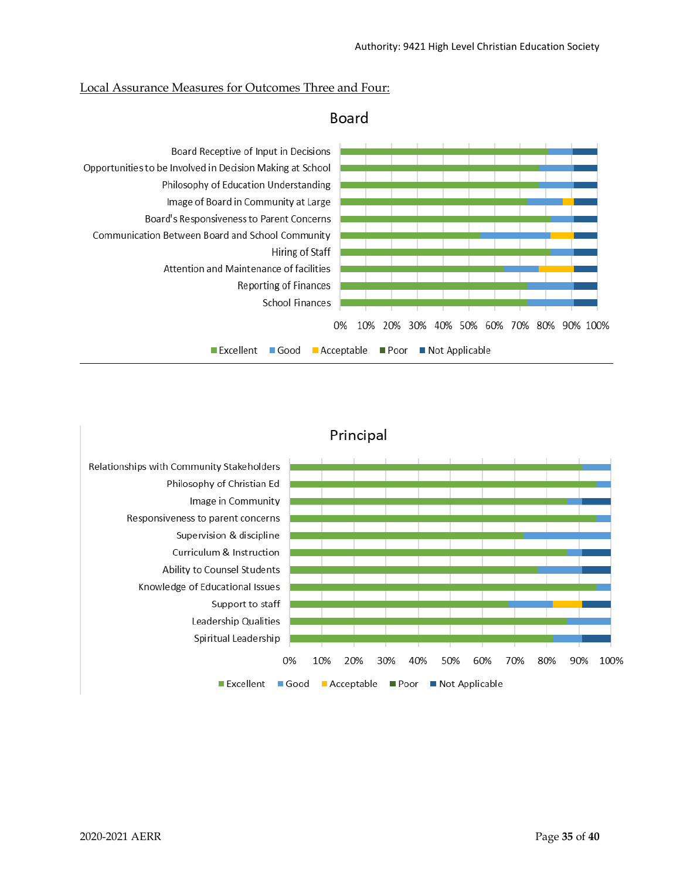Local Assurance Measures for Outcomes Three and Four:

## Board

| Measure | Excellent | Good | Acceptable | Poor | Not Applicable |
|---|---|---|---|---|---|
| Board Receptive of Input in Decisions | ~81% | ~9% | | | ~10% |
| Opportunities to be Involved in Decision Making at School | ~77% | ~14% | | | ~9% |
| Philosophy of Education Understanding | ~77% | ~14% | | | ~9% |
| Image of Board in Community at Large | ~73% | ~14% | ~4% | | ~9% |
| Board's Responsiveness to Parent Concerns | ~82% | ~9% | | | ~9% |
| Communication Between Board and School Community | ~55% | ~27% | ~9% | | ~9% |
| Hiring of Staff | ~82% | ~9% | | | ~9% |
| Attention and Maintenance of facilities | ~64% | ~14% | ~14% | | ~9% |
| Reporting of Finances | ~73% | ~18% | | | ~9% |
| School Finances | ~73% | ~18% | | | ~9% |

Excellent | Good | Acceptable | Poor | Not Applicable

## Principal

| Measure | Excellent | Good | Acceptable | Poor | Not Applicable |
|---|---|---|---|---|---|
| Relationships with Community Stakeholders | ~91% | ~9% | | | |
| Philosophy of Christian Ed | ~95% | ~5% | | | |
| Image in Community | ~86% | ~5% | | | ~9% |
| Responsiveness to parent concerns | ~95% | ~5% | | | |
| Supervision & discipline | ~73% | ~27% | | | |
| Curriculum & Instruction | ~86% | ~5% | | | ~9% |
| Ability to Counsel Students | ~77% | ~14% | | | ~9% |
| Knowledge of Educational Issues | ~95% | ~5% | | | |
| Support to staff | ~68% | ~14% | ~9% | | ~9% |
| Leadership Qualities | ~86% | ~14% | | | |
| Spiritual Leadership | ~82% | ~9% | | | ~9% |

Excellent | Good | Acceptable | Poor | Not Applicable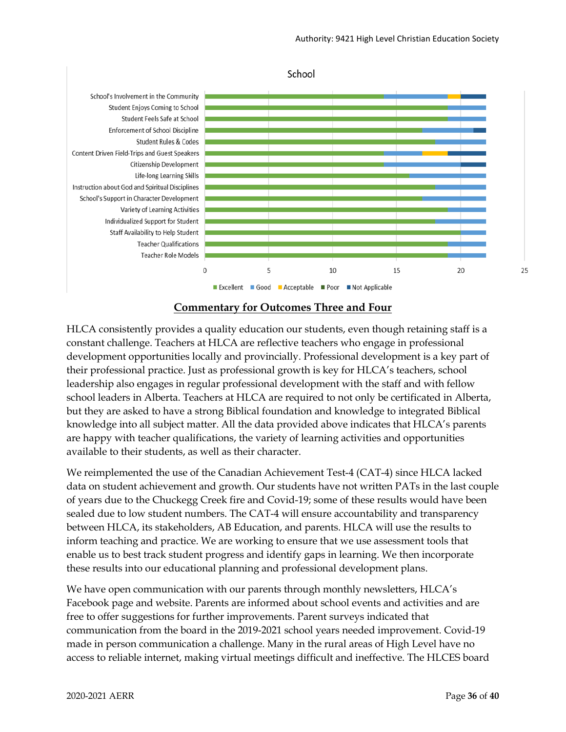School

| | Excellent | Good | Acceptable | Poor | Not Applicable |
|---|---|---|---|---|---|
| School's Involvement in the Community | 14 | 5 | 1 | | 2 |
| Student Enjoys Coming to School | 19 | 3 | | | |
| Student Feels Safe at School | 19 | 3 | | | |
| Enforcement of School Discipline | 17 | 4 | | | 1 |
| Student Rules & Codes | 18 | 4 | | | |
| Content Driven Field-Trips and Guest Speakers | 14 | 3 | 2 | | 3 |
| Citizenship Development | 14 | 6 | | | 2 |
| Life-long Learning Skills | 16 | 6 | | | |
| Instruction about God and Spiritual Disciplines | 18 | 4 | | | |
| School's Support in Character Development | 17 | 5 | | | |
| Variety of Learning Activities | 19 | 3 | | | |
| Individualized Support for Student | 18 | 4 | | | |
| Staff Availability to Help Student | 20 | 2 | | | |
| Teacher Qualifications | 19 | 3 | | | |
| Teacher Role Models | 19 | 3 | | | |

## Commentary for Outcomes Three and Four

HLCA consistently provides a quality education our students, even though retaining staff is a constant challenge. Teachers at HLCA are reflective teachers who engage in professional development opportunities locally and provincially. Professional development is a key part of their professional practice. Just as professional growth is key for HLCA's teachers, school leadership also engages in regular professional development with the staff and with fellow school leaders in Alberta. Teachers at HLCA are required to not only be certificated in Alberta, but they are asked to have a strong Biblical foundation and knowledge to integrated Biblical knowledge into all subject matter. All the data provided above indicates that HLCA's parents are happy with teacher qualifications, the variety of learning activities and opportunities available to their students, as well as their character.

We reimplemented the use of the Canadian Achievement Test-4 (CAT-4) since HLCA lacked data on student achievement and growth. Our students have not written PATs in the last couple of years due to the Chuckegg Creek fire and Covid-19; some of these results would have been sealed due to low student numbers. The CAT-4 will ensure accountability and transparency between HLCA, its stakeholders, AB Education, and parents. HLCA will use the results to inform teaching and practice. We are working to ensure that we use assessment tools that enable us to best track student progress and identify gaps in learning. We then incorporate these results into our educational planning and professional development plans.

We have open communication with our parents through monthly newsletters, HLCA's Facebook page and website. Parents are informed about school events and activities and are free to offer suggestions for further improvements. Parent surveys indicated that communication from the board in the 2019-2021 school years needed improvement. Covid-19 made in person communication a challenge. Many in the rural areas of High Level have no access to reliable internet, making virtual meetings difficult and ineffective. The HLCES board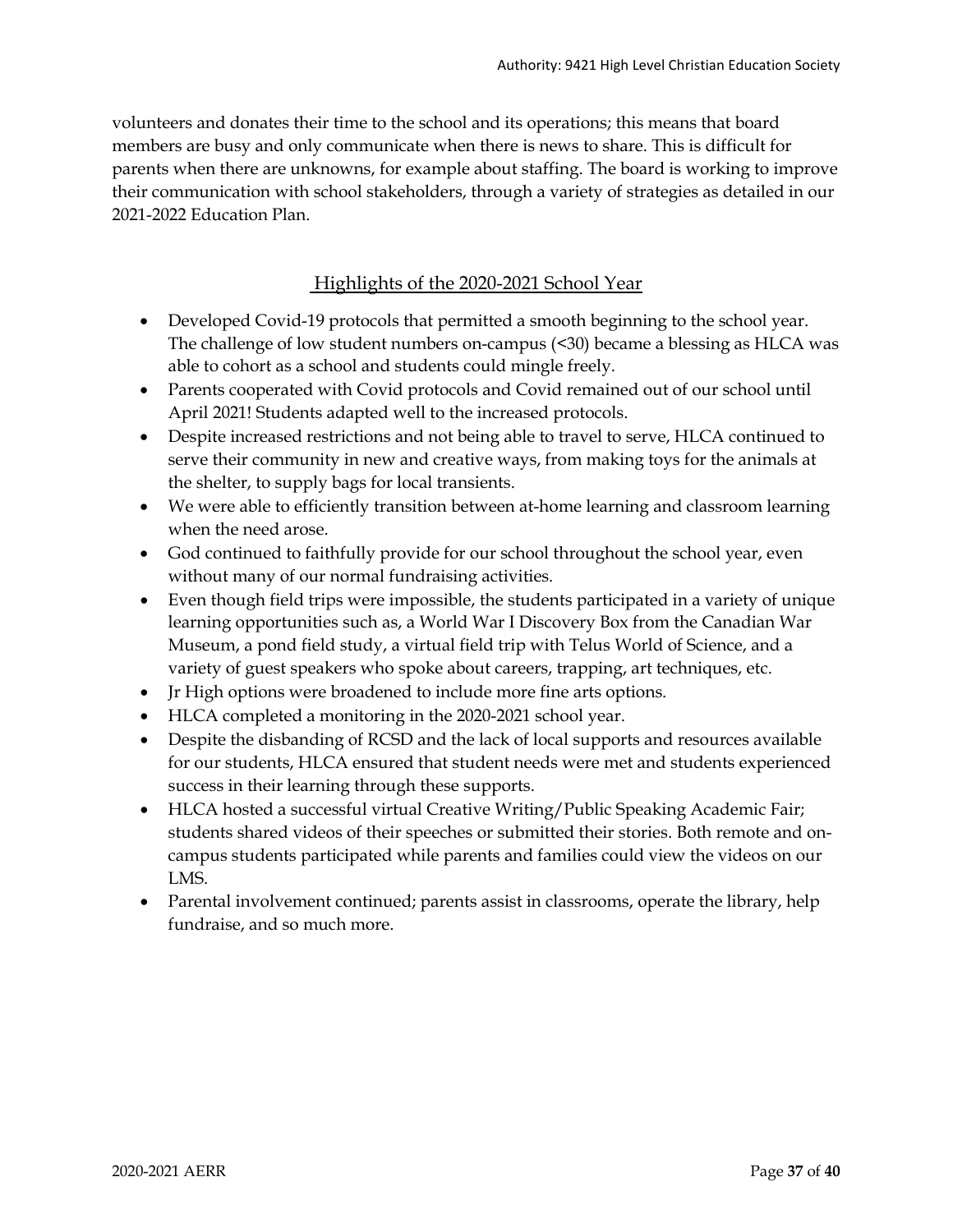volunteers and donates their time to the school and its operations; this means that board members are busy and only communicate when there is news to share. This is difficult for parents when there are unknowns, for example about staffing. The board is working to improve their communication with school stakeholders, through a variety of strategies as detailed in our 2021-2022 Education Plan.

## Highlights of the 2020-2021 School Year

- Developed Covid-19 protocols that permitted a smooth beginning to the school year. The challenge of low student numbers on-campus (<30) became a blessing as HLCA was able to cohort as a school and students could mingle freely.
- Parents cooperated with Covid protocols and Covid remained out of our school until April 2021! Students adapted well to the increased protocols.
- Despite increased restrictions and not being able to travel to serve, HLCA continued to serve their community in new and creative ways, from making toys for the animals at the shelter, to supply bags for local transients.
- We were able to efficiently transition between at-home learning and classroom learning when the need arose.
- God continued to faithfully provide for our school throughout the school year, even without many of our normal fundraising activities.
- Even though field trips were impossible, the students participated in a variety of unique learning opportunities such as, a World War I Discovery Box from the Canadian War Museum, a pond field study, a virtual field trip with Telus World of Science, and a variety of guest speakers who spoke about careers, trapping, art techniques, etc.
- Jr High options were broadened to include more fine arts options.
- HLCA completed a monitoring in the 2020-2021 school year.
- Despite the disbanding of RCSD and the lack of local supports and resources available for our students, HLCA ensured that student needs were met and students experienced success in their learning through these supports.
- HLCA hosted a successful virtual Creative Writing/Public Speaking Academic Fair; students shared videos of their speeches or submitted their stories. Both remote and on-campus students participated while parents and families could view the videos on our LMS.
- Parental involvement continued; parents assist in classrooms, operate the library, help fundraise, and so much more.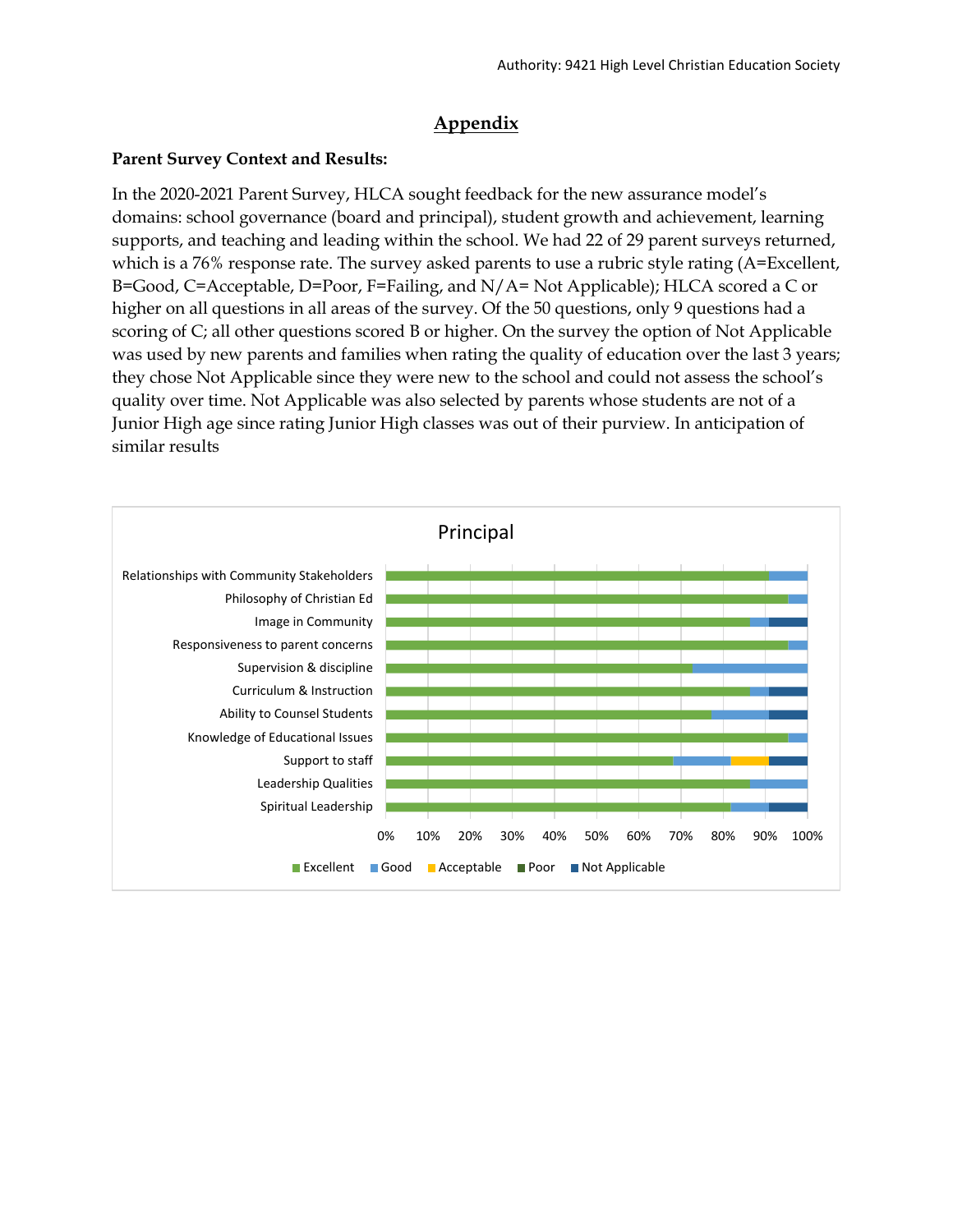# Appendix

**Parent Survey Context and Results:**

In the 2020-2021 Parent Survey, HLCA sought feedback for the new assurance model's domains: school governance (board and principal), student growth and achievement, learning supports, and teaching and leading within the school. We had 22 of 29 parent surveys returned, which is a 76% response rate. The survey asked parents to use a rubric style rating (A=Excellent, B=Good, C=Acceptable, D=Poor, F=Failing, and N/A= Not Applicable); HLCA scored a C or higher on all questions in all areas of the survey. Of the 50 questions, only 9 questions had a scoring of C; all other questions scored B or higher. On the survey the option of Not Applicable was used by new parents and families when rating the quality of education over the last 3 years; they chose Not Applicable since they were new to the school and could not assess the school's quality over time. Not Applicable was also selected by parents whose students are not of a Junior High age since rating Junior High classes was out of their purview. In anticipation of similar results

Principal

Relationships with Community Stakeholders
Philosophy of Christian Ed
Image in Community
Responsiveness to parent concerns
Supervision & discipline
Curriculum & Instruction
Ability to Counsel Students
Knowledge of Educational Issues
Support to staff
Leadership Qualities
Spiritual Leadership

0% 10% 20% 30% 40% 50% 60% 70% 80% 90% 100%

Excellent Good Acceptable Poor Not Applicable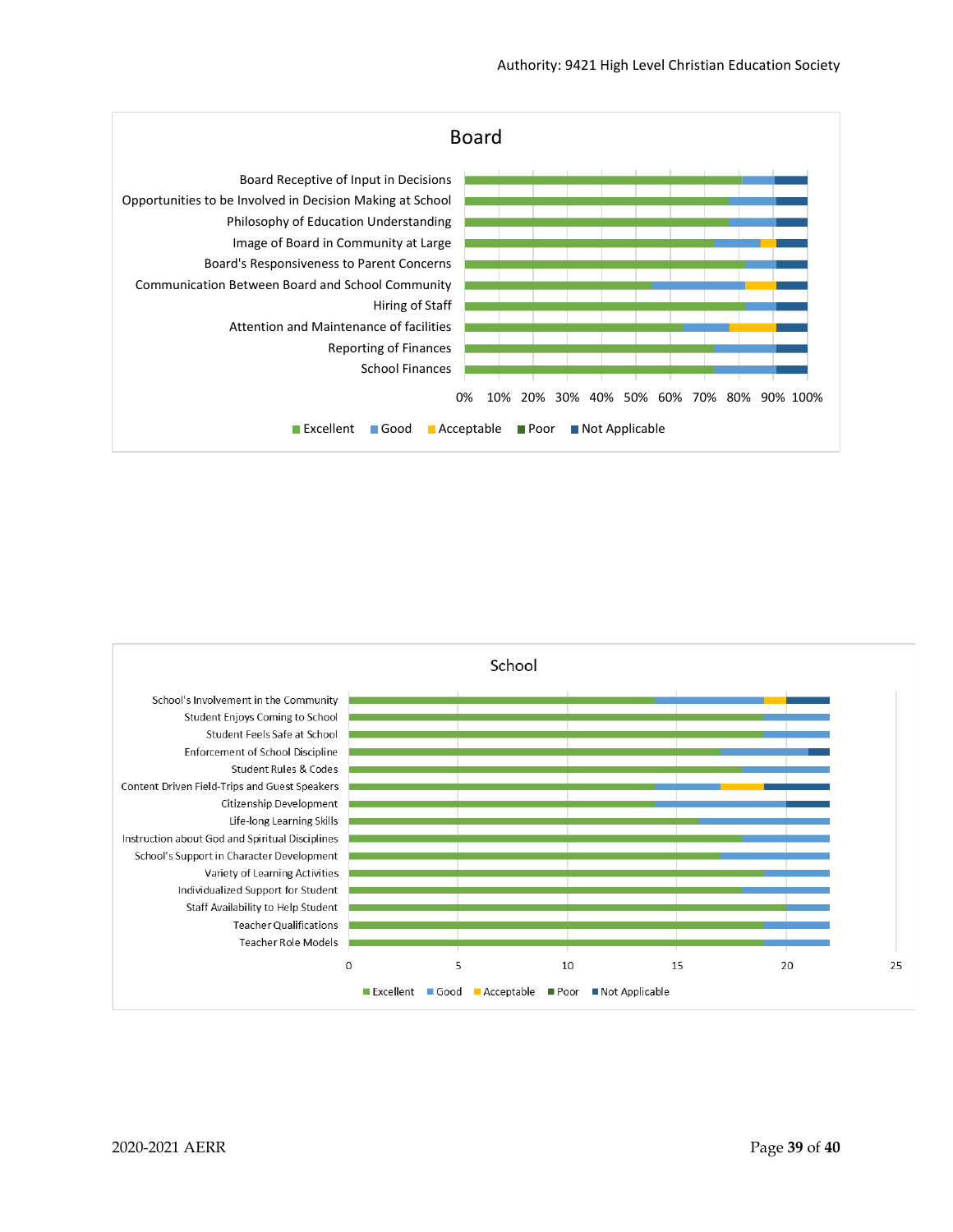## Board

| | Excellent | Good | Acceptable | Poor | Not Applicable |
|---|---|---|---|---|---|
| Board Receptive of Input in Decisions | | | | | |
| Opportunities to be Involved in Decision Making at School | | | | | |
| Philosophy of Education Understanding | | | | | |
| Image of Board in Community at Large | | | | | |
| Board's Responsiveness to Parent Concerns | | | | | |
| Communication Between Board and School Community | | | | | |
| Hiring of Staff | | | | | |
| Attention and Maintenance of facilities | | | | | |
| Reporting of Finances | | | | | |
| School Finances | | | | | |

0% 10% 20% 30% 40% 50% 60% 70% 80% 90% 100%

Excellent, Good, Acceptable, Poor, Not Applicable

## School

| | Excellent | Good | Acceptable | Poor | Not Applicable |
|---|---|---|---|---|---|
| School's Involvement in the Community | 14 | 5 | 1 | 0 | 2 |
| Student Enjoys Coming to School | 19 | 3 | 0 | 0 | 0 |
| Student Feels Safe at School | 19 | 3 | 0 | 0 | 0 |
| Enforcement of School Discipline | 17 | 4 | 0 | 0 | 1 |
| Student Rules & Codes | 18 | 4 | 0 | 0 | 0 |
| Content Driven Field-Trips and Guest Speakers | 14 | 3 | 2 | 0 | 3 |
| Citizenship Development | 14 | 6 | 0 | 0 | 2 |
| Life-long Learning Skills | 16 | 6 | 0 | 0 | 0 |
| Instruction about God and Spiritual Disciplines | 18 | 4 | 0 | 0 | 0 |
| School's Support in Character Development | 17 | 5 | 0 | 0 | 0 |
| Variety of Learning Activities | 19 | 3 | 0 | 0 | 0 |
| Individualized Support for Student | 18 | 4 | 0 | 0 | 0 |
| Staff Availability to Help Student | 20 | 2 | 0 | 0 | 0 |
| Teacher Qualifications | 19 | 3 | 0 | 0 | 0 |
| Teacher Role Models | 19 | 3 | 0 | 0 | 0 |

0 5 10 15 20 25

Excellent, Good, Acceptable, Poor, Not Applicable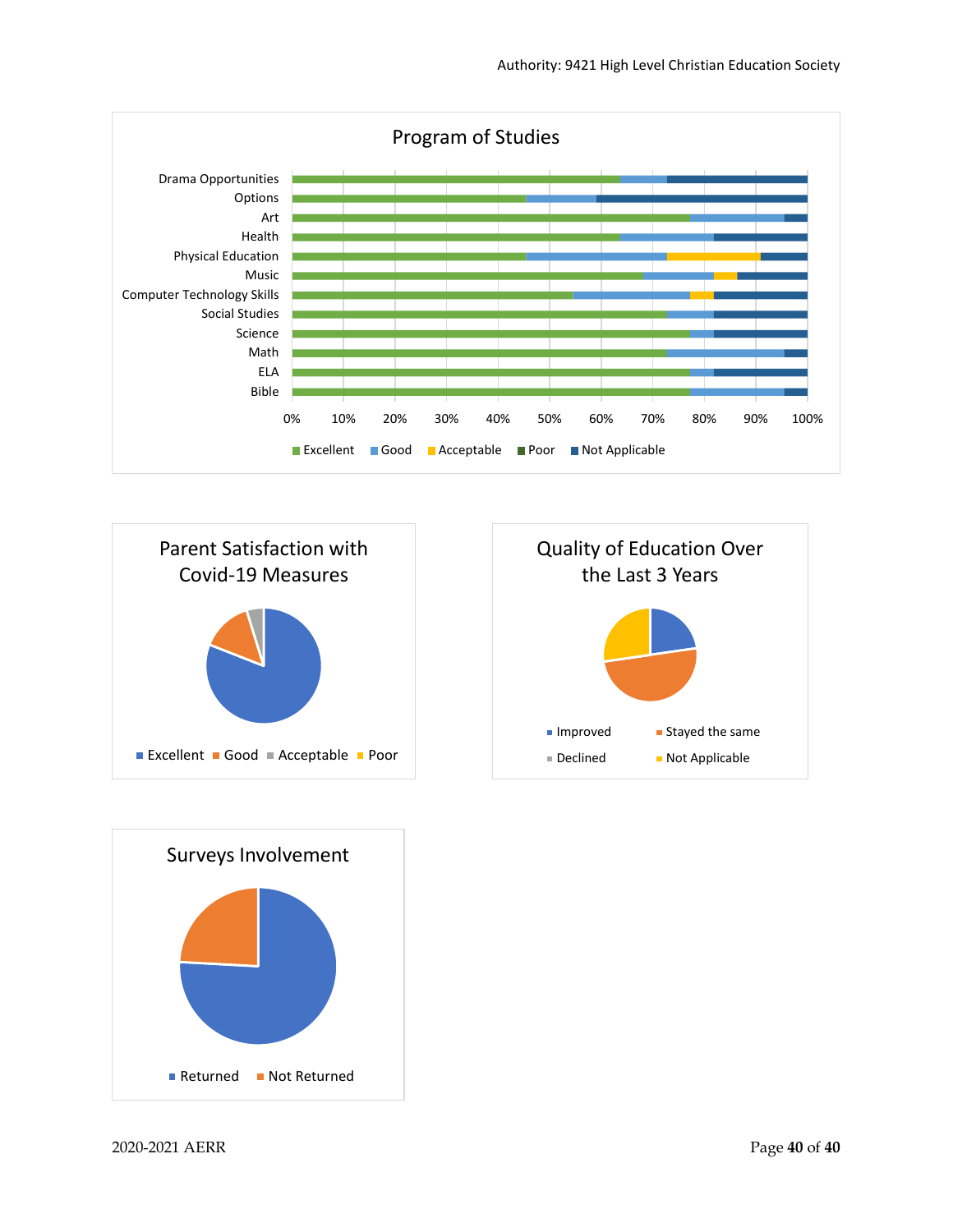Program of Studies

Drama Opportunities
Options
Art
Health
Physical Education
Music
Computer Technology Skills
Social Studies
Science
Math
ELA
Bible

0% 10% 20% 30% 40% 50% 60% 70% 80% 90% 100%

Excellent Good Acceptable Poor Not Applicable

Parent Satisfaction with Covid-19 Measures

Excellent Good Acceptable Poor

Quality of Education Over the Last 3 Years

Improved Stayed the same Declined Not Applicable

Surveys Involvement

Returned Not Returned